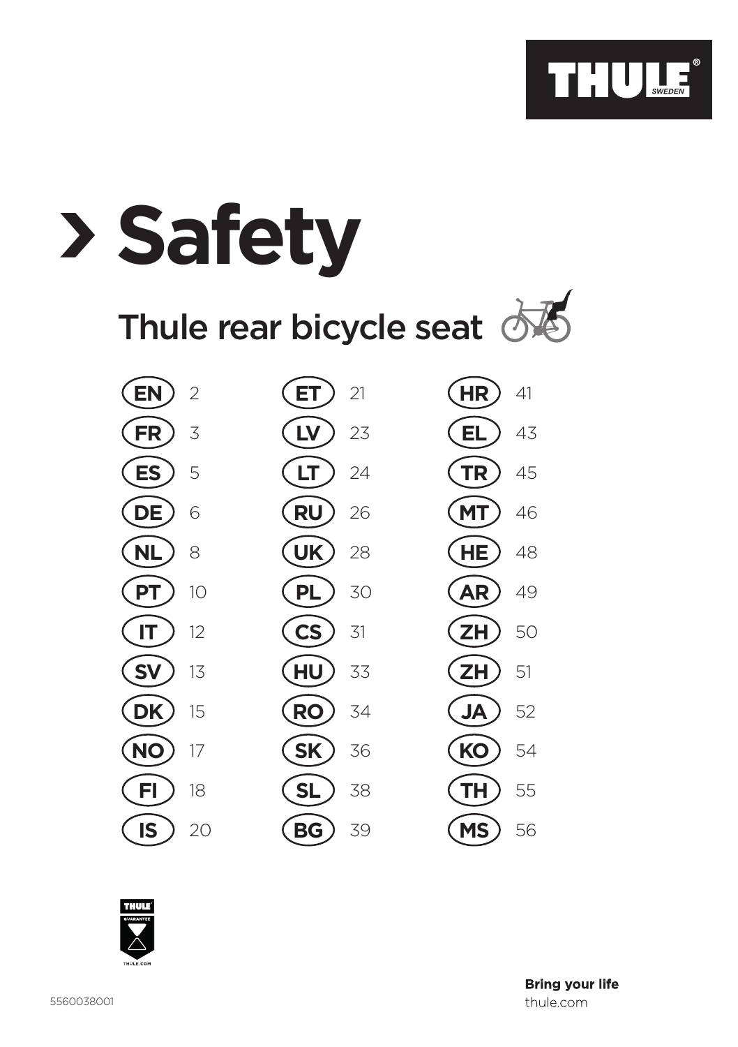THULE® SWEDEN

# › Safety

## Thule rear bicycle seat

| | | | | | |
|---|---|---|---|---|---|
| EN | 2 | ET | 21 | HR | 41 |
| FR | 3 | LV | 23 | EL | 43 |
| ES | 5 | LT | 24 | TR | 45 |
| DE | 6 | RU | 26 | MT | 46 |
| NL | 8 | UK | 28 | HE | 48 |
| PT | 10 | PL | 30 | AR | 49 |
| IT | 12 | CS | 31 | ZH | 50 |
| SV | 13 | HU | 33 | ZH | 51 |
| DK | 15 | RO | 34 | JA | 52 |
| NO | 17 | SK | 36 | KO | 54 |
| FI | 18 | SL | 38 | TH | 55 |
| IS | 20 | BG | 39 | MS | 56 |

THULE GUARANTEE THULE.COM

5560038001

**Bring your life**
thule.com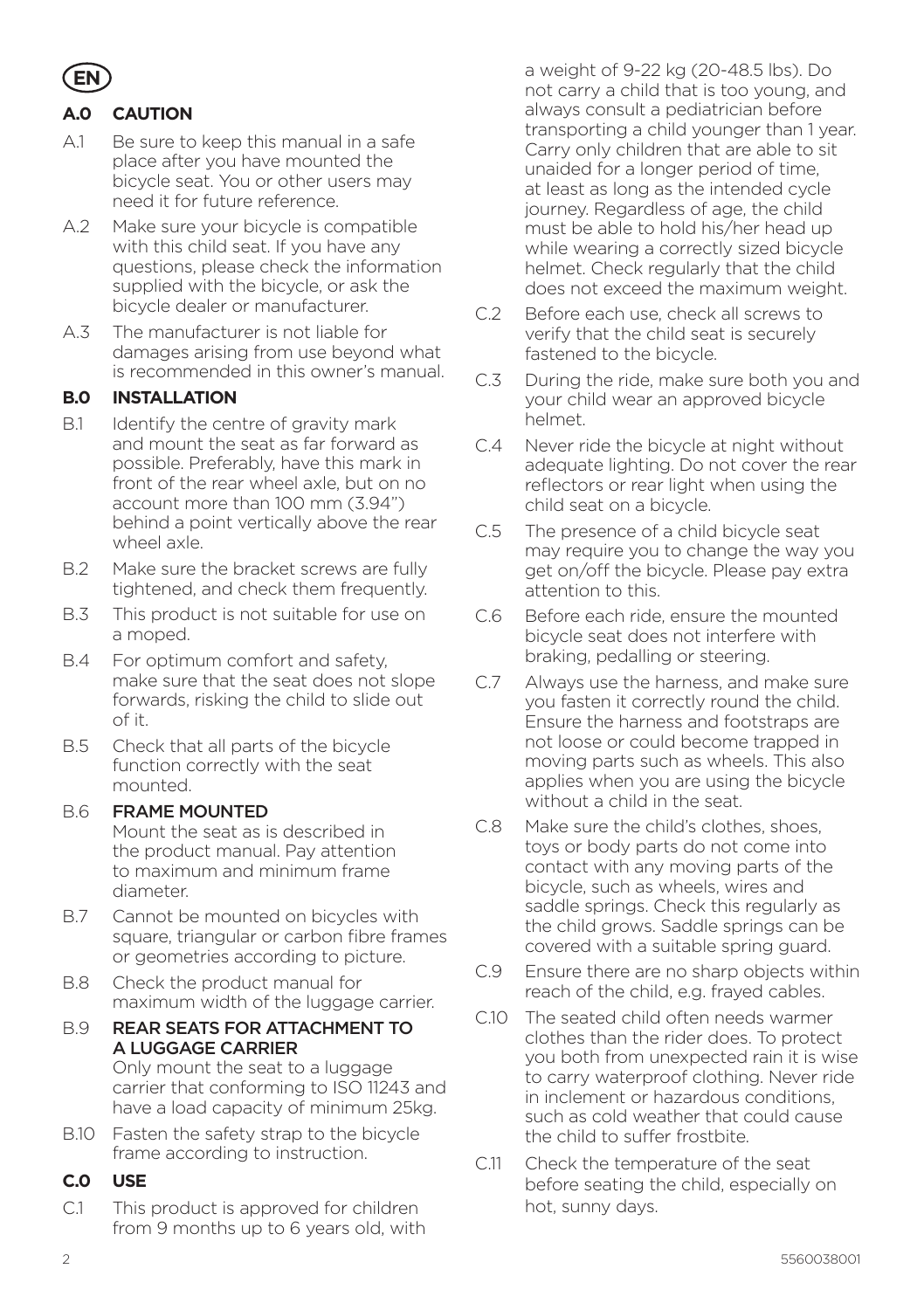EN

## A.0 CAUTION

A.1 Be sure to keep this manual in a safe place after you have mounted the bicycle seat. You or other users may need it for future reference.

A.2 Make sure your bicycle is compatible with this child seat. If you have any questions, please check the information supplied with the bicycle, or ask the bicycle dealer or manufacturer.

A.3 The manufacturer is not liable for damages arising from use beyond what is recommended in this owner's manual.

## B.0 INSTALLATION

B.1 Identify the centre of gravity mark and mount the seat as far forward as possible. Preferably, have this mark in front of the rear wheel axle, but on no account more than 100 mm (3.94") behind a point vertically above the rear wheel axle.

B.2 Make sure the bracket screws are fully tightened, and check them frequently.

B.3 This product is not suitable for use on a moped.

B.4 For optimum comfort and safety, make sure that the seat does not slope forwards, risking the child to slide out of it.

B.5 Check that all parts of the bicycle function correctly with the seat mounted.

B.6 **FRAME MOUNTED**
Mount the seat as is described in the product manual. Pay attention to maximum and minimum frame diameter.

B.7 Cannot be mounted on bicycles with square, triangular or carbon fibre frames or geometries according to picture.

B.8 Check the product manual for maximum width of the luggage carrier.

B.9 **REAR SEATS FOR ATTACHMENT TO A LUGGAGE CARRIER**
Only mount the seat to a luggage carrier that conforming to ISO 11243 and have a load capacity of minimum 25kg.

B.10 Fasten the safety strap to the bicycle frame according to instruction.

## C.0 USE

C.1 This product is approved for children from 9 months up to 6 years old, with a weight of 9-22 kg (20-48.5 lbs). Do not carry a child that is too young, and always consult a pediatrician before transporting a child younger than 1 year. Carry only children that are able to sit unaided for a longer period of time, at least as long as the intended cycle journey. Regardless of age, the child must be able to hold his/her head up while wearing a correctly sized bicycle helmet. Check regularly that the child does not exceed the maximum weight.

C.2 Before each use, check all screws to verify that the child seat is securely fastened to the bicycle.

C.3 During the ride, make sure both you and your child wear an approved bicycle helmet.

C.4 Never ride the bicycle at night without adequate lighting. Do not cover the rear reflectors or rear light when using the child seat on a bicycle.

C.5 The presence of a child bicycle seat may require you to change the way you get on/off the bicycle. Please pay extra attention to this.

C.6 Before each ride, ensure the mounted bicycle seat does not interfere with braking, pedalling or steering.

C.7 Always use the harness, and make sure you fasten it correctly round the child. Ensure the harness and footstraps are not loose or could become trapped in moving parts such as wheels. This also applies when you are using the bicycle without a child in the seat.

C.8 Make sure the child's clothes, shoes, toys or body parts do not come into contact with any moving parts of the bicycle, such as wheels, wires and saddle springs. Check this regularly as the child grows. Saddle springs can be covered with a suitable spring guard.

C.9 Ensure there are no sharp objects within reach of the child, e.g. frayed cables.

C.10 The seated child often needs warmer clothes than the rider does. To protect you both from unexpected rain it is wise to carry waterproof clothing. Never ride in inclement or hazardous conditions, such as cold weather that could cause the child to suffer frostbite.

C.11 Check the temperature of the seat before seating the child, especially on hot, sunny days.

5560038001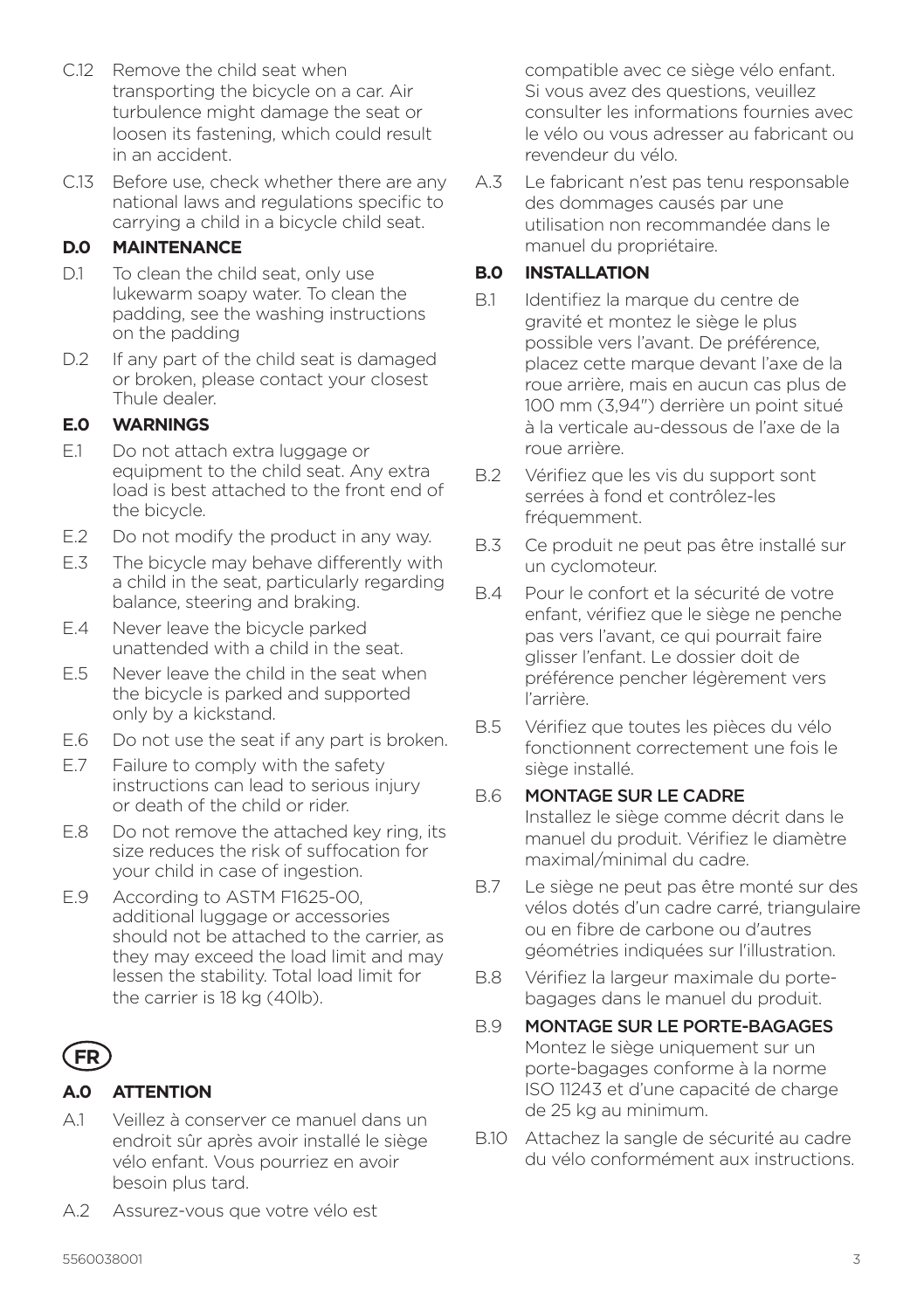C.12 Remove the child seat when transporting the bicycle on a car. Air turbulence might damage the seat or loosen its fastening, which could result in an accident.

C.13 Before use, check whether there are any national laws and regulations specific to carrying a child in a bicycle child seat.

## D.0 MAINTENANCE

D.1 To clean the child seat, only use lukewarm soapy water. To clean the padding, see the washing instructions on the padding

D.2 If any part of the child seat is damaged or broken, please contact your closest Thule dealer.

## E.0 WARNINGS

E.1 Do not attach extra luggage or equipment to the child seat. Any extra load is best attached to the front end of the bicycle.

E.2 Do not modify the product in any way.

E.3 The bicycle may behave differently with a child in the seat, particularly regarding balance, steering and braking.

E.4 Never leave the bicycle parked unattended with a child in the seat.

E.5 Never leave the child in the seat when the bicycle is parked and supported only by a kickstand.

E.6 Do not use the seat if any part is broken.

E.7 Failure to comply with the safety instructions can lead to serious injury or death of the child or rider.

E.8 Do not remove the attached key ring, its size reduces the risk of suffocation for your child in case of ingestion.

E.9 According to ASTM F1625-00, additional luggage or accessories should not be attached to the carrier, as they may exceed the load limit and may lessen the stability. Total load limit for the carrier is 18 kg (40lb).

# FR

## A.0 ATTENTION

A.1 Veillez à conserver ce manuel dans un endroit sûr après avoir installé le siège vélo enfant. Vous pourriez en avoir besoin plus tard.

A.2 Assurez-vous que votre vélo est compatible avec ce siège vélo enfant. Si vous avez des questions, veuillez consulter les informations fournies avec le vélo ou vous adresser au fabricant ou revendeur du vélo.

A.3 Le fabricant n'est pas tenu responsable des dommages causés par une utilisation non recommandée dans le manuel du propriétaire.

## B.0 INSTALLATION

B.1 Identifiez la marque du centre de gravité et montez le siège le plus possible vers l'avant. De préférence, placez cette marque devant l'axe de la roue arrière, mais en aucun cas plus de 100 mm (3,94") derrière un point situé à la verticale au-dessous de l'axe de la roue arrière.

B.2 Vérifiez que les vis du support sont serrées à fond et contrôlez-les fréquemment.

B.3 Ce produit ne peut pas être installé sur un cyclomoteur.

B.4 Pour le confort et la sécurité de votre enfant, vérifiez que le siège ne penche pas vers l'avant, ce qui pourrait faire glisser l'enfant. Le dossier doit de préférence pencher légèrement vers l'arrière.

B.5 Vérifiez que toutes les pièces du vélo fonctionnent correctement une fois le siège installé.

B.6 **MONTAGE SUR LE CADRE**
Installez le siège comme décrit dans le manuel du produit. Vérifiez le diamètre maximal/minimal du cadre.

B.7 Le siège ne peut pas être monté sur des vélos dotés d'un cadre carré, triangulaire ou en fibre de carbone ou d'autres géométries indiquées sur l'illustration.

B.8 Vérifiez la largeur maximale du porte-bagages dans le manuel du produit.

B.9 **MONTAGE SUR LE PORTE-BAGAGES**
Montez le siège uniquement sur un porte-bagages conforme à la norme ISO 11243 et d'une capacité de charge de 25 kg au minimum.

B.10 Attachez la sangle de sécurité au cadre du vélo conformément aux instructions.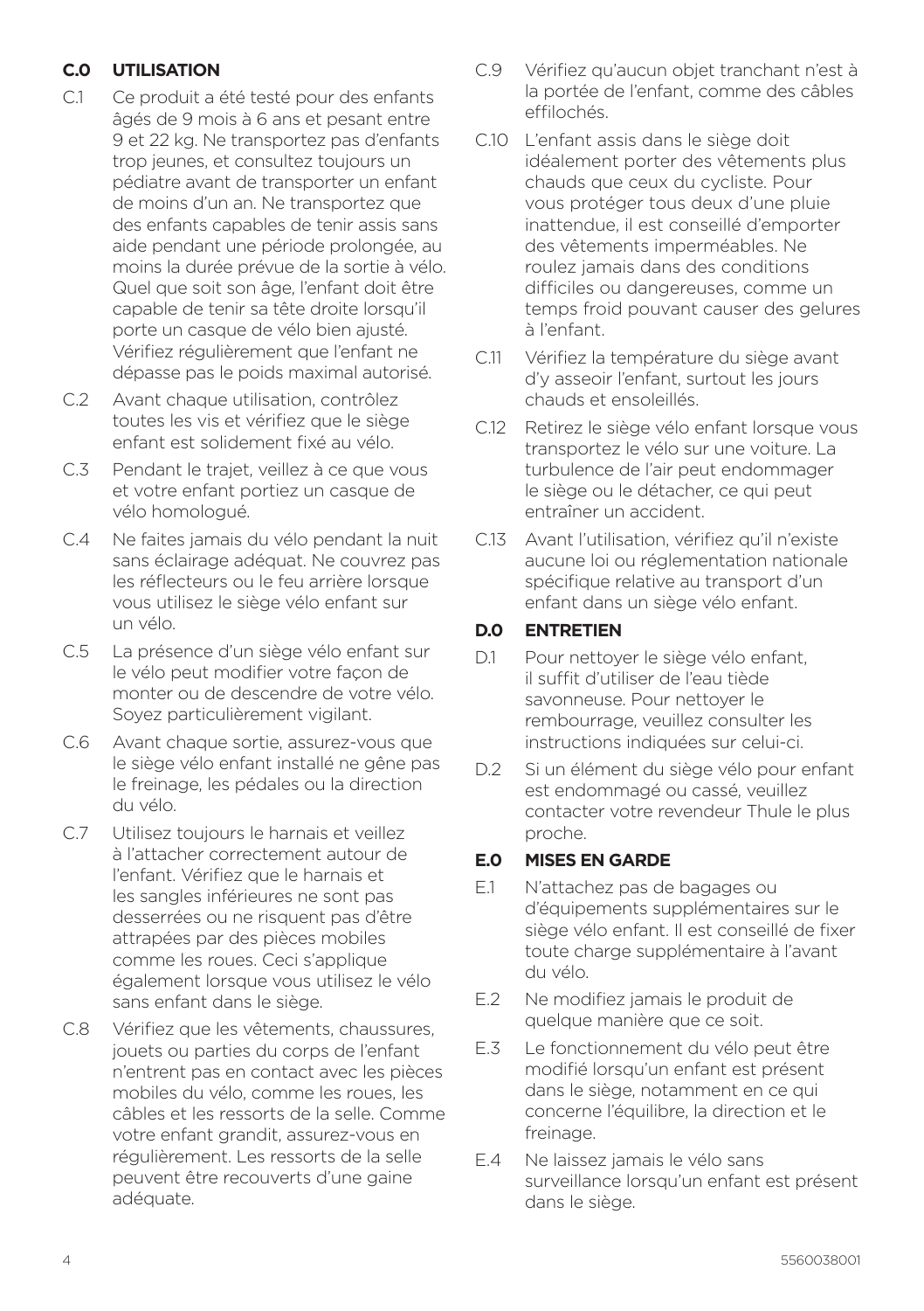## C.0 UTILISATION

C.1 Ce produit a été testé pour des enfants âgés de 9 mois à 6 ans et pesant entre 9 et 22 kg. Ne transportez pas d'enfants trop jeunes, et consultez toujours un pédiatre avant de transporter un enfant de moins d'un an. Ne transportez que des enfants capables de tenir assis sans aide pendant une période prolongée, au moins la durée prévue de la sortie à vélo. Quel que soit son âge, l'enfant doit être capable de tenir sa tête droite lorsqu'il porte un casque de vélo bien ajusté. Vérifiez régulièrement que l'enfant ne dépasse pas le poids maximal autorisé.

C.2 Avant chaque utilisation, contrôlez toutes les vis et vérifiez que le siège enfant est solidement fixé au vélo.

C.3 Pendant le trajet, veillez à ce que vous et votre enfant portiez un casque de vélo homologué.

C.4 Ne faites jamais du vélo pendant la nuit sans éclairage adéquat. Ne couvrez pas les réflecteurs ou le feu arrière lorsque vous utilisez le siège vélo enfant sur un vélo.

C.5 La présence d'un siège vélo enfant sur le vélo peut modifier votre façon de monter ou de descendre de votre vélo. Soyez particulièrement vigilant.

C.6 Avant chaque sortie, assurez-vous que le siège vélo enfant installé ne gêne pas le freinage, les pédales ou la direction du vélo.

C.7 Utilisez toujours le harnais et veillez à l'attacher correctement autour de l'enfant. Vérifiez que le harnais et les sangles inférieures ne sont pas desserrées ou ne risquent pas d'être attrapées par des pièces mobiles comme les roues. Ceci s'applique également lorsque vous utilisez le vélo sans enfant dans le siège.

C.8 Vérifiez que les vêtements, chaussures, jouets ou parties du corps de l'enfant n'entrent pas en contact avec les pièces mobiles du vélo, comme les roues, les câbles et les ressorts de la selle. Comme votre enfant grandit, assurez-vous en régulièrement. Les ressorts de la selle peuvent être recouverts d'une gaine adéquate.

C.9 Vérifiez qu'aucun objet tranchant n'est à la portée de l'enfant, comme des câbles effilochés.

C.10 L'enfant assis dans le siège doit idéalement porter des vêtements plus chauds que ceux du cycliste. Pour vous protéger tous deux d'une pluie inattendue, il est conseillé d'emporter des vêtements imperméables. Ne roulez jamais dans des conditions difficiles ou dangereuses, comme un temps froid pouvant causer des gelures à l'enfant.

C.11 Vérifiez la température du siège avant d'y asseoir l'enfant, surtout les jours chauds et ensoleillés.

C.12 Retirez le siège vélo enfant lorsque vous transportez le vélo sur une voiture. La turbulence de l'air peut endommager le siège ou le détacher, ce qui peut entraîner un accident.

C.13 Avant l'utilisation, vérifiez qu'il n'existe aucune loi ou réglementation nationale spécifique relative au transport d'un enfant dans un siège vélo enfant.

## D.0 ENTRETIEN

D.1 Pour nettoyer le siège vélo enfant, il suffit d'utiliser de l'eau tiède savonneuse. Pour nettoyer le rembourrage, veuillez consulter les instructions indiquées sur celui-ci.

D.2 Si un élément du siège vélo pour enfant est endommagé ou cassé, veuillez contacter votre revendeur Thule le plus proche.

## E.0 MISES EN GARDE

E.1 N'attachez pas de bagages ou d'équipements supplémentaires sur le siège vélo enfant. Il est conseillé de fixer toute charge supplémentaire à l'avant du vélo.

E.2 Ne modifiez jamais le produit de quelque manière que ce soit.

E.3 Le fonctionnement du vélo peut être modifié lorsqu'un enfant est présent dans le siège, notamment en ce qui concerne l'équilibre, la direction et le freinage.

E.4 Ne laissez jamais le vélo sans surveillance lorsqu'un enfant est présent dans le siège.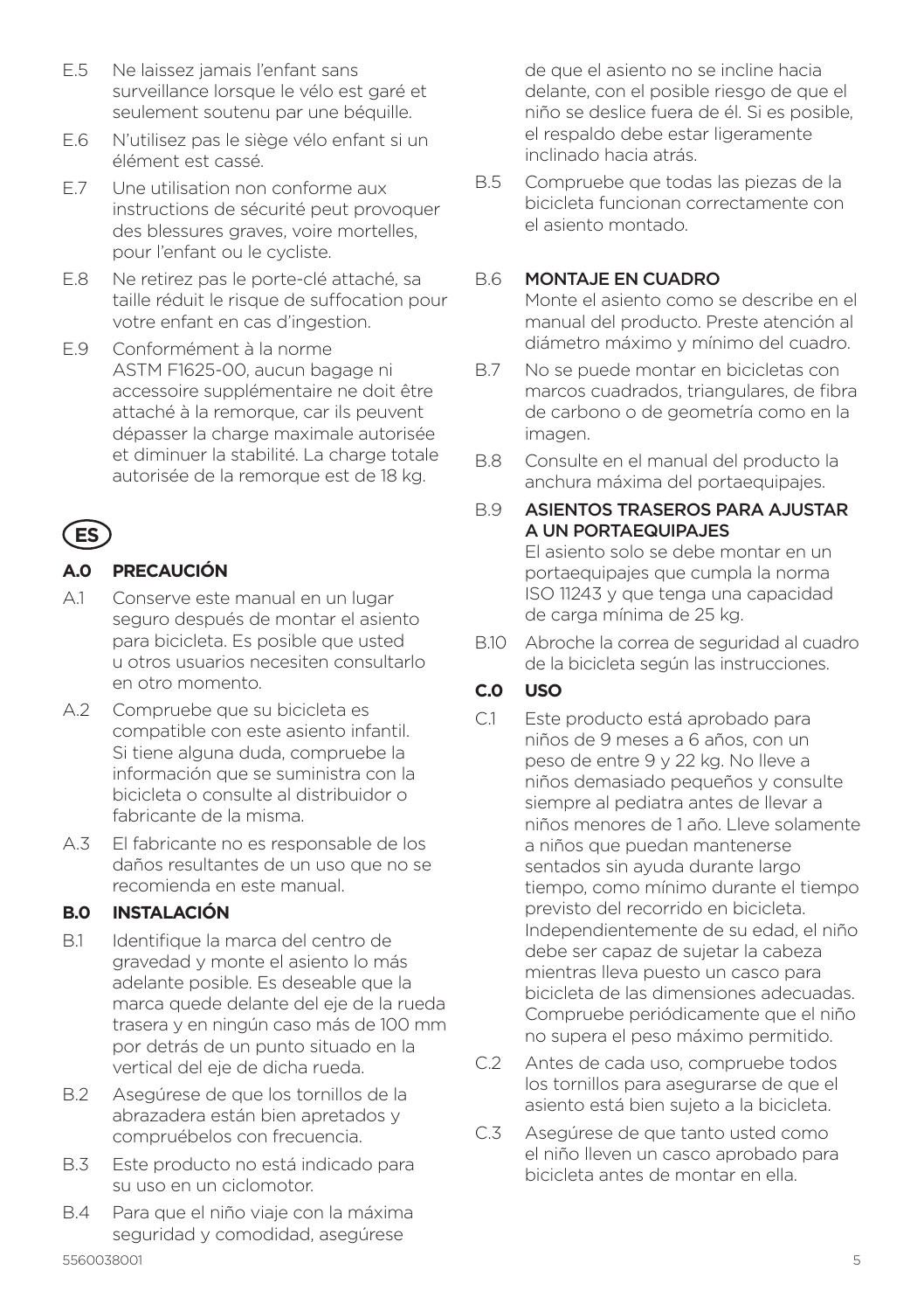E.5 Ne laissez jamais l'enfant sans surveillance lorsque le vélo est garé et seulement soutenu par une béquille.

E.6 N'utilisez pas le siège vélo enfant si un élément est cassé.

E.7 Une utilisation non conforme aux instructions de sécurité peut provoquer des blessures graves, voire mortelles, pour l'enfant ou le cycliste.

E.8 Ne retirez pas le porte-clé attaché, sa taille réduit le risque de suffocation pour votre enfant en cas d'ingestion.

E.9 Conformément à la norme ASTM F1625-00, aucun bagage ni accessoire supplémentaire ne doit être attaché à la remorque, car ils peuvent dépasser la charge maximale autorisée et diminuer la stabilité. La charge totale autorisée de la remorque est de 18 kg.

# ES

## A.0 PRECAUCIÓN

A.1 Conserve este manual en un lugar seguro después de montar el asiento para bicicleta. Es posible que usted u otros usuarios necesiten consultarlo en otro momento.

A.2 Compruebe que su bicicleta es compatible con este asiento infantil. Si tiene alguna duda, compruebe la información que se suministra con la bicicleta o consulte al distribuidor o fabricante de la misma.

A.3 El fabricante no es responsable de los daños resultantes de un uso que no se recomienda en este manual.

## B.0 INSTALACIÓN

B.1 Identifique la marca del centro de gravedad y monte el asiento lo más adelante posible. Es deseable que la marca quede delante del eje de la rueda trasera y en ningún caso más de 100 mm por detrás de un punto situado en la vertical del eje de dicha rueda.

B.2 Asegúrese de que los tornillos de la abrazadera están bien apretados y compruébelos con frecuencia.

B.3 Este producto no está indicado para su uso en un ciclomotor.

B.4 Para que el niño viaje con la máxima seguridad y comodidad, asegúrese de que el asiento no se incline hacia delante, con el posible riesgo de que el niño se deslice fuera de él. Si es posible, el respaldo debe estar ligeramente inclinado hacia atrás.

B.5 Compruebe que todas las piezas de la bicicleta funcionan correctamente con el asiento montado.

B.6 **MONTAJE EN CUADRO**
Monte el asiento como se describe en el manual del producto. Preste atención al diámetro máximo y mínimo del cuadro.

B.7 No se puede montar en bicicletas con marcos cuadrados, triangulares, de fibra de carbono o de geometría como en la imagen.

B.8 Consulte en el manual del producto la anchura máxima del portaequipajes.

B.9 **ASIENTOS TRASEROS PARA AJUSTAR A UN PORTAEQUIPAJES**
El asiento solo se debe montar en un portaequipajes que cumpla la norma ISO 11243 y que tenga una capacidad de carga mínima de 25 kg.

B.10 Abroche la correa de seguridad al cuadro de la bicicleta según las instrucciones.

## C.0 USO

C.1 Este producto está aprobado para niños de 9 meses a 6 años, con un peso de entre 9 y 22 kg. No lleve a niños demasiado pequeños y consulte siempre al pediatra antes de llevar a niños menores de 1 año. Lleve solamente a niños que puedan mantenerse sentados sin ayuda durante largo tiempo, como mínimo durante el tiempo previsto del recorrido en bicicleta. Independientemente de su edad, el niño debe ser capaz de sujetar la cabeza mientras lleva puesto un casco para bicicleta de las dimensiones adecuadas. Compruebe periódicamente que el niño no supera el peso máximo permitido.

C.2 Antes de cada uso, compruebe todos los tornillos para asegurarse de que el asiento está bien sujeto a la bicicleta.

C.3 Asegúrese de que tanto usted como el niño lleven un casco aprobado para bicicleta antes de montar en ella.

5560038001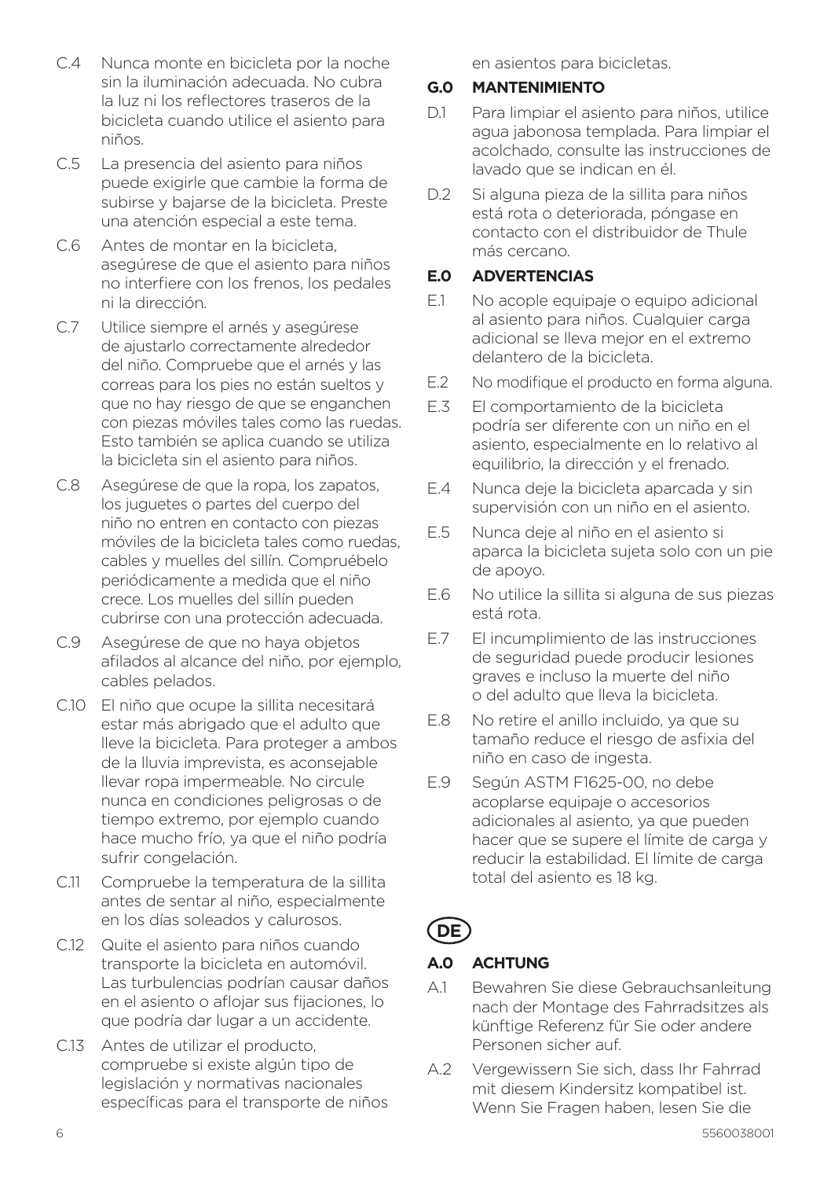C.4 Nunca monte en bicicleta por la noche sin la iluminación adecuada. No cubra la luz ni los reflectores traseros de la bicicleta cuando utilice el asiento para niños.

C.5 La presencia del asiento para niños puede exigirle que cambie la forma de subirse y bajarse de la bicicleta. Preste una atención especial a este tema.

C.6 Antes de montar en la bicicleta, asegúrese de que el asiento para niños no interfiere con los frenos, los pedales ni la dirección.

C.7 Utilice siempre el arnés y asegúrese de ajustarlo correctamente alrededor del niño. Compruebe que el arnés y las correas para los pies no están sueltos y que no hay riesgo de que se enganchen con piezas móviles tales como las ruedas. Esto también se aplica cuando se utiliza la bicicleta sin el asiento para niños.

C.8 Asegúrese de que la ropa, los zapatos, los juguetes o partes del cuerpo del niño no entren en contacto con piezas móviles de la bicicleta tales como ruedas, cables y muelles del sillín. Compruébelo periódicamente a medida que el niño crece. Los muelles del sillín pueden cubrirse con una protección adecuada.

C.9 Asegúrese de que no haya objetos afilados al alcance del niño, por ejemplo, cables pelados.

C.10 El niño que ocupe la sillita necesitará estar más abrigado que el adulto que lleve la bicicleta. Para proteger a ambos de la lluvia imprevista, es aconsejable llevar ropa impermeable. No circule nunca en condiciones peligrosas o de tiempo extremo, por ejemplo cuando hace mucho frío, ya que el niño podría sufrir congelación.

C.11 Compruebe la temperatura de la sillita antes de sentar al niño, especialmente en los días soleados y calurosos.

C.12 Quite el asiento para niños cuando transporte la bicicleta en automóvil. Las turbulencias podrían causar daños en el asiento o aflojar sus fijaciones, lo que podría dar lugar a un accidente.

C.13 Antes de utilizar el producto, compruebe si existe algún tipo de legislación y normativas nacionales específicas para el transporte de niños en asientos para bicicletas.

**G.0 MANTENIMIENTO**

D.1 Para limpiar el asiento para niños, utilice agua jabonosa templada. Para limpiar el acolchado, consulte las instrucciones de lavado que se indican en él.

D.2 Si alguna pieza de la sillita para niños está rota o deteriorada, póngase en contacto con el distribuidor de Thule más cercano.

**E.0 ADVERTENCIAS**

E.1 No acople equipaje o equipo adicional al asiento para niños. Cualquier carga adicional se lleva mejor en el extremo delantero de la bicicleta.

E.2 No modifique el producto en forma alguna.

E.3 El comportamiento de la bicicleta podría ser diferente con un niño en el asiento, especialmente en lo relativo al equilibrio, la dirección y el frenado.

E.4 Nunca deje la bicicleta aparcada y sin supervisión con un niño en el asiento.

E.5 Nunca deje al niño en el asiento si aparca la bicicleta sujeta solo con un pie de apoyo.

E.6 No utilice la sillita si alguna de sus piezas está rota.

E.7 El incumplimiento de las instrucciones de seguridad puede producir lesiones graves e incluso la muerte del niño o del adulto que lleva la bicicleta.

E.8 No retire el anillo incluido, ya que su tamaño reduce el riesgo de asfixia del niño en caso de ingesta.

E.9 Según ASTM F1625-00, no debe acoplarse equipaje o accesorios adicionales al asiento, ya que pueden hacer que se supere el límite de carga y reducir la estabilidad. El límite de carga total del asiento es 18 kg.

## DE

**A.0 ACHTUNG**

A.1 Bewahren Sie diese Gebrauchsanleitung nach der Montage des Fahrradsitzes als künftige Referenz für Sie oder andere Personen sicher auf.

A.2 Vergewissern Sie sich, dass Ihr Fahrrad mit diesem Kindersitz kompatibel ist. Wenn Sie Fragen haben, lesen Sie die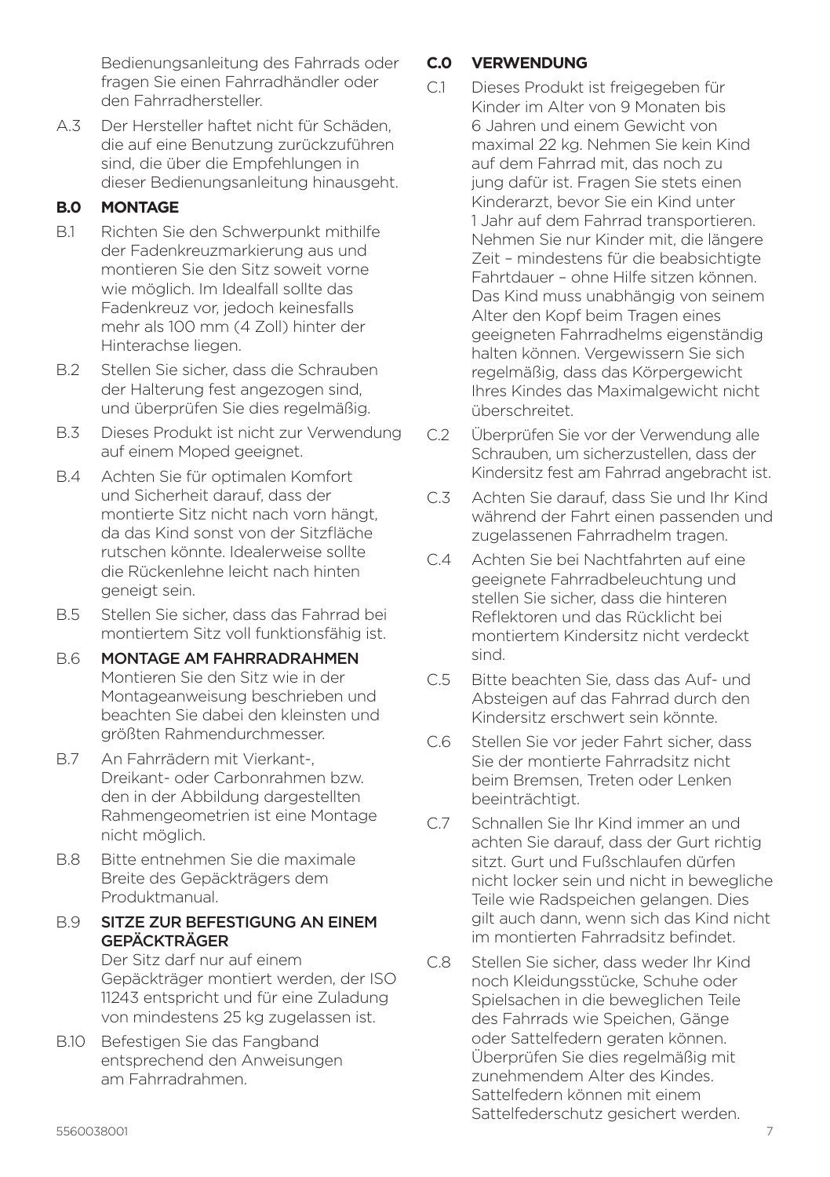Bedienungsanleitung des Fahrrads oder fragen Sie einen Fahrradhändler oder den Fahrradhersteller.

A.3 Der Hersteller haftet nicht für Schäden, die auf eine Benutzung zurückzuführen sind, die über die Empfehlungen in dieser Bedienungsanleitung hinausgeht.

## B.0 MONTAGE

B.1 Richten Sie den Schwerpunkt mithilfe der Fadenkreuzmarkierung aus und montieren Sie den Sitz soweit vorne wie möglich. Im Idealfall sollte das Fadenkreuz vor, jedoch keinesfalls mehr als 100 mm (4 Zoll) hinter der Hinterachse liegen.

B.2 Stellen Sie sicher, dass die Schrauben der Halterung fest angezogen sind, und überprüfen Sie dies regelmäßig.

B.3 Dieses Produkt ist nicht zur Verwendung auf einem Moped geeignet.

B.4 Achten Sie für optimalen Komfort und Sicherheit darauf, dass der montierte Sitz nicht nach vorn hängt, da das Kind sonst von der Sitzfläche rutschen könnte. Idealerweise sollte die Rückenlehne leicht nach hinten geneigt sein.

B.5 Stellen Sie sicher, dass das Fahrrad bei montiertem Sitz voll funktionsfähig ist.

B.6 **MONTAGE AM FAHRRADRAHMEN**
Montieren Sie den Sitz wie in der Montageanweisung beschrieben und beachten Sie dabei den kleinsten und größten Rahmendurchmesser.

B.7 An Fahrrädern mit Vierkant-, Dreikant- oder Carbonrahmen bzw. den in der Abbildung dargestellten Rahmengeometrien ist eine Montage nicht möglich.

B.8 Bitte entnehmen Sie die maximale Breite des Gepäckträgers dem Produktmanual.

B.9 **SITZE ZUR BEFESTIGUNG AN EINEM GEPÄCKTRÄGER**
Der Sitz darf nur auf einem Gepäckträger montiert werden, der ISO 11243 entspricht und für eine Zuladung von mindestens 25 kg zugelassen ist.

B.10 Befestigen Sie das Fangband entsprechend den Anweisungen am Fahrradrahmen.

## C.0 VERWENDUNG

C.1 Dieses Produkt ist freigegeben für Kinder im Alter von 9 Monaten bis 6 Jahren und einem Gewicht von maximal 22 kg. Nehmen Sie kein Kind auf dem Fahrrad mit, das noch zu jung dafür ist. Fragen Sie stets einen Kinderarzt, bevor Sie ein Kind unter 1 Jahr auf dem Fahrrad transportieren. Nehmen Sie nur Kinder mit, die längere Zeit – mindestens für die beabsichtigte Fahrtdauer – ohne Hilfe sitzen können. Das Kind muss unabhängig von seinem Alter den Kopf beim Tragen eines geeigneten Fahrradhelms eigenständig halten können. Vergewissern Sie sich regelmäßig, dass das Körpergewicht Ihres Kindes das Maximalgewicht nicht überschreitet.

C.2 Überprüfen Sie vor der Verwendung alle Schrauben, um sicherzustellen, dass der Kindersitz fest am Fahrrad angebracht ist.

C.3 Achten Sie darauf, dass Sie und Ihr Kind während der Fahrt einen passenden und zugelassenen Fahrradhelm tragen.

C.4 Achten Sie bei Nachtfahrten auf eine geeignete Fahrradbeleuchtung und stellen Sie sicher, dass die hinteren Reflektoren und das Rücklicht bei montiertem Kindersitz nicht verdeckt sind.

C.5 Bitte beachten Sie, dass das Auf- und Absteigen auf das Fahrrad durch den Kindersitz erschwert sein könnte.

C.6 Stellen Sie vor jeder Fahrt sicher, dass Sie der montierte Fahrradsitz nicht beim Bremsen, Treten oder Lenken beeinträchtigt.

C.7 Schnallen Sie Ihr Kind immer an und achten Sie darauf, dass der Gurt richtig sitzt. Gurt und Fußschlaufen dürfen nicht locker sein und nicht in bewegliche Teile wie Radspeichen gelangen. Dies gilt auch dann, wenn sich das Kind nicht im montierten Fahrradsitz befindet.

C.8 Stellen Sie sicher, dass weder Ihr Kind noch Kleidungsstücke, Schuhe oder Spielsachen in die beweglichen Teile des Fahrrads wie Speichen, Gänge oder Sattelfedern geraten können. Überprüfen Sie dies regelmäßig mit zunehmendem Alter des Kindes. Sattelfedern können mit einem Sattelfederschutz gesichert werden.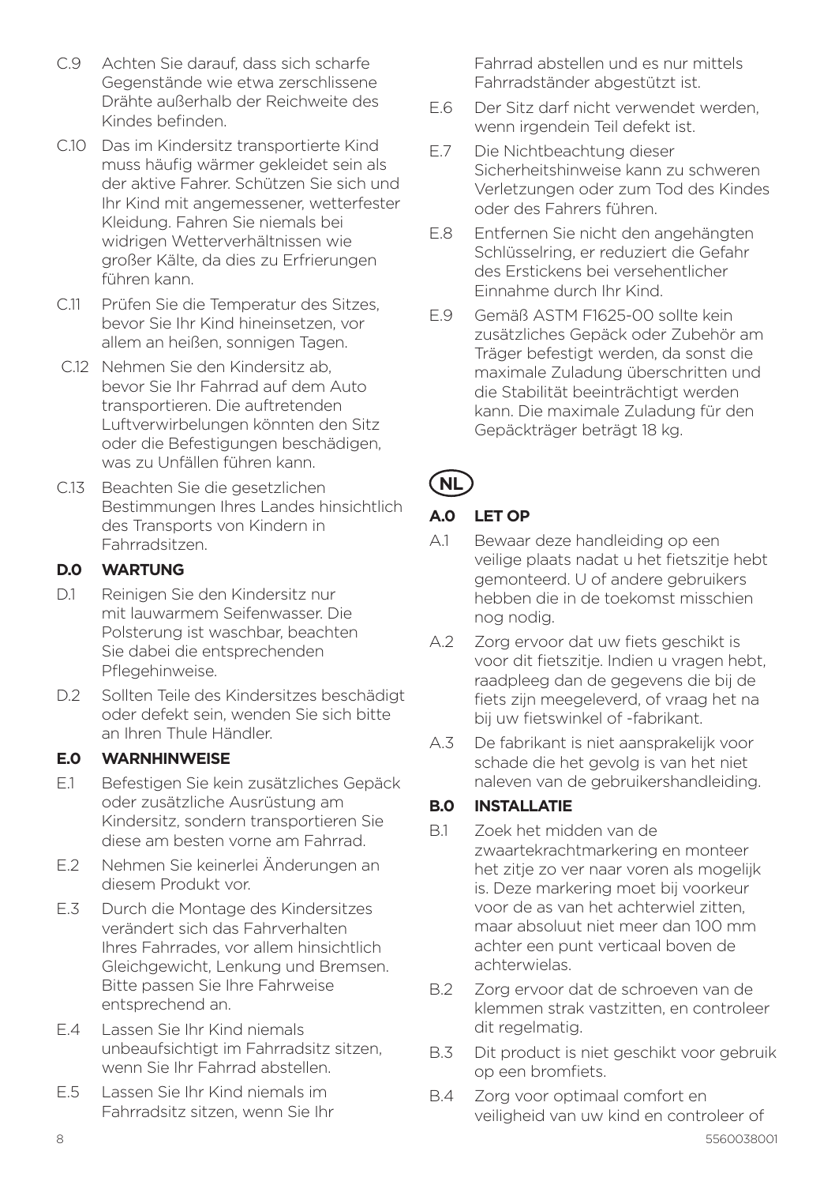C.9 Achten Sie darauf, dass sich scharfe Gegenstände wie etwa zerschlissene Drähte außerhalb der Reichweite des Kindes befinden.

C.10 Das im Kindersitz transportierte Kind muss häufig wärmer gekleidet sein als der aktive Fahrer. Schützen Sie sich und Ihr Kind mit angemessener, wetterfester Kleidung. Fahren Sie niemals bei widrigen Wetterverhältnissen wie großer Kälte, da dies zu Erfrierungen führen kann.

C.11 Prüfen Sie die Temperatur des Sitzes, bevor Sie Ihr Kind hineinsetzen, vor allem an heißen, sonnigen Tagen.

C.12 Nehmen Sie den Kindersitz ab, bevor Sie Ihr Fahrrad auf dem Auto transportieren. Die auftretenden Luftverwirbelungen könnten den Sitz oder die Befestigungen beschädigen, was zu Unfällen führen kann.

C.13 Beachten Sie die gesetzlichen Bestimmungen Ihres Landes hinsichtlich des Transports von Kindern in Fahrradsitzen.

**D.0 WARTUNG**

D.1 Reinigen Sie den Kindersitz nur mit lauwarmem Seifenwasser. Die Polsterung ist waschbar, beachten Sie dabei die entsprechenden Pflegehinweise.

D.2 Sollten Teile des Kindersitzes beschädigt oder defekt sein, wenden Sie sich bitte an Ihren Thule Händler.

**E.0 WARNHINWEISE**

E.1 Befestigen Sie kein zusätzliches Gepäck oder zusätzliche Ausrüstung am Kindersitz, sondern transportieren Sie diese am besten vorne am Fahrrad.

E.2 Nehmen Sie keinerlei Änderungen an diesem Produkt vor.

E.3 Durch die Montage des Kindersitzes verändert sich das Fahrverhalten Ihres Fahrrades, vor allem hinsichtlich Gleichgewicht, Lenkung und Bremsen. Bitte passen Sie Ihre Fahrweise entsprechend an.

E.4 Lassen Sie Ihr Kind niemals unbeaufsichtigt im Fahrradsitz sitzen, wenn Sie Ihr Fahrrad abstellen.

E.5 Lassen Sie Ihr Kind niemals im Fahrradsitz sitzen, wenn Sie Ihr Fahrrad abstellen und es nur mittels Fahrradständer abgestützt ist.

E.6 Der Sitz darf nicht verwendet werden, wenn irgendein Teil defekt ist.

E.7 Die Nichtbeachtung dieser Sicherheitshinweise kann zu schweren Verletzungen oder zum Tod des Kindes oder des Fahrers führen.

E.8 Entfernen Sie nicht den angehängten Schlüsselring, er reduziert die Gefahr des Erstickens bei versehentlicher Einnahme durch Ihr Kind.

E.9 Gemäß ASTM F1625-00 sollte kein zusätzliches Gepäck oder Zubehör am Träger befestigt werden, da sonst die maximale Zuladung überschritten und die Stabilität beeinträchtigt werden kann. Die maximale Zuladung für den Gepäckträger beträgt 18 kg.

## NL

**A.0 LET OP**

A.1 Bewaar deze handleiding op een veilige plaats nadat u het fietszitje hebt gemonteerd. U of andere gebruikers hebben die in de toekomst misschien nog nodig.

A.2 Zorg ervoor dat uw fiets geschikt is voor dit fietszitje. Indien u vragen hebt, raadpleeg dan de gegevens die bij de fiets zijn meegeleverd, of vraag het na bij uw fietswinkel of -fabrikant.

A.3 De fabrikant is niet aansprakelijk voor schade die het gevolg is van het niet naleven van de gebruikershandleiding.

**B.0 INSTALLATIE**

B.1 Zoek het midden van de zwaartekrachtmarkering en monteer het zitje zo ver naar voren als mogelijk is. Deze markering moet bij voorkeur voor de as van het achterwiel zitten, maar absoluut niet meer dan 100 mm achter een punt verticaal boven de achterwielas.

B.2 Zorg ervoor dat de schroeven van de klemmen strak vastzitten, en controleer dit regelmatig.

B.3 Dit product is niet geschikt voor gebruik op een bromfiets.

B.4 Zorg voor optimaal comfort en veiligheid van uw kind en controleer of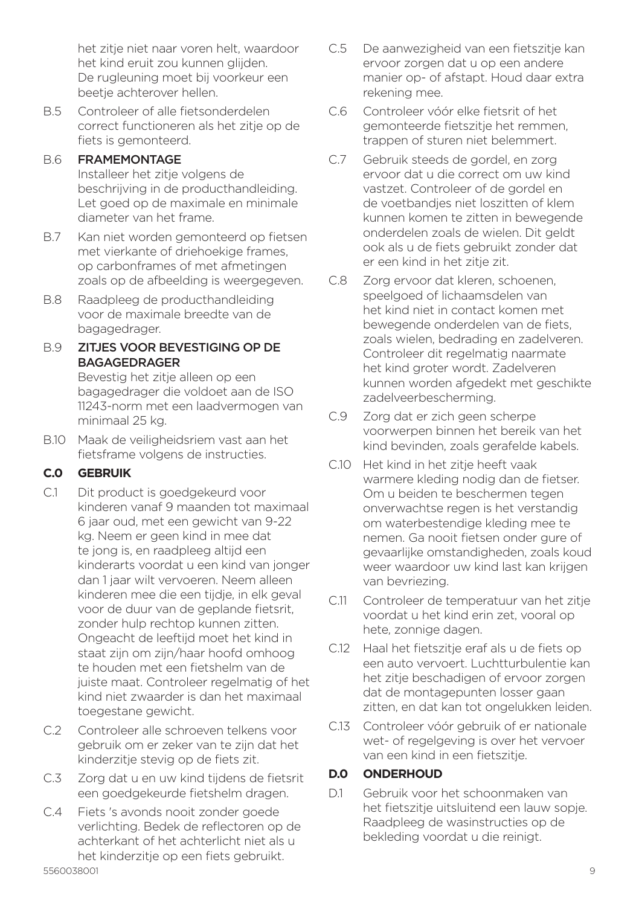het zitje niet naar voren helt, waardoor het kind eruit zou kunnen glijden. De rugleuning moet bij voorkeur een beetje achterover hellen.

B.5 Controleer of alle fietsonderdelen correct functioneren als het zitje op de fiets is gemonteerd.

B.6 **FRAMEMONTAGE**
Installeer het zitje volgens de beschrijving in de producthandleiding. Let goed op de maximale en minimale diameter van het frame.

B.7 Kan niet worden gemonteerd op fietsen met vierkante of driehoekige frames, op carbonframes of met afmetingen zoals op de afbeelding is weergegeven.

B.8 Raadpleeg de producthandleiding voor de maximale breedte van de bagagedrager.

B.9 **ZITJES VOOR BEVESTIGING OP DE BAGAGEDRAGER**
Bevestig het zitje alleen op een bagagedrager die voldoet aan de ISO 11243-norm met een laadvermogen van minimaal 25 kg.

B.10 Maak de veiligheidsriem vast aan het fietsframe volgens de instructies.

## C.0 GEBRUIK

C.1 Dit product is goedgekeurd voor kinderen vanaf 9 maanden tot maximaal 6 jaar oud, met een gewicht van 9-22 kg. Neem er geen kind in mee dat te jong is, en raadpleeg altijd een kinderarts voordat u een kind van jonger dan 1 jaar wilt vervoeren. Neem alleen kinderen mee die een tijdje, in elk geval voor de duur van de geplande fietsrit, zonder hulp rechtop kunnen zitten. Ongeacht de leeftijd moet het kind in staat zijn om zijn/haar hoofd omhoog te houden met een fietshelm van de juiste maat. Controleer regelmatig of het kind niet zwaarder is dan het maximaal toegestane gewicht.

C.2 Controleer alle schroeven telkens voor gebruik om er zeker van te zijn dat het kinderzitje stevig op de fiets zit.

C.3 Zorg dat u en uw kind tijdens de fietsrit een goedgekeurde fietshelm dragen.

C.4 Fiets 's avonds nooit zonder goede verlichting. Bedek de reflectoren op de achterkant of het achterlicht niet als u het kinderzitje op een fiets gebruikt.

C.5 De aanwezigheid van een fietszitje kan ervoor zorgen dat u op een andere manier op- of afstapt. Houd daar extra rekening mee.

C.6 Controleer vóór elke fietsrit of het gemonteerde fietszitje het remmen, trappen of sturen niet belemmert.

C.7 Gebruik steeds de gordel, en zorg ervoor dat u die correct om uw kind vastzet. Controleer of de gordel en de voetbandjes niet loszitten of klem kunnen komen te zitten in bewegende onderdelen zoals de wielen. Dit geldt ook als u de fiets gebruikt zonder dat er een kind in het zitje zit.

C.8 Zorg ervoor dat kleren, schoenen, speelgoed of lichaamsdelen van het kind niet in contact komen met bewegende onderdelen van de fiets, zoals wielen, bedrading en zadelveren. Controleer dit regelmatig naarmate het kind groter wordt. Zadelveren kunnen worden afgedekt met geschikte zadelveerbescherming.

C.9 Zorg dat er zich geen scherpe voorwerpen binnen het bereik van het kind bevinden, zoals gerafelde kabels.

C.10 Het kind in het zitje heeft vaak warmere kleding nodig dan de fietser. Om u beiden te beschermen tegen onverwachtse regen is het verstandig om waterbestendige kleding mee te nemen. Ga nooit fietsen onder gure of gevaarlijke omstandigheden, zoals koud weer waardoor uw kind last kan krijgen van bevriezing.

C.11 Controleer de temperatuur van het zitje voordat u het kind erin zet, vooral op hete, zonnige dagen.

C.12 Haal het fietszitje eraf als u de fiets op een auto vervoert. Luchtturbulentie kan het zitje beschadigen of ervoor zorgen dat de montagepunten losser gaan zitten, en dat kan tot ongelukken leiden.

C.13 Controleer vóór gebruik of er nationale wet- of regelgeving is over het vervoer van een kind in een fietszitje.

## D.0 ONDERHOUD

D.1 Gebruik voor het schoonmaken van het fietszitje uitsluitend een lauw sopje. Raadpleeg de wasinstructies op de bekleding voordat u die reinigt.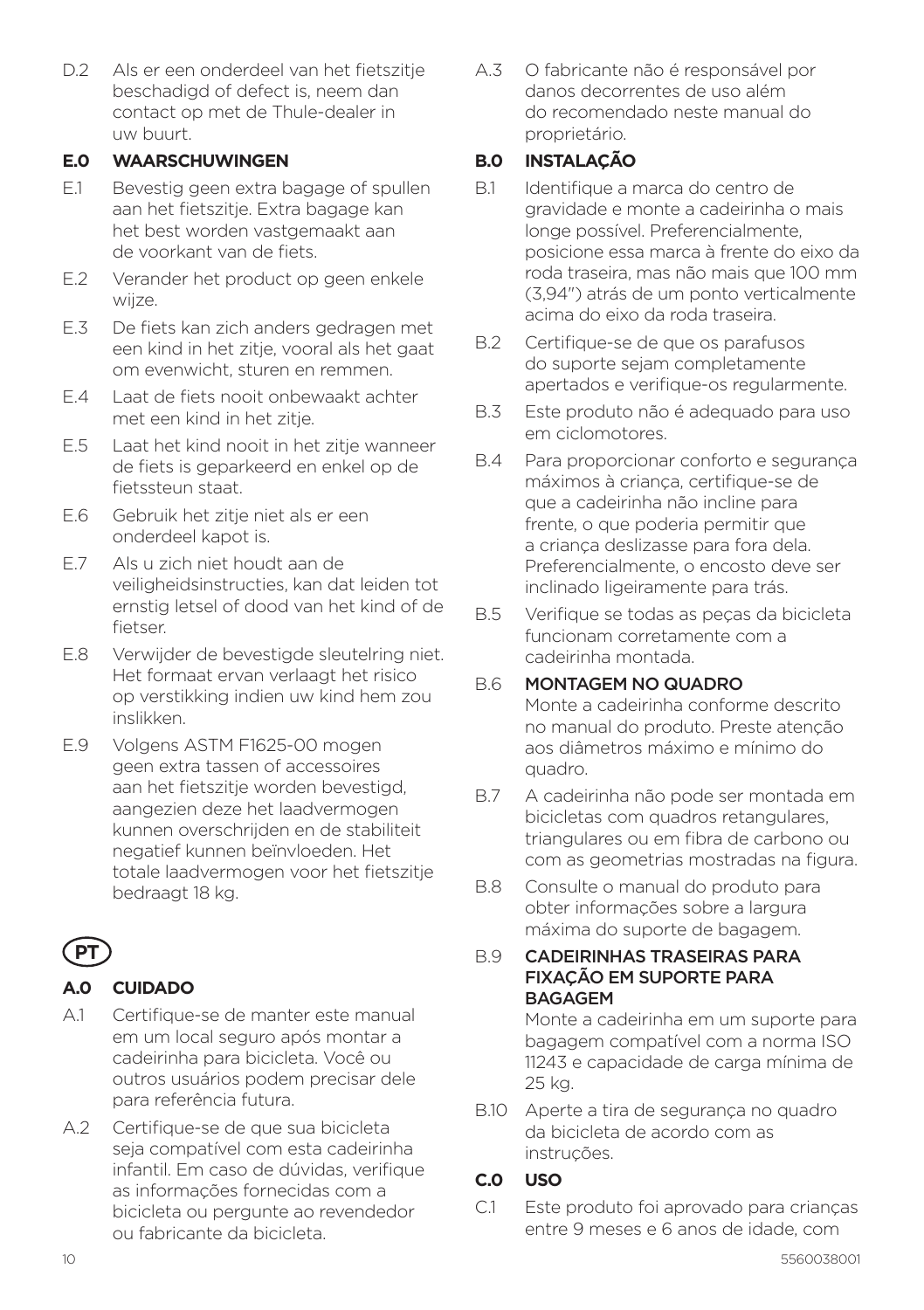D.2 Als er een onderdeel van het fietszitje beschadigd of defect is, neem dan contact op met de Thule-dealer in uw buurt.

### E.0 WAARSCHUWINGEN

E.1 Bevestig geen extra bagage of spullen aan het fietszitje. Extra bagage kan het best worden vastgemaakt aan de voorkant van de fiets.

E.2 Verander het product op geen enkele wijze.

E.3 De fiets kan zich anders gedragen met een kind in het zitje, vooral als het gaat om evenwicht, sturen en remmen.

E.4 Laat de fiets nooit onbewaakt achter met een kind in het zitje.

E.5 Laat het kind nooit in het zitje wanneer de fiets is geparkeerd en enkel op de fietssteun staat.

E.6 Gebruik het zitje niet als er een onderdeel kapot is.

E.7 Als u zich niet houdt aan de veiligheidsinstructies, kan dat leiden tot ernstig letsel of dood van het kind of de fietser.

E.8 Verwijder de bevestigde sleutelring niet. Het formaat ervan verlaagt het risico op verstikking indien uw kind hem zou inslikken.

E.9 Volgens ASTM F1625-00 mogen geen extra tassen of accessoires aan het fietszitje worden bevestigd, aangezien deze het laadvermogen kunnen overschrijden en de stabiliteit negatief kunnen beïnvloeden. Het totale laadvermogen voor het fietszitje bedraagt 18 kg.

## PT

### A.0 CUIDADO

A.1 Certifique-se de manter este manual em um local seguro após montar a cadeirinha para bicicleta. Você ou outros usuários podem precisar dele para referência futura.

A.2 Certifique-se de que sua bicicleta seja compatível com esta cadeirinha infantil. Em caso de dúvidas, verifique as informações fornecidas com a bicicleta ou pergunte ao revendedor ou fabricante da bicicleta.

A.3 O fabricante não é responsável por danos decorrentes de uso além do recomendado neste manual do proprietário.

### B.0 INSTALAÇÃO

B.1 Identifique a marca do centro de gravidade e monte a cadeirinha o mais longe possível. Preferencialmente, posicione essa marca à frente do eixo da roda traseira, mas não mais que 100 mm (3,94") atrás de um ponto verticalmente acima do eixo da roda traseira.

B.2 Certifique-se de que os parafusos do suporte sejam completamente apertados e verifique-os regularmente.

B.3 Este produto não é adequado para uso em ciclomotores.

B.4 Para proporcionar conforto e segurança máximos à criança, certifique-se de que a cadeirinha não incline para frente, o que poderia permitir que a criança deslizasse para fora dela. Preferencialmente, o encosto deve ser inclinado ligeiramente para trás.

B.5 Verifique se todas as peças da bicicleta funcionam corretamente com a cadeirinha montada.

B.6 **MONTAGEM NO QUADRO**
Monte a cadeirinha conforme descrito no manual do produto. Preste atenção aos diâmetros máximo e mínimo do quadro.

B.7 A cadeirinha não pode ser montada em bicicletas com quadros retangulares, triangulares ou em fibra de carbono ou com as geometrias mostradas na figura.

B.8 Consulte o manual do produto para obter informações sobre a largura máxima do suporte de bagagem.

B.9 **CADEIRINHAS TRASEIRAS PARA FIXAÇÃO EM SUPORTE PARA BAGAGEM**
Monte a cadeirinha em um suporte para bagagem compatível com a norma ISO 11243 e capacidade de carga mínima de 25 kg.

B.10 Aperte a tira de segurança no quadro da bicicleta de acordo com as instruções.

### C.0 USO

C.1 Este produto foi aprovado para crianças entre 9 meses e 6 anos de idade, com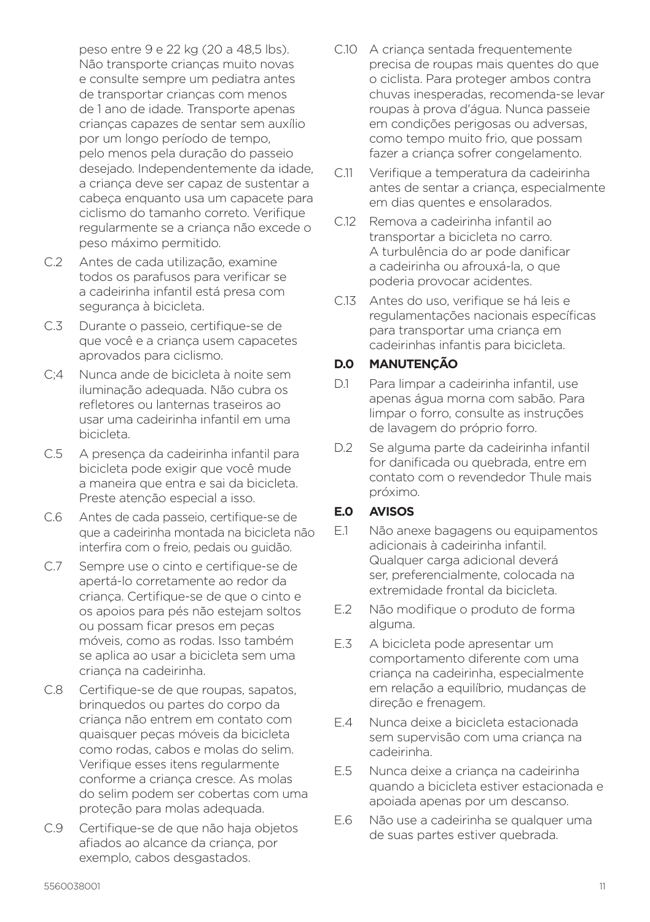peso entre 9 e 22 kg (20 a 48,5 lbs). Não transporte crianças muito novas e consulte sempre um pediatra antes de transportar crianças com menos de 1 ano de idade. Transporte apenas crianças capazes de sentar sem auxílio por um longo período de tempo, pelo menos pela duração do passeio desejado. Independentemente da idade, a criança deve ser capaz de sustentar a cabeça enquanto usa um capacete para ciclismo do tamanho correto. Verifique regularmente se a criança não excede o peso máximo permitido.

C.2 Antes de cada utilização, examine todos os parafusos para verificar se a cadeirinha infantil está presa com segurança à bicicleta.

C.3 Durante o passeio, certifique-se de que você e a criança usem capacetes aprovados para ciclismo.

C;4 Nunca ande de bicicleta à noite sem iluminação adequada. Não cubra os refletores ou lanternas traseiros ao usar uma cadeirinha infantil em uma bicicleta.

C.5 A presença da cadeirinha infantil para bicicleta pode exigir que você mude a maneira que entra e sai da bicicleta. Preste atenção especial a isso.

C.6 Antes de cada passeio, certifique-se de que a cadeirinha montada na bicicleta não interfira com o freio, pedais ou guidão.

C.7 Sempre use o cinto e certifique-se de apertá-lo corretamente ao redor da criança. Certifique-se de que o cinto e os apoios para pés não estejam soltos ou possam ficar presos em peças móveis, como as rodas. Isso também se aplica ao usar a bicicleta sem uma criança na cadeirinha.

C.8 Certifique-se de que roupas, sapatos, brinquedos ou partes do corpo da criança não entrem em contato com quaisquer peças móveis da bicicleta como rodas, cabos e molas do selim. Verifique esses itens regularmente conforme a criança cresce. As molas do selim podem ser cobertas com uma proteção para molas adequada.

C.9 Certifique-se de que não haja objetos afiados ao alcance da criança, por exemplo, cabos desgastados.

C.10 A criança sentada frequentemente precisa de roupas mais quentes do que o ciclista. Para proteger ambos contra chuvas inesperadas, recomenda-se levar roupas à prova d'água. Nunca passeie em condições perigosas ou adversas, como tempo muito frio, que possam fazer a criança sofrer congelamento.

C.11 Verifique a temperatura da cadeirinha antes de sentar a criança, especialmente em dias quentes e ensolarados.

C.12 Remova a cadeirinha infantil ao transportar a bicicleta no carro. A turbulência do ar pode danificar a cadeirinha ou afrouxá-la, o que poderia provocar acidentes.

C.13 Antes do uso, verifique se há leis e regulamentações nacionais específicas para transportar uma criança em cadeirinhas infantis para bicicleta.

## D.0 MANUTENÇÃO

D.1 Para limpar a cadeirinha infantil, use apenas água morna com sabão. Para limpar o forro, consulte as instruções de lavagem do próprio forro.

D.2 Se alguma parte da cadeirinha infantil for danificada ou quebrada, entre em contato com o revendedor Thule mais próximo.

## E.0 AVISOS

E.1 Não anexe bagagens ou equipamentos adicionais à cadeirinha infantil. Qualquer carga adicional deverá ser, preferencialmente, colocada na extremidade frontal da bicicleta.

E.2 Não modifique o produto de forma alguma.

E.3 A bicicleta pode apresentar um comportamento diferente com uma criança na cadeirinha, especialmente em relação a equilíbrio, mudanças de direção e frenagem.

E.4 Nunca deixe a bicicleta estacionada sem supervisão com uma criança na cadeirinha.

E.5 Nunca deixe a criança na cadeirinha quando a bicicleta estiver estacionada e apoiada apenas por um descanso.

E.6 Não use a cadeirinha se qualquer uma de suas partes estiver quebrada.

5560038001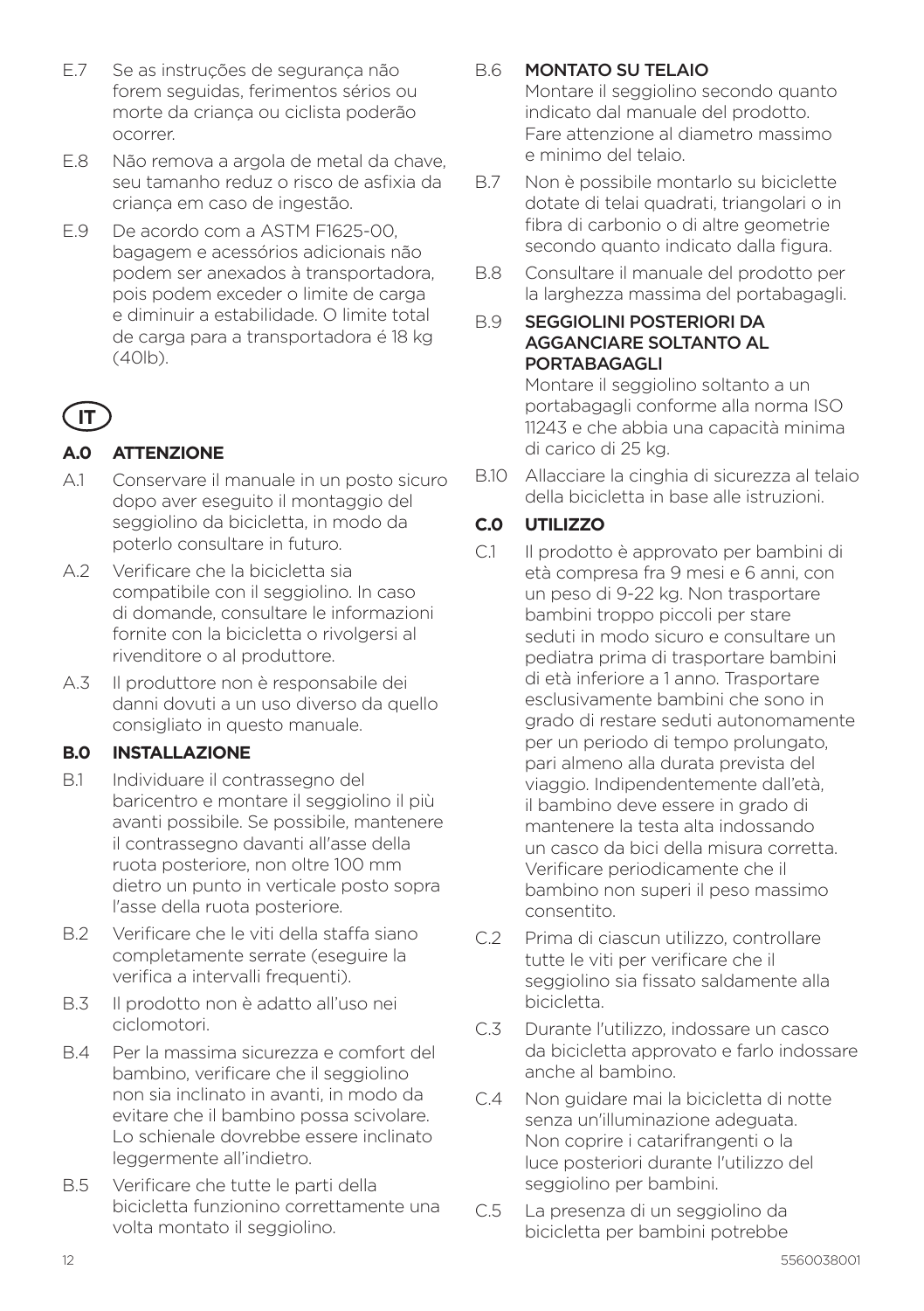E.7 Se as instruções de segurança não forem seguidas, ferimentos sérios ou morte da criança ou ciclista poderão ocorrer.

E.8 Não remova a argola de metal da chave, seu tamanho reduz o risco de asfixia da criança em caso de ingestão.

E.9 De acordo com a ASTM F1625-00, bagagem e acessórios adicionais não podem ser anexados à transportadora, pois podem exceder o limite de carga e diminuir a estabilidade. O limite total de carga para a transportadora é 18 kg (40lb).

## IT

### A.0 ATTENZIONE

A.1 Conservare il manuale in un posto sicuro dopo aver eseguito il montaggio del seggiolino da bicicletta, in modo da poterlo consultare in futuro.

A.2 Verificare che la bicicletta sia compatibile con il seggiolino. In caso di domande, consultare le informazioni fornite con la bicicletta o rivolgersi al rivenditore o al produttore.

A.3 Il produttore non è responsabile dei danni dovuti a un uso diverso da quello consigliato in questo manuale.

### B.0 INSTALLAZIONE

B.1 Individuare il contrassegno del baricentro e montare il seggiolino il più avanti possibile. Se possibile, mantenere il contrassegno davanti all'asse della ruota posteriore, non oltre 100 mm dietro un punto in verticale posto sopra l'asse della ruota posteriore.

B.2 Verificare che le viti della staffa siano completamente serrate (eseguire la verifica a intervalli frequenti).

B.3 Il prodotto non è adatto all'uso nei ciclomotori.

B.4 Per la massima sicurezza e comfort del bambino, verificare che il seggiolino non sia inclinato in avanti, in modo da evitare che il bambino possa scivolare. Lo schienale dovrebbe essere inclinato leggermente all'indietro.

B.5 Verificare che tutte le parti della bicicletta funzionino correttamente una volta montato il seggiolino.

B.6 **MONTATO SU TELAIO**
Montare il seggiolino secondo quanto indicato dal manuale del prodotto. Fare attenzione al diametro massimo e minimo del telaio.

B.7 Non è possibile montarlo su biciclette dotate di telai quadrati, triangolari o in fibra di carbonio o di altre geometrie secondo quanto indicato dalla figura.

B.8 Consultare il manuale del prodotto per la larghezza massima del portabagagli.

B.9 **SEGGIOLINI POSTERIORI DA AGGANCIARE SOLTANTO AL PORTABAGAGLI**
Montare il seggiolino soltanto a un portabagagli conforme alla norma ISO 11243 e che abbia una capacità minima di carico di 25 kg.

B.10 Allacciare la cinghia di sicurezza al telaio della bicicletta in base alle istruzioni.

### C.0 UTILIZZO

C.1 Il prodotto è approvato per bambini di età compresa fra 9 mesi e 6 anni, con un peso di 9-22 kg. Non trasportare bambini troppo piccoli per stare seduti in modo sicuro e consultare un pediatra prima di trasportare bambini di età inferiore a 1 anno. Trasportare esclusivamente bambini che sono in grado di restare seduti autonomamente per un periodo di tempo prolungato, pari almeno alla durata prevista del viaggio. Indipendentemente dall'età, il bambino deve essere in grado di mantenere la testa alta indossando un casco da bici della misura corretta. Verificare periodicamente che il bambino non superi il peso massimo consentito.

C.2 Prima di ciascun utilizzo, controllare tutte le viti per verificare che il seggiolino sia fissato saldamente alla bicicletta.

C.3 Durante l'utilizzo, indossare un casco da bicicletta approvato e farlo indossare anche al bambino.

C.4 Non guidare mai la bicicletta di notte senza un'illuminazione adeguata. Non coprire i catarifrangenti o la luce posteriori durante l'utilizzo del seggiolino per bambini.

C.5 La presenza di un seggiolino da bicicletta per bambini potrebbe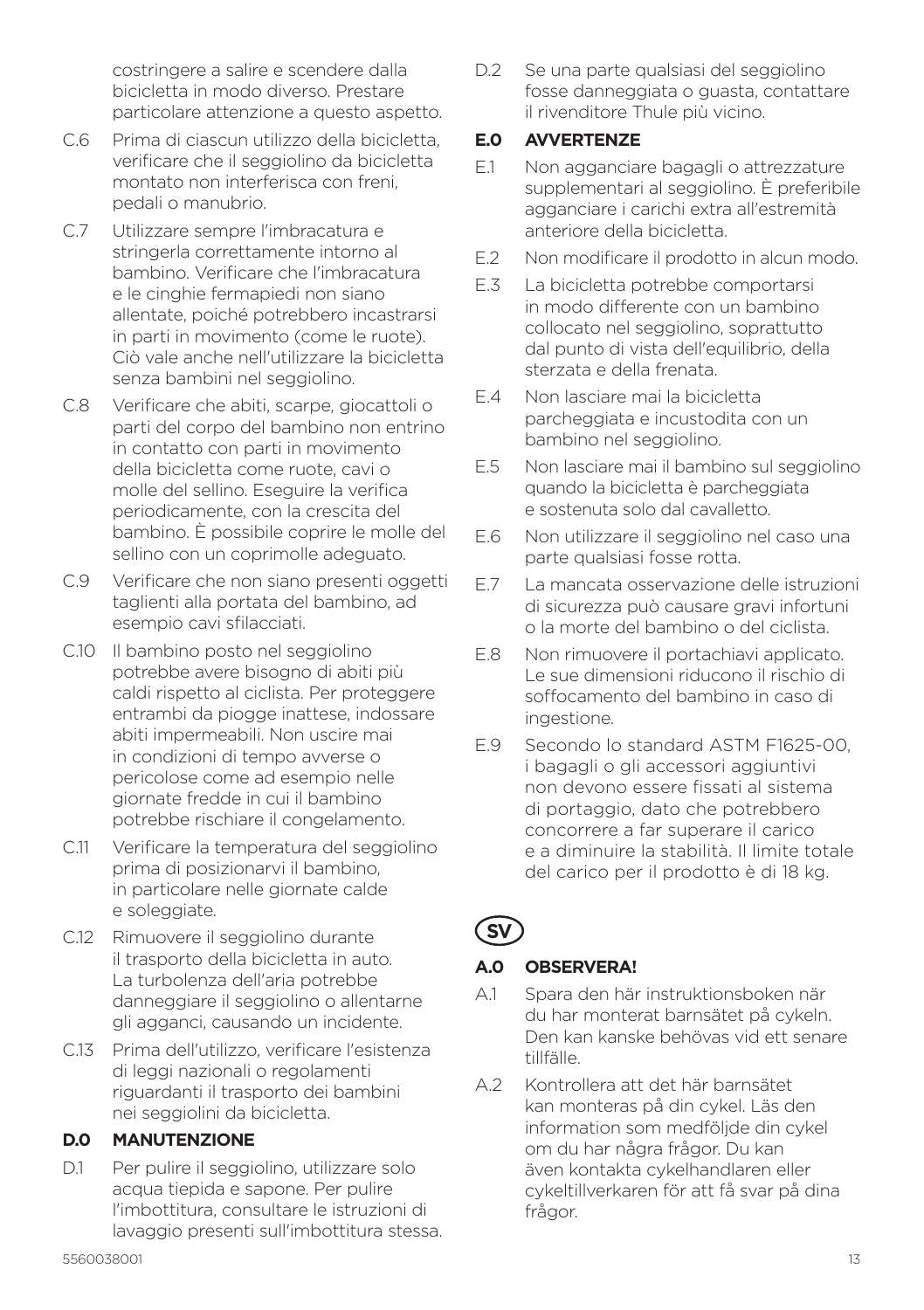costringere a salire e scendere dalla bicicletta in modo diverso. Prestare particolare attenzione a questo aspetto.

C.6 Prima di ciascun utilizzo della bicicletta, verificare che il seggiolino da bicicletta montato non interferisca con freni, pedali o manubrio.

C.7 Utilizzare sempre l'imbracatura e stringerla correttamente intorno al bambino. Verificare che l'imbracatura e le cinghie fermapiedi non siano allentate, poiché potrebbero incastrarsi in parti in movimento (come le ruote). Ciò vale anche nell'utilizzare la bicicletta senza bambini nel seggiolino.

C.8 Verificare che abiti, scarpe, giocattoli o parti del corpo del bambino non entrino in contatto con parti in movimento della bicicletta come ruote, cavi o molle del sellino. Eseguire la verifica periodicamente, con la crescita del bambino. È possibile coprire le molle del sellino con un coprimolle adeguato.

C.9 Verificare che non siano presenti oggetti taglienti alla portata del bambino, ad esempio cavi sfilacciati.

C.10 Il bambino posto nel seggiolino potrebbe avere bisogno di abiti più caldi rispetto al ciclista. Per proteggere entrambi da piogge inattese, indossare abiti impermeabili. Non uscire mai in condizioni di tempo avverse o pericolose come ad esempio nelle giornate fredde in cui il bambino potrebbe rischiare il congelamento.

C.11 Verificare la temperatura del seggiolino prima di posizionarvi il bambino, in particolare nelle giornate calde e soleggiate.

C.12 Rimuovere il seggiolino durante il trasporto della bicicletta in auto. La turbolenza dell'aria potrebbe danneggiare il seggiolino o allentarne gli agganci, causando un incidente.

C.13 Prima dell'utilizzo, verificare l'esistenza di leggi nazionali o regolamenti riguardanti il trasporto dei bambini nei seggiolini da bicicletta.

**D.0 MANUTENZIONE**

D.1 Per pulire il seggiolino, utilizzare solo acqua tiepida e sapone. Per pulire l'imbottitura, consultare le istruzioni di lavaggio presenti sull'imbottitura stessa.

D.2 Se una parte qualsiasi del seggiolino fosse danneggiata o guasta, contattare il rivenditore Thule più vicino.

**E.0 AVVERTENZE**

E.1 Non agganciare bagagli o attrezzature supplementari al seggiolino. È preferibile agganciare i carichi extra all'estremità anteriore della bicicletta.

E.2 Non modificare il prodotto in alcun modo.

E.3 La bicicletta potrebbe comportarsi in modo differente con un bambino collocato nel seggiolino, soprattutto dal punto di vista dell'equilibrio, della sterzata e della frenata.

E.4 Non lasciare mai la bicicletta parcheggiata e incustodita con un bambino nel seggiolino.

E.5 Non lasciare mai il bambino sul seggiolino quando la bicicletta è parcheggiata e sostenuta solo dal cavalletto.

E.6 Non utilizzare il seggiolino nel caso una parte qualsiasi fosse rotta.

E.7 La mancata osservazione delle istruzioni di sicurezza può causare gravi infortuni o la morte del bambino o del ciclista.

E.8 Non rimuovere il portachiavi applicato. Le sue dimensioni riducono il rischio di soffocamento del bambino in caso di ingestione.

E.9 Secondo lo standard ASTM F1625-00, i bagagli o gli accessori aggiuntivi non devono essere fissati al sistema di portaggio, dato che potrebbero concorrere a far superare il carico e a diminuire la stabilità. Il limite totale del carico per il prodotto è di 18 kg.

## SV

**A.0 OBSERVERA!**

A.1 Spara den här instruktionsboken när du har monterat barnsätet på cykeln. Den kan kanske behövas vid ett senare tillfälle.

A.2 Kontrollera att det här barnsätet kan monteras på din cykel. Läs den information som medföljde din cykel om du har några frågor. Du kan även kontakta cykelhandlaren eller cykeltillverkaren för att få svar på dina frågor.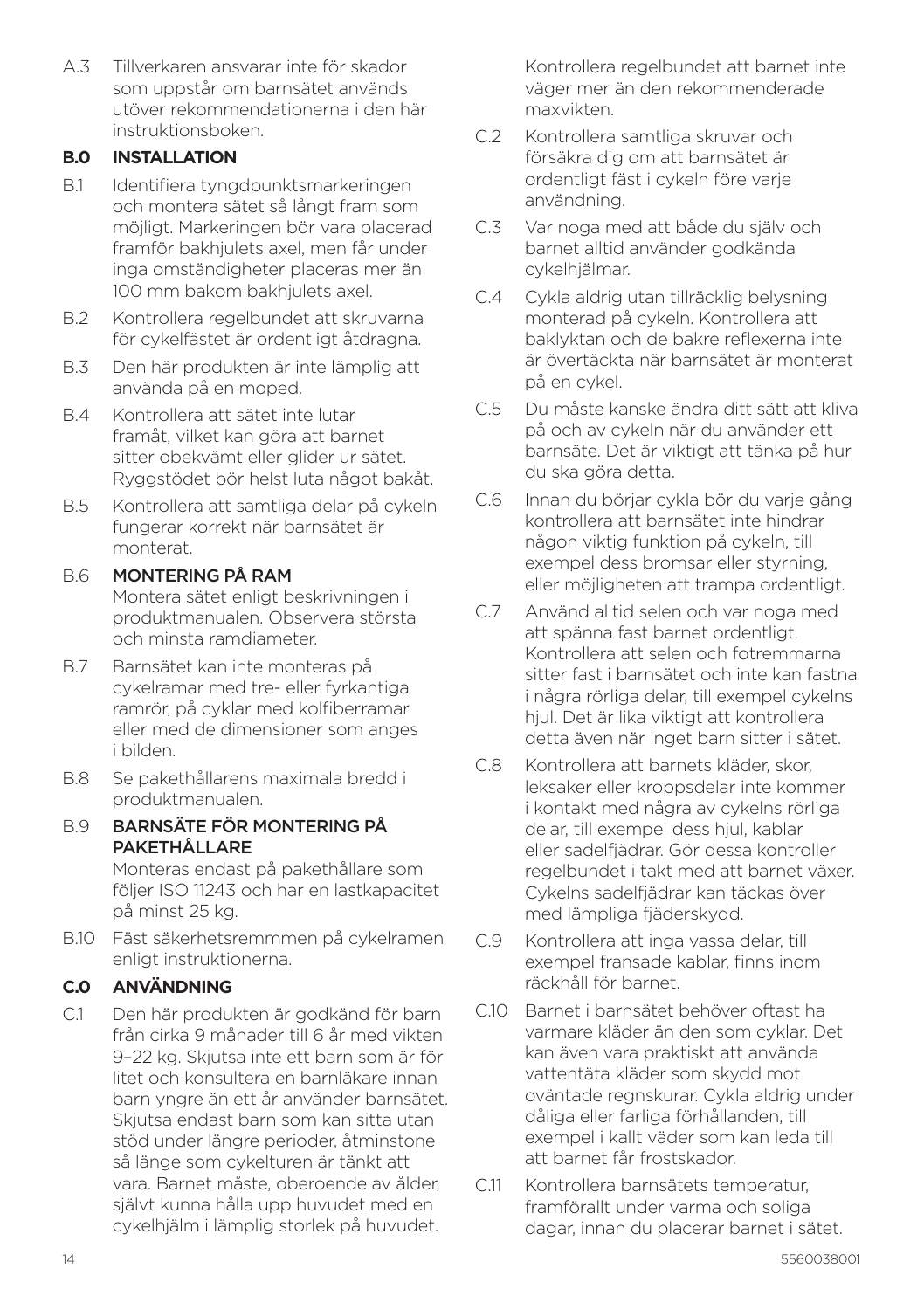A.3 Tillverkaren ansvarar inte för skador som uppstår om barnsätet används utöver rekommendationerna i den här instruktionsboken.

## B.0 INSTALLATION

B.1 Identifiera tyngdpunktsmarkeringen och montera sätet så långt fram som möjligt. Markeringen bör vara placerad framför bakhjulets axel, men får under inga omständigheter placeras mer än 100 mm bakom bakhjulets axel.

B.2 Kontrollera regelbundet att skruvarna för cykelfästet är ordentligt åtdragna.

B.3 Den här produkten är inte lämplig att använda på en moped.

B.4 Kontrollera att sätet inte lutar framåt, vilket kan göra att barnet sitter obekvämt eller glider ur sätet. Ryggstödet bör helst luta något bakåt.

B.5 Kontrollera att samtliga delar på cykeln fungerar korrekt när barnsätet är monterat.

B.6 MONTERING PÅ RAM
Montera sätet enligt beskrivningen i produktmanualen. Observera största och minsta ramdiameter.

B.7 Barnsätet kan inte monteras på cykelramar med tre- eller fyrkantiga ramrör, på cyklar med kolfiberramar eller med de dimensioner som anges i bilden.

B.8 Se pakethållarens maximala bredd i produktmanualen.

B.9 BARNSÄTE FÖR MONTERING PÅ PAKETHÅLLARE
Monteras endast på pakethållare som följer ISO 11243 och har en lastkapacitet på minst 25 kg.

B.10 Fäst säkerhetsremmmen på cykelramen enligt instruktionerna.

## C.0 ANVÄNDNING

C.1 Den här produkten är godkänd för barn från cirka 9 månader till 6 år med vikten 9–22 kg. Skjutsa inte ett barn som är för litet och konsultera en barnläkare innan barn yngre än ett år använder barnsätet. Skjutsa endast barn som kan sitta utan stöd under längre perioder, åtminstone så länge som cykelturen är tänkt att vara. Barnet måste, oberoende av ålder, självt kunna hålla upp huvudet med en cykelhjälm i lämplig storlek på huvudet. Kontrollera regelbundet att barnet inte väger mer än den rekommenderade maxvikten.

C.2 Kontrollera samtliga skruvar och försäkra dig om att barnsätet är ordentligt fäst i cykeln före varje användning.

C.3 Var noga med att både du själv och barnet alltid använder godkända cykelhjälmar.

C.4 Cykla aldrig utan tillräcklig belysning monterad på cykeln. Kontrollera att baklyktan och de bakre reflexerna inte är övertäckta när barnsätet är monterat på en cykel.

C.5 Du måste kanske ändra ditt sätt att kliva på och av cykeln när du använder ett barnsäte. Det är viktigt att tänka på hur du ska göra detta.

C.6 Innan du börjar cykla bör du varje gång kontrollera att barnsätet inte hindrar någon viktig funktion på cykeln, till exempel dess bromsar eller styrning, eller möjligheten att trampa ordentligt.

C.7 Använd alltid selen och var noga med att spänna fast barnet ordentligt. Kontrollera att selen och fotremmarna sitter fast i barnsätet och inte kan fastna i några rörliga delar, till exempel cykelns hjul. Det är lika viktigt att kontrollera detta även när inget barn sitter i sätet.

C.8 Kontrollera att barnets kläder, skor, leksaker eller kroppsdelar inte kommer i kontakt med några av cykelns rörliga delar, till exempel dess hjul, kablar eller sadelfjädrar. Gör dessa kontroller regelbundet i takt med att barnet växer. Cykelns sadelfjädrar kan täckas över med lämpliga fjäderskydd.

C.9 Kontrollera att inga vassa delar, till exempel fransade kablar, finns inom räckhåll för barnet.

C.10 Barnet i barnsätet behöver oftast ha varmare kläder än den som cyklar. Det kan även vara praktiskt att använda vattentäta kläder som skydd mot oväntade regnskurar. Cykla aldrig under dåliga eller farliga förhållanden, till exempel i kallt väder som kan leda till att barnet får frostskador.

C.11 Kontrollera barnsätets temperatur, framförallt under varma och soliga dagar, innan du placerar barnet i sätet.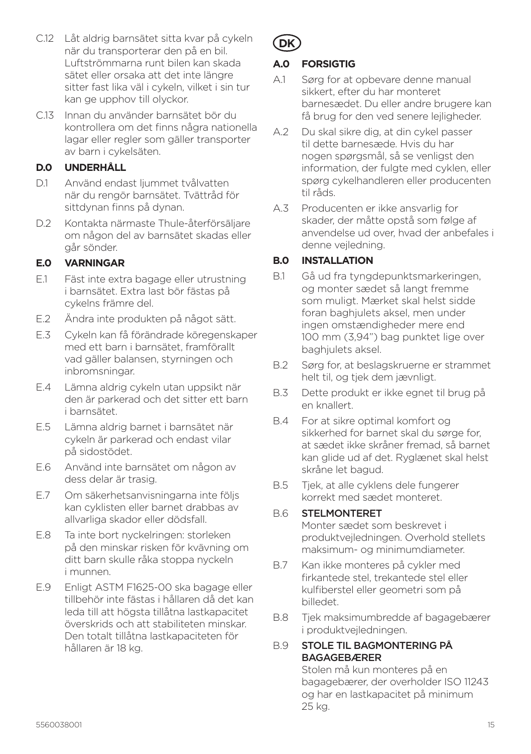C.12 Låt aldrig barnsätet sitta kvar på cykeln när du transporterar den på en bil. Luftströmmarna runt bilen kan skada sätet eller orsaka att det inte längre sitter fast lika väl i cykeln, vilket i sin tur kan ge upphov till olyckor.

C.13 Innan du använder barnsätet bör du kontrollera om det finns några nationella lagar eller regler som gäller transporter av barn i cykelsäten.

### D.0 UNDERHÅLL

D.1 Använd endast ljummet tvålvatten när du rengör barnsätet. Tvättråd för sittdynan finns på dynan.

D.2 Kontakta närmaste Thule-återförsäljare om någon del av barnsätet skadas eller går sönder.

### E.0 VARNINGAR

E.1 Fäst inte extra bagage eller utrustning i barnsätet. Extra last bör fästas på cykelns främre del.

E.2 Ändra inte produkten på något sätt.

E.3 Cykeln kan få förändrade köregenskaper med ett barn i barnsätet, framförallt vad gäller balansen, styrningen och inbromsningar.

E.4 Lämna aldrig cykeln utan uppsikt när den är parkerad och det sitter ett barn i barnsätet.

E.5 Lämna aldrig barnet i barnsätet när cykeln är parkerad och endast vilar på sidostödet.

E.6 Använd inte barnsätet om någon av dess delar är trasig.

E.7 Om säkerhetsanvisningarna inte följs kan cyklisten eller barnet drabbas av allvarliga skador eller dödsfall.

E.8 Ta inte bort nyckelringen: storleken på den minskar risken för kvävning om ditt barn skulle råka stoppa nyckeln i munnen.

E.9 Enligt ASTM F1625-00 ska bagage eller tillbehör inte fästas i hållaren då det kan leda till att högsta tillåtna lastkapacitet överskrids och att stabiliteten minskar. Den totalt tillåtna lastkapaciteten för hållaren är 18 kg.

## DK

### A.0 FORSIGTIG

A.1 Sørg for at opbevare denne manual sikkert, efter du har monteret barnesædet. Du eller andre brugere kan få brug for den ved senere lejligheder.

A.2 Du skal sikre dig, at din cykel passer til dette barnesæde. Hvis du har nogen spørgsmål, så se venligst den information, der fulgte med cyklen, eller spørg cykelhandleren eller producenten til råds.

A.3 Producenten er ikke ansvarlig for skader, der måtte opstå som følge af anvendelse ud over, hvad der anbefales i denne vejledning.

### B.0 INSTALLATION

B.1 Gå ud fra tyngdepunktsmarkeringen, og monter sædet så langt fremme som muligt. Mærket skal helst sidde foran baghjulets aksel, men under ingen omstændigheder mere end 100 mm (3,94") bag punktet lige over baghjulets aksel.

B.2 Sørg for, at beslagskruerne er strammet helt til, og tjek dem jævnligt.

B.3 Dette produkt er ikke egnet til brug på en knallert.

B.4 For at sikre optimal komfort og sikkerhed for barnet skal du sørge for, at sædet ikke skråner fremad, så barnet kan glide ud af det. Ryglænet skal helst skråne let bagud.

B.5 Tjek, at alle cyklens dele fungerer korrekt med sædet monteret.

B.6 **STELMONTERET**
Monter sædet som beskrevet i produktvejledningen. Overhold stellets maksimum- og minimumdiameter.

B.7 Kan ikke monteres på cykler med firkantede stel, trekantede stel eller kulfiberstel eller geometri som på billedet.

B.8 Tjek maksimumbredde af bagagebærer i produktvejledningen.

B.9 **STOLE TIL BAGMONTERING PÅ BAGAGEBÆRER**
Stolen må kun monteres på en bagagebærer, der overholder ISO 11243 og har en lastkapacitet på minimum 25 kg.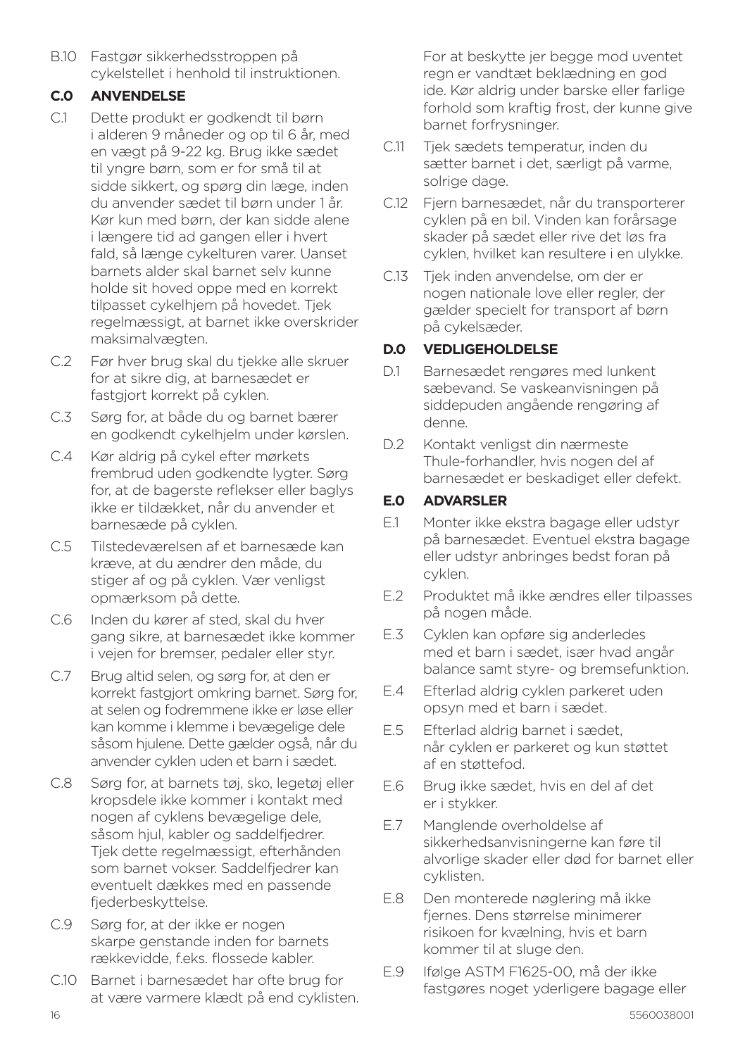B.10 Fastgør sikkerhedsstroppen på cykelstellet i henhold til instruktionen.

## C.0 ANVENDELSE

C.1 Dette produkt er godkendt til børn i alderen 9 måneder og op til 6 år, med en vægt på 9-22 kg. Brug ikke sædet til yngre børn, som er for små til at sidde sikkert, og spørg din læge, inden du anvender sædet til børn under 1 år. Kør kun med børn, der kan sidde alene i længere tid ad gangen eller i hvert fald, så længe cykelturen varer. Uanset barnets alder skal barnet selv kunne holde sit hoved oppe med en korrekt tilpasset cykelhjem på hovedet. Tjek regelmæssigt, at barnet ikke overskrider maksimalvægten.

C.2 Før hver brug skal du tjekke alle skruer for at sikre dig, at barnesædet er fastgjort korrekt på cyklen.

C.3 Sørg for, at både du og barnet bærer en godkendt cykelhjelm under kørslen.

C.4 Kør aldrig på cykel efter mørkets frembrud uden godkendte lygter. Sørg for, at de bagerste reflekser eller baglys ikke er tildækket, når du anvender et barnesæde på cyklen.

C.5 Tilstedeværelsen af et barnesæde kan kræve, at du ændrer den måde, du stiger af og på cyklen. Vær venligst opmærksom på dette.

C.6 Inden du kører af sted, skal du hver gang sikre, at barnesædet ikke kommer i vejen for bremser, pedaler eller styr.

C.7 Brug altid selen, og sørg for, at den er korrekt fastgjort omkring barnet. Sørg for, at selen og fodremmene ikke er løse eller kan komme i klemme i bevægelige dele såsom hjulene. Dette gælder også, når du anvender cyklen uden et barn i sædet.

C.8 Sørg for, at barnets tøj, sko, legetøj eller kropsdele ikke kommer i kontakt med nogen af cyklens bevægelige dele, såsom hjul, kabler og saddelfjedrer. Tjek dette regelmæssigt, efterhånden som barnet vokser. Saddelfjedrer kan eventuelt dækkes med en passende fjederbeskyttelse.

C.9 Sørg for, at der ikke er nogen skarpe genstande inden for barnets rækkevidde, f.eks. flossede kabler.

C.10 Barnet i barnesædet har ofte brug for at være varmere klædt på end cyklisten. For at beskytte jer begge mod uventet regn er vandtæt beklædning en god ide. Kør aldrig under barske eller farlige forhold som kraftig frost, der kunne give barnet forfrysninger.

C.11 Tjek sædets temperatur, inden du sætter barnet i det, særligt på varme, solrige dage.

C.12 Fjern barnesædet, når du transporterer cyklen på en bil. Vinden kan forårsage skader på sædet eller rive det løs fra cyklen, hvilket kan resultere i en ulykke.

C.13 Tjek inden anvendelse, om der er nogen nationale love eller regler, der gælder specielt for transport af børn på cykelsæder.

## D.0 VEDLIGEHOLDELSE

D.1 Barnesædet rengøres med lunkent sæbevand. Se vaskeanvisningen på siddepuden angående rengøring af denne.

D.2 Kontakt venligst din nærmeste Thule-forhandler, hvis nogen del af barnesædet er beskadiget eller defekt.

## E.0 ADVARSLER

E.1 Monter ikke ekstra bagage eller udstyr på barnesædet. Eventuel ekstra bagage eller udstyr anbringes bedst foran på cyklen.

E.2 Produktet må ikke ændres eller tilpasses på nogen måde.

E.3 Cyklen kan opføre sig anderledes med et barn i sædet, især hvad angår balance samt styre- og bremsefunktion.

E.4 Efterlad aldrig cyklen parkeret uden opsyn med et barn i sædet.

E.5 Efterlad aldrig barnet i sædet, når cyklen er parkeret og kun støttet af en støttefod.

E.6 Brug ikke sædet, hvis en del af det er i stykker.

E.7 Manglende overholdelse af sikkerhedsanvisningerne kan føre til alvorlige skader eller død for barnet eller cyklisten.

E.8 Den monterede nøglering må ikke fjernes. Dens størrelse minimerer risikoen for kvælning, hvis et barn kommer til at sluge den.

E.9 Ifølge ASTM F1625-00, må der ikke fastgøres noget yderligere bagage eller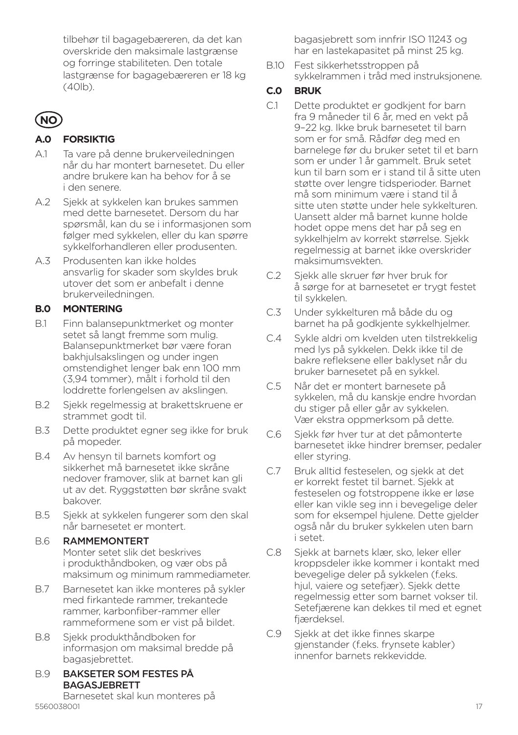tilbehør til bagagebæreren, da det kan overskride den maksimale lastgrænse og forringe stabiliteten. Den totale lastgrænse for bagagebæreren er 18 kg (40lb).

## NO

### A.0 FORSIKTIG

A.1 Ta vare på denne brukerveiledningen når du har montert barnesetet. Du eller andre brukere kan ha behov for å se i den senere.

A.2 Sjekk at sykkelen kan brukes sammen med dette barnesetet. Dersom du har spørsmål, kan du se i informasjonen som følger med sykkelen, eller du kan spørre sykkelforhandleren eller produsenten.

A.3 Produsenten kan ikke holdes ansvarlig for skader som skyldes bruk utover det som er anbefalt i denne brukerveiledningen.

### B.0 MONTERING

B.1 Finn balansepunktmerket og monter setet så langt fremme som mulig. Balansepunktmerket bør være foran bakhjulsakslingen og under ingen omstendighet lenger bak enn 100 mm (3,94 tommer), målt i forhold til den loddrette forlengelsen av akslingen.

B.2 Sjekk regelmessig at brakettskruene er strammet godt til.

B.3 Dette produktet egner seg ikke for bruk på mopeder.

B.4 Av hensyn til barnets komfort og sikkerhet må barnesetet ikke skråne nedover framover, slik at barnet kan gli ut av det. Ryggstøtten bør skråne svakt bakover.

B.5 Sjekk at sykkelen fungerer som den skal når barnesetet er montert.

B.6 RAMMEMONTERT
Monter setet slik det beskrives i produkthåndboken, og vær obs på maksimum og minimum rammediameter.

B.7 Barnesetet kan ikke monteres på sykler med firkantede rammer, trekantede rammer, karbonfiber-rammer eller rammeformene som er vist på bildet.

B.8 Sjekk produkthåndboken for informasjon om maksimal bredde på bagasjebrettet.

B.9 BAKSETER SOM FESTES PÅ BAGASJEBRETT
Barnesetet skal kun monteres på bagasjebrett som innfrir ISO 11243 og har en lastekapasitet på minst 25 kg.

B.10 Fest sikkerhetsstroppen på sykkelrammen i tråd med instruksjonene.

### C.0 BRUK

C.1 Dette produktet er godkjent for barn fra 9 måneder til 6 år, med en vekt på 9–22 kg. Ikke bruk barnesetet til barn som er for små. Rådfør deg med en barnelege før du bruker setet til et barn som er under 1 år gammelt. Bruk setet kun til barn som er i stand til å sitte uten støtte over lengre tidsperioder. Barnet må som minimum være i stand til å sitte uten støtte under hele sykkelturen. Uansett alder må barnet kunne holde hodet oppe mens det har på seg en sykkelhjelm av korrekt størrelse. Sjekk regelmessig at barnet ikke overskrider maksimumsvekten.

C.2 Sjekk alle skruer før hver bruk for å sørge for at barnesetet er trygt festet til sykkelen.

C.3 Under sykkelturen må både du og barnet ha på godkjente sykkelhjelmer.

C.4 Sykle aldri om kvelden uten tilstrekkelig med lys på sykkelen. Dekk ikke til de bakre refleksene eller baklyset når du bruker barnesetet på en sykkel.

C.5 Når det er montert barnesete på sykkelen, må du kanskje endre hvordan du stiger på eller går av sykkelen. Vær ekstra oppmerksom på dette.

C.6 Sjekk før hver tur at det påmonterte barnesetet ikke hindrer bremser, pedaler eller styring.

C.7 Bruk alltid festeselen, og sjekk at det er korrekt festet til barnet. Sjekk at festeselen og fotstroppene ikke er løse eller kan vikle seg inn i bevegelige deler som for eksempel hjulene. Dette gjelder også når du bruker sykkelen uten barn i setet.

C.8 Sjekk at barnets klær, sko, leker eller kroppsdeler ikke kommer i kontakt med bevegelige deler på sykkelen (f.eks. hjul, vaiere og setefjær). Sjekk dette regelmessig etter som barnet vokser til. Setefjærene kan dekkes til med et egnet fjærdeksel.

C.9 Sjekk at det ikke finnes skarpe gjenstander (f.eks. frynsete kabler) innenfor barnets rekkevidde.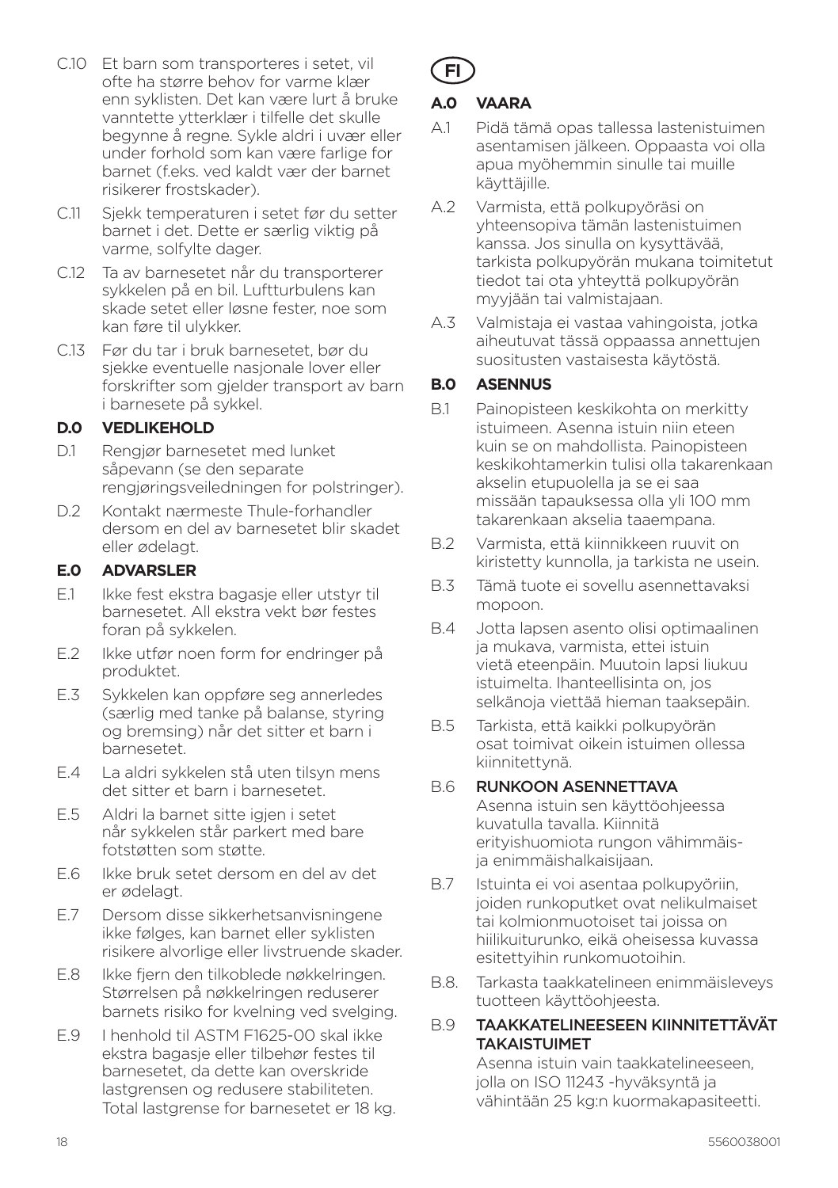C.10 Et barn som transporteres i setet, vil ofte ha større behov for varme klær enn syklisten. Det kan være lurt å bruke vanntette ytterklær i tilfelle det skulle begynne å regne. Sykle aldri i uvær eller under forhold som kan være farlige for barnet (f.eks. ved kaldt vær der barnet risikerer frostskader).

C.11 Sjekk temperaturen i setet før du setter barnet i det. Dette er særlig viktig på varme, solfylte dager.

C.12 Ta av barnesetet når du transporterer sykkelen på en bil. Luftturbulens kan skade setet eller løsne fester, noe som kan føre til ulykker.

C.13 Før du tar i bruk barnesetet, bør du sjekke eventuelle nasjonale lover eller forskrifter som gjelder transport av barn i barnesete på sykkel.

### D.0 VEDLIKEHOLD

D.1 Rengjør barnesetet med lunket såpevann (se den separate rengjøringsveiledningen for polstringer).

D.2 Kontakt nærmeste Thule-forhandler dersom en del av barnesetet blir skadet eller ødelagt.

### E.0 ADVARSLER

E.1 Ikke fest ekstra bagasje eller utstyr til barnesetet. All ekstra vekt bør festes foran på sykkelen.

E.2 Ikke utfør noen form for endringer på produktet.

E.3 Sykkelen kan oppføre seg annerledes (særlig med tanke på balanse, styring og bremsing) når det sitter et barn i barnesetet.

E.4 La aldri sykkelen stå uten tilsyn mens det sitter et barn i barnesetet.

E.5 Aldri la barnet sitte igjen i setet når sykkelen står parkert med bare fotstøtten som støtte.

E.6 Ikke bruk setet dersom en del av det er ødelagt.

E.7 Dersom disse sikkerhetsanvisningene ikke følges, kan barnet eller syklisten risikere alvorlige eller livstruende skader.

E.8 Ikke fjern den tilkoblede nøkkelringen. Størrelsen på nøkkelringen reduserer barnets risiko for kvelning ved svelging.

E.9 I henhold til ASTM F1625-00 skal ikke ekstra bagasje eller tilbehør festes til barnesetet, da dette kan overskride lastgrensen og redusere stabiliteten. Total lastgrense for barnesetet er 18 kg.

## FI

### A.0 VAARA

A.1 Pidä tämä opas tallessa lastenistuimen asentamisen jälkeen. Oppaasta voi olla apua myöhemmin sinulle tai muille käyttäjille.

A.2 Varmista, että polkupyöräsi on yhteensopiva tämän lastenistuimen kanssa. Jos sinulla on kysyttävää, tarkista polkupyörän mukana toimitetut tiedot tai ota yhteyttä polkupyörän myyjään tai valmistajaan.

A.3 Valmistaja ei vastaa vahingoista, jotka aiheutuvat tässä oppaassa annettujen suositusten vastaisesta käytöstä.

### B.0 ASENNUS

B.1 Painopisteen keskikohta on merkitty istuimeen. Asenna istuin niin eteen kuin se on mahdollista. Painopisteen keskikohtamerkin tulisi olla takarenkaan akselin etupuolella ja se ei saa missään tapauksessa olla yli 100 mm takarenkaan akselia taaempana.

B.2 Varmista, että kiinnikkeen ruuvit on kiristetty kunnolla, ja tarkista ne usein.

B.3 Tämä tuote ei sovellu asennettavaksi mopoon.

B.4 Jotta lapsen asento olisi optimaalinen ja mukava, varmista, ettei istuin vietä eteenpäin. Muutoin lapsi liukuu istuimelta. Ihanteellisinta on, jos selkänoja viettää hieman taaksepäin.

B.5 Tarkista, että kaikki polkupyörän osat toimivat oikein istuimen ollessa kiinnitettynä.

B.6 RUNKOON ASENNETTAVA
Asenna istuin sen käyttöohjeessa kuvatulla tavalla. Kiinnitä erityishuomiota rungon vähimmäis- ja enimmäishalkaisijaan.

B.7 Istuinta ei voi asentaa polkupyöriin, joiden runkoputket ovat nelikulmaiset tai kolmionmuotoiset tai joissa on hiilikuiturunko, eikä oheisessa kuvassa esitettyihin runkomuotoihin.

B.8. Tarkasta taakkatelineen enimmäisleveys tuotteen käyttöohjeesta.

B.9 TAAKKATELINEESEEN KIINNITETTÄVÄT TAKAISTUIMET
Asenna istuin vain taakkatelineeseen, jolla on ISO 11243 -hyväksyntä ja vähintään 25 kg:n kuormakapasiteetti.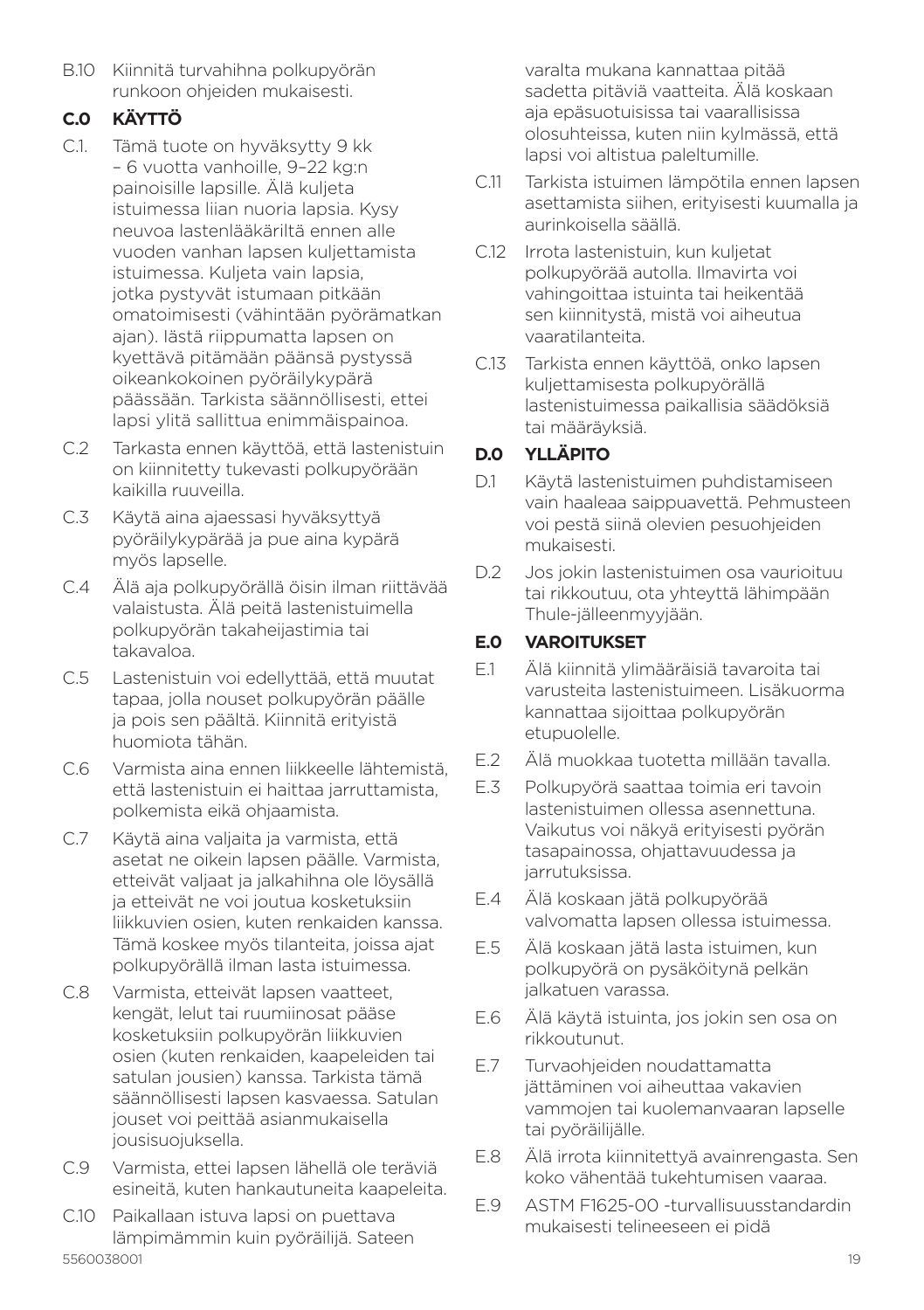B.10 Kiinnitä turvahihna polkupyörän runkoon ohjeiden mukaisesti.

## C.0 KÄYTTÖ

C.1. Tämä tuote on hyväksytty 9 kk – 6 vuotta vanhoille, 9–22 kg:n painoisille lapsille. Älä kuljeta istuimessa liian nuoria lapsia. Kysy neuvoa lastenlääkäriltä ennen alle vuoden vanhan lapsen kuljettamista istuimessa. Kuljeta vain lapsia, jotka pystyvät istumaan pitkään omatoimisesti (vähintään pyörämatkan ajan). Iästä riippumatta lapsen on kyettävä pitämään päänsä pystyssä oikeankokoinen pyöräilykypärä päässään. Tarkista säännöllisesti, ettei lapsi ylitä sallittua enimmäispainoa.

C.2 Tarkasta ennen käyttöä, että lastenistuin on kiinnitetty tukevasti polkupyörään kaikilla ruuveilla.

C.3 Käytä aina ajaessasi hyväksyttyä pyöräilykypärää ja pue aina kypärä myös lapselle.

C.4 Älä aja polkupyörällä öisin ilman riittävää valaistusta. Älä peitä lastenistuimella polkupyörän takaheijastimia tai takavaloa.

C.5 Lastenistuin voi edellyttää, että muutat tapaa, jolla nouset polkupyörän päälle ja pois sen päältä. Kiinnitä erityistä huomiota tähän.

C.6 Varmista aina ennen liikkeelle lähtemistä, että lastenistuin ei haittaa jarruttamista, polkemista eikä ohjaamista.

C.7 Käytä aina valjaita ja varmista, että asetat ne oikein lapsen päälle. Varmista, etteivät valjaat ja jalkahihna ole löysällä ja etteivät ne voi joutua kosketuksiin liikkuvien osien, kuten renkaiden kanssa. Tämä koskee myös tilanteita, joissa ajat polkupyörällä ilman lasta istuimessa.

C.8 Varmista, etteivät lapsen vaatteet, kengät, lelut tai ruumiinosat pääse kosketuksiin polkupyörän liikkuvien osien (kuten renkaiden, kaapeleiden tai satulan jousien) kanssa. Tarkista tämä säännöllisesti lapsen kasvaessa. Satulan jouset voi peittää asianmukaisella jousisuojuksella.

C.9 Varmista, ettei lapsen lähellä ole teräviä esineitä, kuten hankautuneita kaapeleita.

C.10 Paikallaan istuva lapsi on puettava lämpimämmin kuin pyöräilijä. Sateen varalta mukana kannattaa pitää sadetta pitäviä vaatteita. Älä koskaan aja epäsuotuisissa tai vaarallisissa olosuhteissa, kuten niin kylmässä, että lapsi voi altistua paleltumille.

C.11 Tarkista istuimen lämpötila ennen lapsen asettamista siihen, erityisesti kuumalla ja aurinkoisella säällä.

C.12 Irrota lastenistuin, kun kuljetat polkupyörää autolla. Ilmavirta voi vahingoittaa istuinta tai heikentää sen kiinnitystä, mistä voi aiheutua vaaratilanteita.

C.13 Tarkista ennen käyttöä, onko lapsen kuljettamisesta polkupyörällä lastenistuimessa paikallisia säädöksiä tai määräyksiä.

## D.0 YLLÄPITO

D.1 Käytä lastenistuimen puhdistamiseen vain haaleaa saippuavettä. Pehmusteen voi pestä siinä olevien pesuohjeiden mukaisesti.

D.2 Jos jokin lastenistuimen osa vaurioituu tai rikkoutuu, ota yhteyttä lähimpään Thule-jälleenmyyjään.

## E.0 VAROITUKSET

E.1 Älä kiinnitä ylimääräisiä tavaroita tai varusteita lastenistuimeen. Lisäkuorma kannattaa sijoittaa polkupyörän etupuolelle.

E.2 Älä muokkaa tuotetta millään tavalla.

E.3 Polkupyörä saattaa toimia eri tavoin lastenistuimen ollessa asennettuna. Vaikutus voi näkyä erityisesti pyörän tasapainossa, ohjattavuudessa ja jarrutuksissa.

E.4 Älä koskaan jätä polkupyörää valvomatta lapsen ollessa istuimessa.

E.5 Älä koskaan jätä lasta istuimen, kun polkupyörä on pysäköitynä pelkän jalkatuen varassa.

E.6 Älä käytä istuinta, jos jokin sen osa on rikkoutunut.

E.7 Turvaohjeiden noudattamatta jättäminen voi aiheuttaa vakavien vammojen tai kuolemanvaaran lapselle tai pyöräilijälle.

E.8 Älä irrota kiinnitettyä avainrengasta. Sen koko vähentää tukehtumisen vaaraa.

E.9 ASTM F1625-00 -turvallisuusstandardin mukaisesti telineeseen ei pidä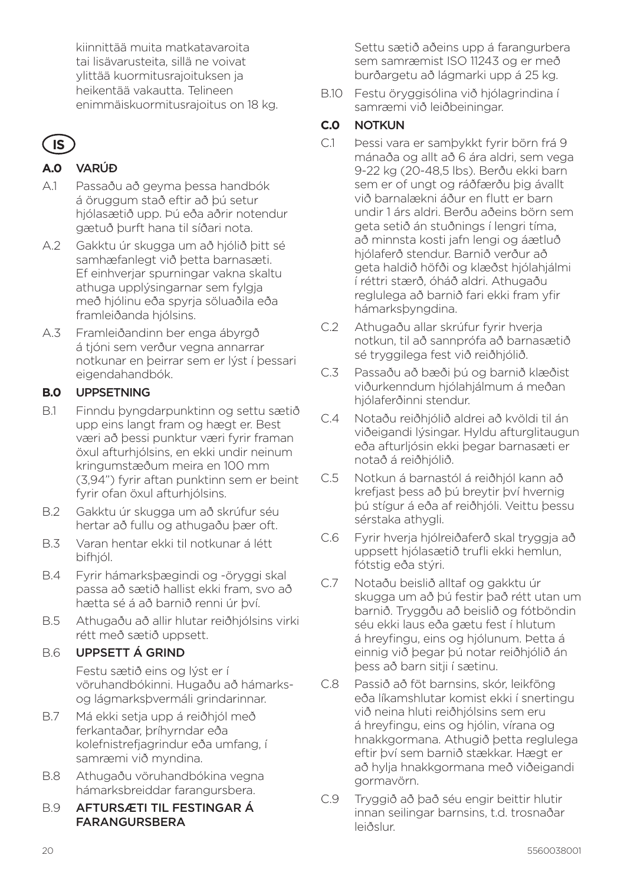kiinnittää muita matkatavaroita tai lisävarusteita, sillä ne voivat ylittää kuormitusrajoituksen ja heikentää vakautta. Telineen enimmäiskuormitusrajoitus on 18 kg.

## IS

### A.0 VARÚÐ

A.1 Passaðu að geyma þessa handbók á öruggum stað eftir að þú setur hjólasætið upp. Þú eða aðrir notendur gætuð þurft hana til síðari nota.

A.2 Gakktu úr skugga um að hjólið þitt sé samhæfanlegt við þetta barnasæti. Ef einhverjar spurningar vakna skaltu athuga upplýsingarnar sem fylgja með hjólinu eða spyrja söluaðila eða framleiðanda hjólsins.

A.3 Framleiðandinn ber enga ábyrgð á tjóni sem verður vegna annarrar notkunar en þeirrar sem er lýst í þessari eigendahandbók.

### B.0 UPPSETNING

B.1 Finndu þyngdarpunktinn og settu sætið upp eins langt fram og hægt er. Best væri að þessi punktur væri fyrir framan öxul afturhjólsins, en ekki undir neinum kringumstæðum meira en 100 mm (3,94") fyrir aftan punktinn sem er beint fyrir ofan öxul afturhjólsins.

B.2 Gakktu úr skugga um að skrúfur séu hertar að fullu og athugaðu þær oft.

B.3 Varan hentar ekki til notkunar á létt bifhjól.

B.4 Fyrir hámarksþægindi og -öryggi skal passa að sætið hallist ekki fram, svo að hætta sé á að barnið renni úr því.

B.5 Athugaðu að allir hlutar reiðhjólsins virki rétt með sætið uppsett.

B.6 **UPPSETT Á GRIND**

Festu sætið eins og lýst er í vöruhandbókinni. Hugaðu að hámarks- og lágmarksþvermáli grindarinnar.

B.7 Má ekki setja upp á reiðhjól með ferkantaðar, þríhyrndar eða kolefnistrefjagrindur eða umfang, í samræmi við myndina.

B.8 Athugaðu vöruhandbókina vegna hámarksbreiddar farangursbera.

B.9 **AFTURSÆTI TIL FESTINGAR Á FARANGURSBERA**

Settu sætið aðeins upp á farangurbera sem samræmist ISO 11243 og er með burðargetu að lágmarki upp á 25 kg.

B.10 Festu öryggisólina við hjólagrindina í samræmi við leiðbeiningar.

### C.0 NOTKUN

C.1 Þessi vara er samþykkt fyrir börn frá 9 mánaða og allt að 6 ára aldri, sem vega 9-22 kg (20-48,5 lbs). Berðu ekki barn sem er of ungt og ráðfærðu þig ávallt við barnalækni áður en flutt er barn undir 1 árs aldri. Berðu aðeins börn sem geta setið án stuðnings í lengri tíma, að minnsta kosti jafn lengi og áætluð hjólaferð stendur. Barnið verður að geta haldið höfði og klæðst hjólahjálmi í réttri stærð, óháð aldri. Athugaðu reglulega að barnið fari ekki fram yfir hámarksþyngdina.

C.2 Athugaðu allar skrúfur fyrir hverja notkun, til að sannprófa að barnasætið sé tryggilega fest við reiðhjólið.

C.3 Passaðu að bæði þú og barnið klæðist viðurkenndum hjólahjálmum á meðan hjólaferðinni stendur.

C.4 Notaðu reiðhjólið aldrei að kvöldi til án viðeigandi lýsingar. Hyldu afturglitaugun eða afturljósin ekki þegar barnasæti er notað á reiðhjólið.

C.5 Notkun á barnastól á reiðhjól kann að krefjast þess að þú breytir því hvernig þú stígur á eða af reiðhjóli. Veittu þessu sérstaka athygli.

C.6 Fyrir hverja hjólreiðaferð skal tryggja að uppsett hjólasætið trufli ekki hemlun, fótstig eða stýri.

C.7 Notaðu beislið alltaf og gakktu úr skugga um að þú festir það rétt utan um barnið. Tryggðu að beislið og fótböndin séu ekki laus eða gætu fest í hlutum á hreyfingu, eins og hjólunum. Þetta á einnig við þegar þú notar reiðhjólið án þess að barn sitji í sætinu.

C.8 Passið að föt barnsins, skór, leikföng eða líkamshlutar komist ekki í snertingu við neina hluti reiðhjólsins sem eru á hreyfingu, eins og hjólin, vírana og hnakkgormana. Athugið þetta reglulega eftir því sem barnið stækkar. Hægt er að hylja hnakkgormana með viðeigandi gormavörn.

C.9 Tryggið að það séu engir beittir hlutir innan seilingar barnsins, t.d. trosnaðar leiðslur.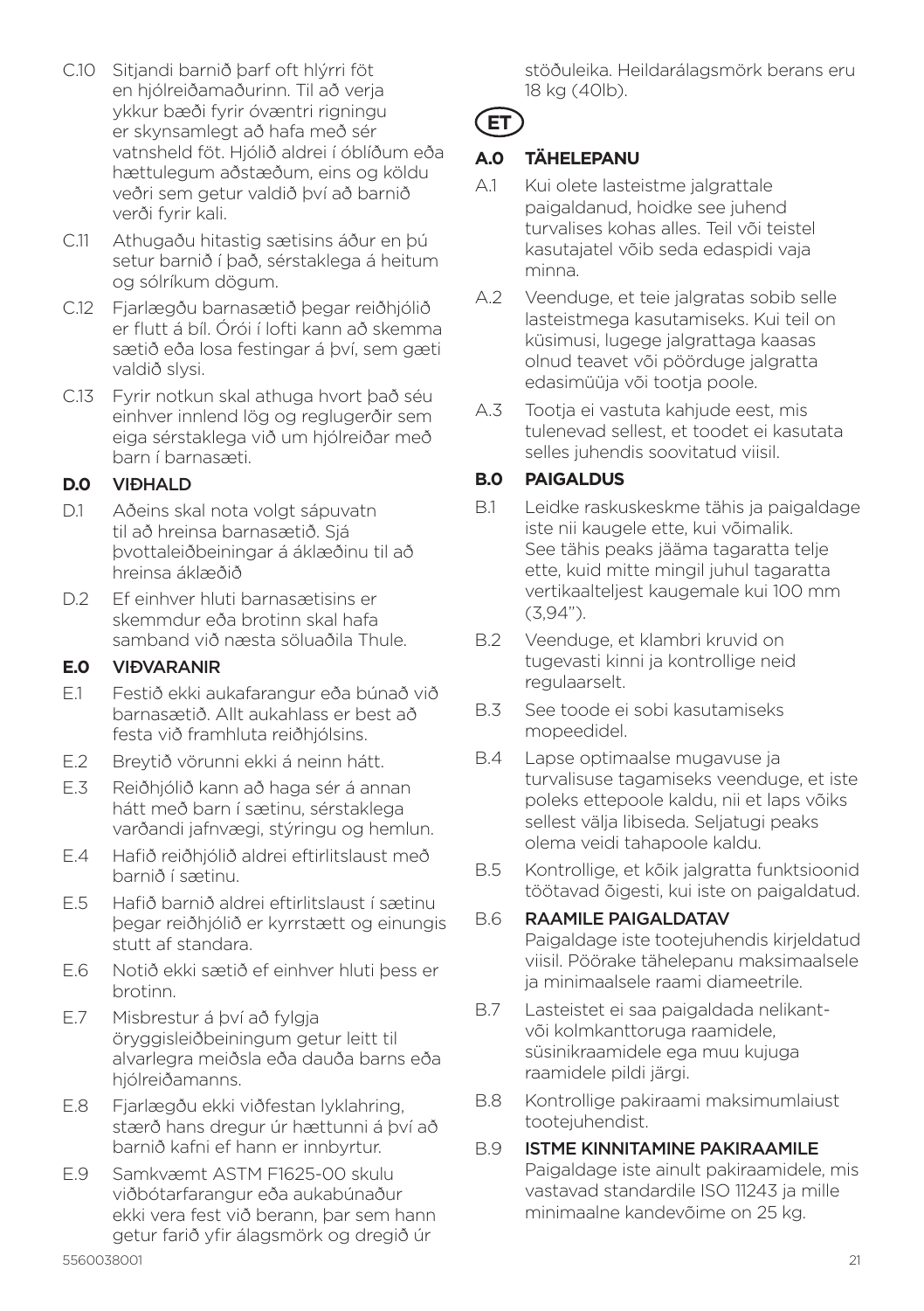C.10 Sitjandi barnið þarf oft hlýrri föt en hjólreiðamaðurinn. Til að verja ykkur bæði fyrir óvæntri rigningu er skynsamlegt að hafa með sér vatnsheld föt. Hjólið aldrei í óblíðum eða hættulegum aðstæðum, eins og köldu veðri sem getur valdið því að barnið verði fyrir kali.

C.11 Athugaðu hitastig sætisins áður en þú setur barnið í það, sérstaklega á heitum og sólríkum dögum.

C.12 Fjarlægðu barnasætið þegar reiðhjólið er flutt á bíl. Órói í lofti kann að skemma sætið eða losa festingar á því, sem gæti valdið slysi.

C.13 Fyrir notkun skal athuga hvort það séu einhver innlend lög og reglugerðir sem eiga sérstaklega við um hjólreiðar með barn í barnasæti.

**D.0 VIÐHALD**

D.1 Aðeins skal nota volgt sápuvatn til að hreinsa barnasætið. Sjá þvottaleiðbeiningar á áklæðinu til að hreinsa áklæðið

D.2 Ef einhver hluti barnasætisins er skemmdur eða brotinn skal hafa samband við næsta söluaðila Thule.

**E.0 VIÐVARANIR**

E.1 Festið ekki aukafarangur eða búnað við barnasætið. Allt aukahlass er best að festa við framhluta reiðhjólsins.

E.2 Breytið vörunni ekki á neinn hátt.

E.3 Reiðhjólið kann að haga sér á annan hátt með barn í sætinu, sérstaklega varðandi jafnvægi, stýringu og hemlun.

E.4 Hafið reiðhjólið aldrei eftirlitslaust með barnið í sætinu.

E.5 Hafið barnið aldrei eftirlitslaust í sætinu þegar reiðhjólið er kyrrstætt og einungis stutt af standara.

E.6 Notið ekki sætið ef einhver hluti þess er brotinn.

E.7 Misbrestur á því að fylgja öryggisleiðbeiningum getur leitt til alvarlegra meiðsla eða dauða barns eða hjólreiðamanns.

E.8 Fjarlægðu ekki viðfestan lyklahring, stærð hans dregur úr hættunni á því að barnið kafni ef hann er innbyrtur.

E.9 Samkvæmt ASTM F1625-00 skulu viðbótarfarangur eða aukabúnaður ekki vera fest við berann, þar sem hann getur farið yfir álagsmörk og dregið úr stöðuleika. Heildarálagsmörk berans eru 18 kg (40lb).

## ET

**A.0 TÄHELEPANU**

A.1 Kui olete lasteistme jalgrattale paigaldanud, hoidke see juhend turvalises kohas alles. Teil või teistel kasutajatel võib seda edaspidi vaja minna.

A.2 Veenduge, et teie jalgratas sobib selle lasteistmega kasutamiseks. Kui teil on küsimusi, lugege jalgrattaga kaasas olnud teavet või pöörduge jalgratta edasimüüja või tootja poole.

A.3 Tootja ei vastuta kahjude eest, mis tulenevad sellest, et toodet ei kasutata selles juhendis soovitatud viisil.

**B.0 PAIGALDUS**

B.1 Leidke raskuskeskme tähis ja paigaldage iste nii kaugele ette, kui võimalik. See tähis peaks jääma tagaratta telje ette, kuid mitte mingil juhul tagaratta vertikaalteljest kaugemale kui 100 mm (3,94").

B.2 Veenduge, et klambri kruvid on tugevasti kinni ja kontrollige neid regulaarselt.

B.3 See toode ei sobi kasutamiseks mopeedidel.

B.4 Lapse optimaalse mugavuse ja turvalisuse tagamiseks veenduge, et iste poleks ettepoole kaldu, nii et laps võiks sellest välja libiseda. Seljatugi peaks olema veidi tahapoole kaldu.

B.5 Kontrollige, et kõik jalgratta funktsioonid töötavad õigesti, kui iste on paigaldatud.

B.6 **RAAMILE PAIGALDATAV**
Paigaldage iste tootejuhendis kirjeldatud viisil. Pöörake tähelepanu maksimaalsele ja minimaalsele raami diameetrile.

B.7 Lasteistet ei saa paigaldada nelikant- või kolmkanttoruga raamidele, süsinikraamidele ega muu kujuga raamidele pildi järgi.

B.8 Kontrollige pakiraami maksimumlaiust tootejuhendist.

B.9 **ISTME KINNITAMINE PAKIRAAMILE**
Paigaldage iste ainult pakiraamidele, mis vastavad standardile ISO 11243 ja mille minimaalne kandevõime on 25 kg.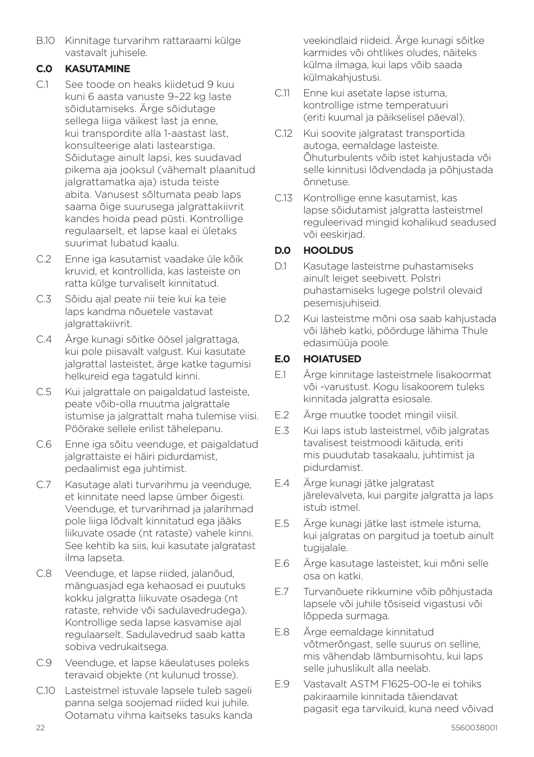B.10 Kinnitage turvarihm rattaraami külge vastavalt juhisele.

## C.0 KASUTAMINE

C.1 See toode on heaks kiidetud 9 kuu kuni 6 aasta vanuste 9–22 kg laste sõidutamiseks. Ärge sõidutage sellega liiga väikest last ja enne, kui transpordite alla 1-aastast last, konsulteerige alati lastearstiga. Sõidutage ainult lapsi, kes suudavad pikema aja jooksul (vähemalt plaanitud jalgrattamatka aja) istuda teiste abita. Vanusest sõltumata peab laps saama õige suurusega jalgrattakiivrit kandes hoida pead püsti. Kontrollige regulaarselt, et lapse kaal ei ületaks suurimat lubatud kaalu.

C.2 Enne iga kasutamist vaadake üle kõik kruvid, et kontrollida, kas lasteiste on ratta külge turvaliselt kinnitatud.

C.3 Sõidu ajal peate nii teie kui ka teie laps kandma nõuetele vastavat jalgrattakiivrit.

C.4 Ärge kunagi sõitke öösel jalgrattaga, kui pole piisavalt valgust. Kui kasutate jalgrattal lasteistet, ärge katke tagumisi helkureid ega tagatuld kinni.

C.5 Kui jalgrattale on paigaldatud lasteiste, peate võib-olla muutma jalgrattale istumise ja jalgrattalt maha tulemise viisi. Pöörake sellele erilist tähelepanu.

C.6 Enne iga sõitu veenduge, et paigaldatud jalgrattaiste ei häiri pidurdamist, pedaalimist ega juhtimist.

C.7 Kasutage alati turvarihmu ja veenduge, et kinnitate need lapse ümber õigesti. Veenduge, et turvarihmad ja jalarihmad pole liiga lõdvalt kinnitatud ega jääks liikuvate osade (nt rataste) vahele kinni. See kehtib ka siis, kui kasutate jalgratast ilma lapseta.

C.8 Veenduge, et lapse riided, jalanõud, mänguasjad ega kehaosad ei puutuks kokku jalgratta liikuvate osadega (nt rataste, rehvide või sadulavedrudega). Kontrollige seda lapse kasvamise ajal regulaarselt. Sadulavedrud saab katta sobiva vedrukaitsega.

C.9 Veenduge, et lapse käeulatuses poleks teravaid objekte (nt kulunud trosse).

C.10 Lasteistmel istuvale lapsele tuleb sageli panna selga soojemad riided kui juhile. Ootamatu vihma kaitseks tasuks kanda veekindlaid riideid. Ärge kunagi sõitke karmides või ohtlikes oludes, näiteks külma ilmaga, kui laps võib saada külmakahjustusi.

C.11 Enne kui asetate lapse istuma, kontrollige istme temperatuuri (eriti kuumal ja päikselisel päeval).

C.12 Kui soovite jalgratast transportida autoga, eemaldage lasteiste. Õhuturbulents võib istet kahjustada või selle kinnitusi lõdvendada ja põhjustada õnnetuse.

C.13 Kontrollige enne kasutamist, kas lapse sõidutamist jalgratta lasteistmel reguleerivad mingid kohalikud seadused või eeskirjad.

## D.0 HOOLDUS

D.1 Kasutage lasteistme puhastamiseks ainult leiget seebivett. Polstri puhastamiseks lugege polstril olevaid pesemisjuhiseid.

D.2 Kui lasteistme mõni osa saab kahjustada või läheb katki, pöörduge lähima Thule edasimüüja poole.

## E.0 HOIATUSED

E.1 Ärge kinnitage lasteistmele lisakoormat või -varustust. Kogu lisakoorem tuleks kinnitada jalgratta esiosale.

E.2 Ärge muutke toodet mingil viisil.

E.3 Kui laps istub lasteistmel, võib jalgratas tavalisest teistmoodi käituda, eriti mis puudutab tasakaalu, juhtimist ja pidurdamist.

E.4 Ärge kunagi jätke jalgratast järelevalveta, kui pargite jalgratta ja laps istub istmel.

E.5 Ärge kunagi jätke last istmele istuma, kui jalgratas on pargitud ja toetub ainult tugijalale.

E.6 Ärge kasutage lasteistet, kui mõni selle osa on katki.

E.7 Turvanõuete rikkumine võib põhjustada lapsele või juhile tõsiseid vigastusi või lõppeda surmaga.

E.8 Ärge eemaldage kinnitatud võtmerõngast, selle suurus on selline, mis vähendab lämbumisohtu, kui laps selle juhuslikult alla neelab.

E.9 Vastavalt ASTM F1625-00-le ei tohiks pakiraamile kinnitada täiendavat pagasit ega tarvikuid, kuna need võivad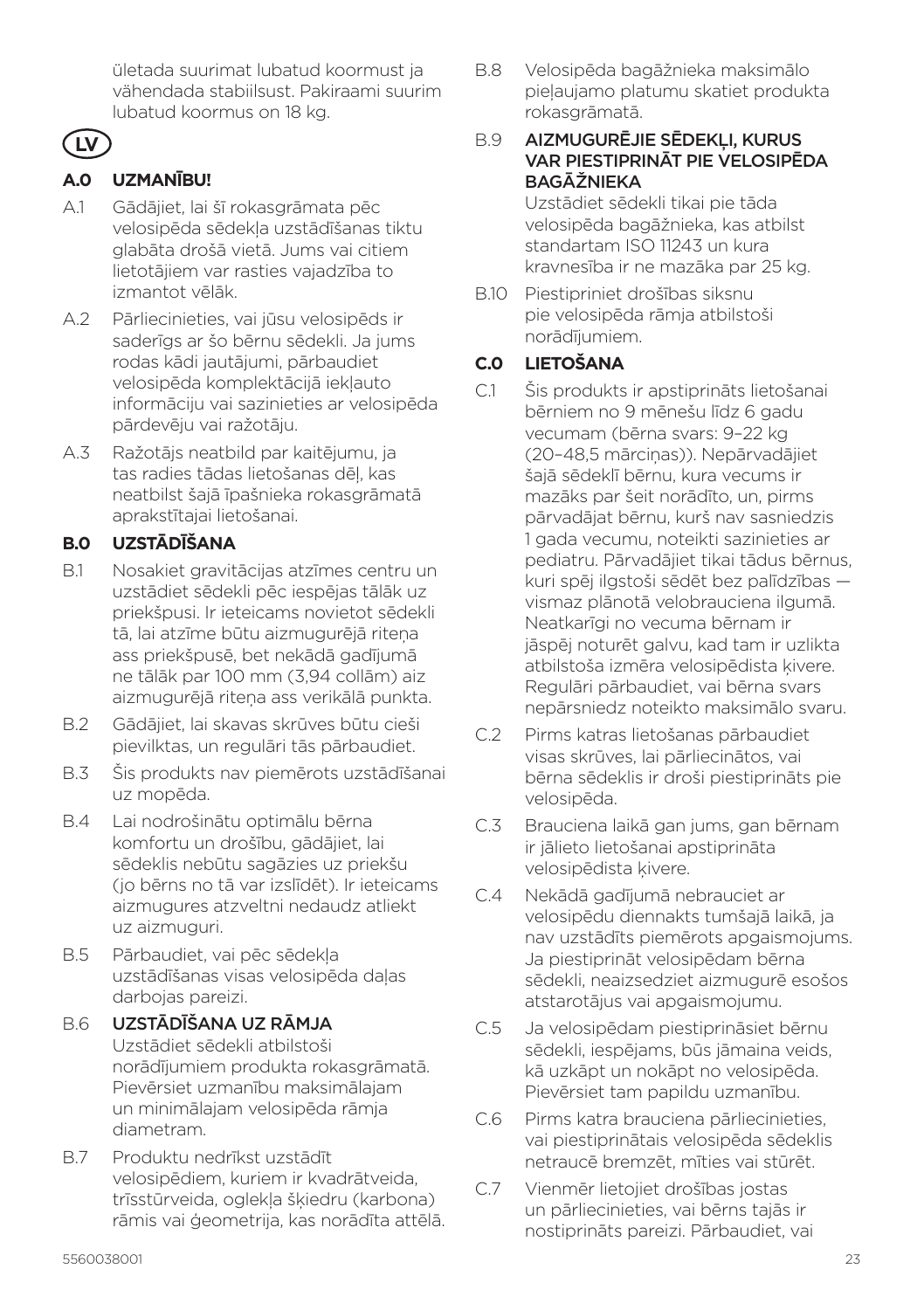ületada suurimat lubatud koormust ja vähendada stabiilsust. Pakiraami suurim lubatud koormus on 18 kg.

LV

## A.0 UZMANĪBU!

A.1 Gādājiet, lai šī rokasgrāmata pēc velosipēda sēdekļa uzstādīšanas tiktu glabāta drošā vietā. Jums vai citiem lietotājiem var rasties vajadzība to izmantot vēlāk.

A.2 Pārliecinieties, vai jūsu velosipēds ir saderīgs ar šo bērnu sēdekli. Ja jums rodas kādi jautājumi, pārbaudiet velosipēda komplektācijā iekļauto informāciju vai sazinieties ar velosipēda pārdevēju vai ražotāju.

A.3 Ražotājs neatbild par kaitējumu, ja tas radies tādas lietošanas dēļ, kas neatbilst šajā īpašnieka rokasgrāmatā aprakstītajai lietošanai.

## B.0 UZSTĀDĪŠANA

B.1 Nosakiet gravitācijas atzīmes centru un uzstādiet sēdekli pēc iespējas tālāk uz priekšpusi. Ir ieteicams novietot sēdekli tā, lai atzīme būtu aizmugurējā riteņa ass priekšpusē, bet nekādā gadījumā ne tālāk par 100 mm (3,94 collām) aiz aizmugurējā riteņa ass verikālā punkta.

B.2 Gādājiet, lai skavas skrūves būtu cieši pievilktas, un regulāri tās pārbaudiet.

B.3 Šis produkts nav piemērots uzstādīšanai uz mopēda.

B.4 Lai nodrošinātu optimālu bērna komfortu un drošību, gādājiet, lai sēdeklis nebūtu sagāzies uz priekšu (jo bērns no tā var izslīdēt). Ir ieteicams aizmugures atzveltni nedaudz atliekt uz aizmuguri.

B.5 Pārbaudiet, vai pēc sēdekļa uzstādīšanas visas velosipēda daļas darbojas pareizi.

B.6 **UZSTĀDĪŠANA UZ RĀMJA**
Uzstādiet sēdekli atbilstoši norādījumiem produkta rokasgrāmatā. Pievērsiet uzmanību maksimālajam un minimālajam velosipēda rāmja diametram.

B.7 Produktu nedrīkst uzstādīt velosipēdiem, kuriem ir kvadrātveida, trīsstūrveida, oglekļa šķiedru (karbona) rāmis vai ģeometrija, kas norādīta attēlā.

B.8 Velosipēda bagāžnieka maksimālo pieļaujamo platumu skatiet produkta rokasgrāmatā.

B.9 **AIZMUGURĒJIE SĒDEKĻI, KURUS VAR PIESTIPRINĀT PIE VELOSIPĒDA BAGĀŽNIEKA**
Uzstādiet sēdekli tikai pie tāda velosipēda bagāžnieka, kas atbilst standartam ISO 11243 un kura kravnesība ir ne mazāka par 25 kg.

B.10 Piestipriniet drošības siksnu pie velosipēda rāmja atbilstoši norādījumiem.

## C.0 LIETOŠANA

C.1 Šis produkts ir apstiprināts lietošanai bērniem no 9 mēnešu līdz 6 gadu vecumam (bērna svars: 9–22 kg (20–48,5 mārciņas)). Nepārvadājiet šajā sēdeklī bērnu, kura vecums ir mazāks par šeit norādīto, un, pirms pārvadājat bērnu, kurš nav sasniedzis 1 gada vecumu, noteikti sazinieties ar pediatru. Pārvadājiet tikai tādus bērnus, kuri spēj ilgstoši sēdēt bez palīdzības — vismaz plānotā velobrauciena ilgumā. Neatkarīgi no vecuma bērnam ir jāspēj noturēt galvu, kad tam ir uzlikta atbilstoša izmēra velosipēdista ķivere. Regulāri pārbaudiet, vai bērna svars nepārsniedz noteikto maksimālo svaru.

C.2 Pirms katras lietošanas pārbaudiet visas skrūves, lai pārliecinātos, vai bērna sēdeklis ir droši piestiprināts pie velosipēda.

C.3 Brauciena laikā gan jums, gan bērnam ir jālieto lietošanai apstiprināta velosipēdista ķivere.

C.4 Nekādā gadījumā nebrauciet ar velosipēdu diennakts tumšajā laikā, ja nav uzstādīts piemērots apgaismojums. Ja piestiprināt velosipēdam bērna sēdekli, neaizsedziet aizmugurē esošos atstarotājus vai apgaismojumu.

C.5 Ja velosipēdam piestiprināsiet bērnu sēdekli, iespējams, būs jāmaina veids, kā uzkāpt un nokāpt no velosipēda. Pievērsiet tam papildu uzmanību.

C.6 Pirms katra brauciena pārliecinieties, vai piestiprinātais velosipēda sēdeklis netraucē bremzēt, mīties vai stūrēt.

C.7 Vienmēr lietojiet drošības jostas un pārliecinieties, vai bērns tajās ir nostiprināts pareizi. Pārbaudiet, vai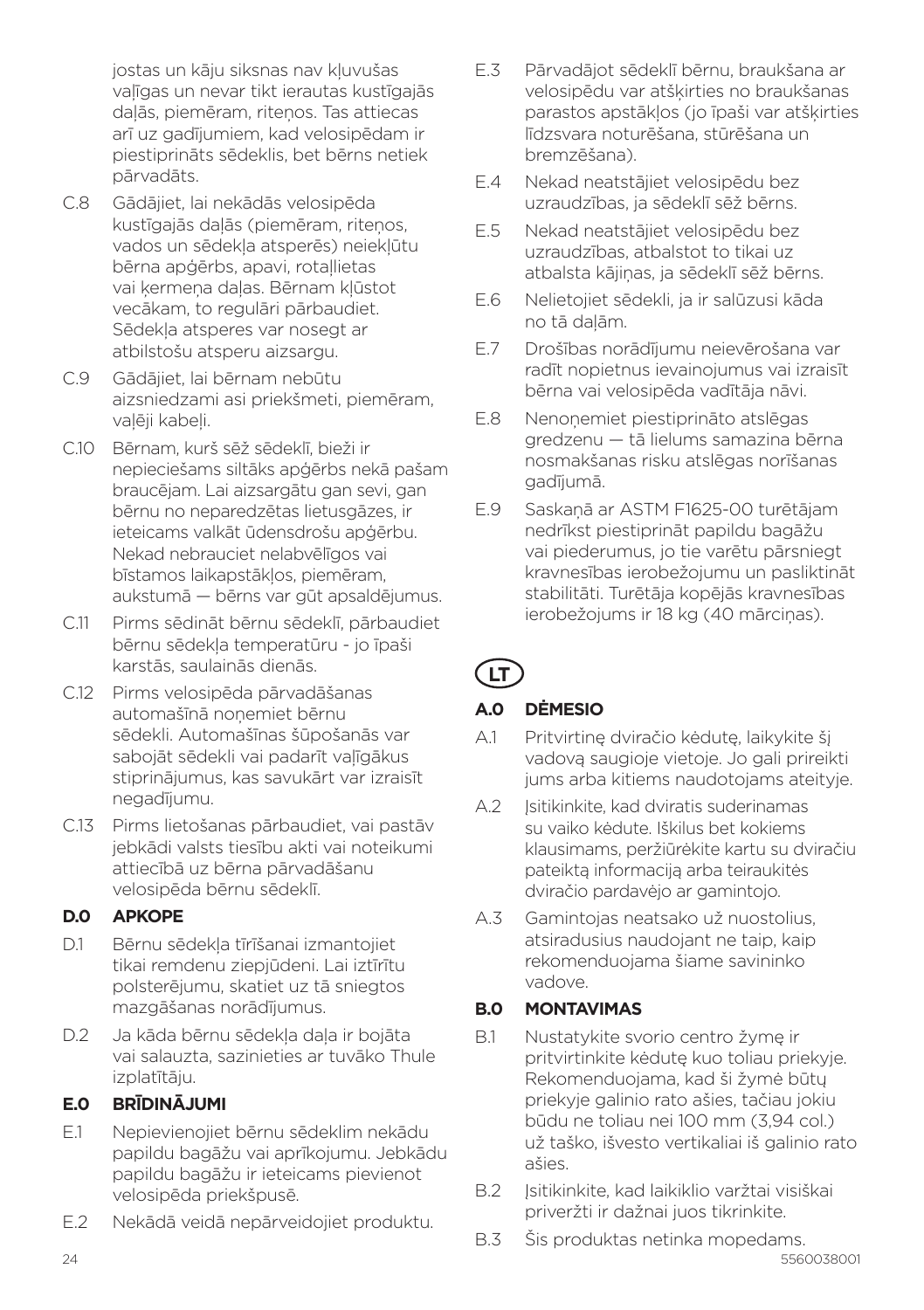jostas un kāju siksnas nav kļuvušas vaļīgas un nevar tikt ierautas kustīgajās daļās, piemēram, riteņos. Tas attiecas arī uz gadījumiem, kad velosipēdam ir piestiprināts sēdeklis, bet bērns netiek pārvadāts.

C.8 Gādājiet, lai nekādās velosipēda kustīgajās daļās (piemēram, riteņos, vados un sēdekļa atsperēs) neiekļūtu bērna apģērbs, apavi, rotaļlietas vai ķermeņa daļas. Bērnam kļūstot vecākam, to regulāri pārbaudiet. Sēdekļa atsperes var nosegt ar atbilstošu atsperu aizsargu.

C.9 Gādājiet, lai bērnam nebūtu aizsniedzami asi priekšmeti, piemēram, vaļēji kabeļi.

C.10 Bērnam, kurš sēž sēdeklī, bieži ir nepieciešams siltāks apģērbs nekā pašam braucējam. Lai aizsargātu gan sevi, gan bērnu no neparedzētas lietusgāzes, ir ieteicams valkāt ūdensdrošu apģērbu. Nekad nebrauciet nelabvēlīgos vai bīstamos laikapstākļos, piemēram, aukstumā — bērns var gūt apsaldējumus.

C.11 Pirms sēdināt bērnu sēdeklī, pārbaudiet bērnu sēdekļa temperatūru - jo īpaši karstās, saulainās dienās.

C.12 Pirms velosipēda pārvadāšanas automašīnā noņemiet bērnu sēdekli. Automašīnas šūpošanās var sabojāt sēdekli vai padarīt vaļīgākus stiprinājumus, kas savukārt var izraisīt negadījumu.

C.13 Pirms lietošanas pārbaudiet, vai pastāv jebkādi valsts tiesību akti vai noteikumi attiecībā uz bērna pārvadāšanu velosipēda bērnu sēdeklī.

**D.0 APKOPE**

D.1 Bērnu sēdekļa tīrīšanai izmantojiet tikai remdenu ziepjūdeni. Lai iztīrītu polsterējumu, skatiet uz tā sniegtos mazgāšanas norādījumus.

D.2 Ja kāda bērnu sēdekļa daļa ir bojāta vai salauzta, sazinieties ar tuvāko Thule izplatītāju.

**E.0 BRĪDINĀJUMI**

E.1 Nepievienojiet bērnu sēdeklim nekādu papildu bagāžu vai aprīkojumu. Jebkādu papildu bagāžu ir ieteicams pievienot velosipēda priekšpusē.

E.2 Nekādā veidā nepārveidojiet produktu.

E.3 Pārvadājot sēdeklī bērnu, braukšana ar velosipēdu var atšķirties no braukšanas parastos apstākļos (jo īpaši var atšķirties līdzsvara noturēšana, stūrēšana un bremzēšana).

E.4 Nekad neatstājiet velosipēdu bez uzraudzības, ja sēdeklī sēž bērns.

E.5 Nekad neatstājiet velosipēdu bez uzraudzības, atbalstot to tikai uz atbalsta kājiņas, ja sēdeklī sēž bērns.

E.6 Nelietojiet sēdekli, ja ir salūzusi kāda no tā daļām.

E.7 Drošības norādījumu neievērošana var radīt nopietnus ievainojumus vai izraisīt bērna vai velosipēda vadītāja nāvi.

E.8 Nenoņemiet piestiprināto atslēgas gredzenu — tā lielums samazina bērna nosmakšanas risku atslēgas norīšanas gadījumā.

E.9 Saskaņā ar ASTM F1625-00 turētājam nedrīkst piestiprināt papildu bagāžu vai piederumus, jo tie varētu pārsniegt kravnesības ierobežojumu un pasliktināt stabilitāti. Turētāja kopējās kravnesības ierobežojums ir 18 kg (40 mārciņas).

# LT

**A.0 DĖMESIO**

A.1 Pritvirtinę dviračio kėdutę, laikykite šį vadovą saugioje vietoje. Jo gali prireikti jums arba kitiems naudotojams ateityje.

A.2 Įsitikinkite, kad dviratis suderinamas su vaiko kėdute. Iškilus bet kokiems klausimams, peržiūrėkite kartu su dviračiu pateiktą informaciją arba teiraukitės dviračio pardavėjo ar gamintojo.

A.3 Gamintojas neatsako už nuostolius, atsiradusius naudojant ne taip, kaip rekomenduojama šiame savininko vadove.

**B.0 MONTAVIMAS**

B.1 Nustatykite svorio centro žymę ir pritvirtinkite kėdutę kuo toliau priekyje. Rekomenduojama, kad ši žymė būtų priekyje galinio rato ašies, tačiau jokiu būdu ne toliau nei 100 mm (3,94 col.) už taško, išvesto vertikaliai iš galinio rato ašies.

B.2 Įsitikinkite, kad laikiklio varžtai visiškai priveržti ir dažnai juos tikrinkite.

B.3 Šis produktas netinka mopedams.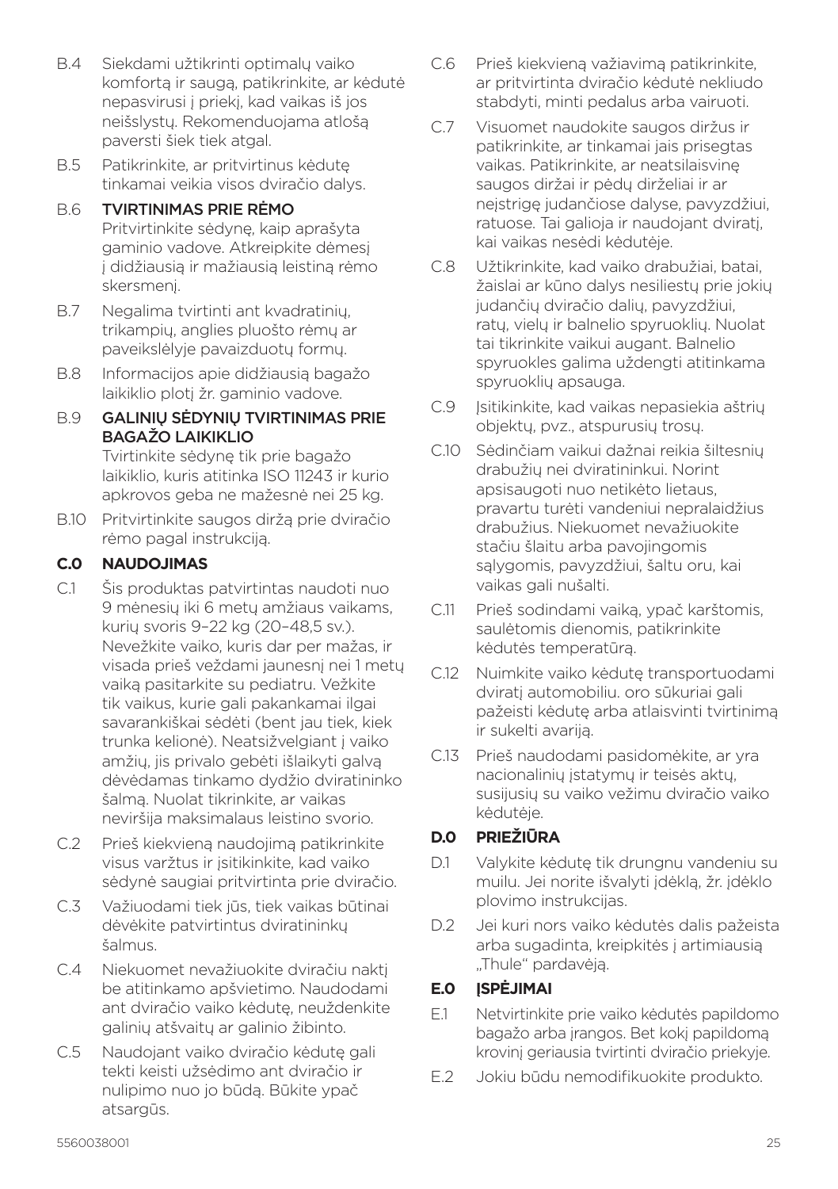B.4 Siekdami užtikrinti optimalų vaiko komfortą ir saugą, patikrinkite, ar kėdutė nepasvirusi į priekį, kad vaikas iš jos neišslystų. Rekomenduojama atlošą paversti šiek tiek atgal.

B.5 Patikrinkite, ar pritvirtinus kėdutę tinkamai veikia visos dviračio dalys.

B.6 **TVIRTINIMAS PRIE RĖMO**
Pritvirtinkite sėdynę, kaip aprašyta gaminio vadove. Atkreipkite dėmesį į didžiausią ir mažiausią leistiną rėmo skersmenį.

B.7 Negalima tvirtinti ant kvadratinių, trikampių, anglies pluošto rėmų ar paveikslėlyje pavaizduotų formų.

B.8 Informacijos apie didžiausią bagažo laikiklio plotį žr. gaminio vadove.

B.9 **GALINIŲ SĖDYNIŲ TVIRTINIMAS PRIE BAGAŽO LAIKIKLIO**
Tvirtinkite sėdynę tik prie bagažo laikiklio, kuris atitinka ISO 11243 ir kurio apkrovos geba ne mažesnė nei 25 kg.

B.10 Pritvirtinkite saugos diržą prie dviračio rėmo pagal instrukciją.

## C.0 NAUDOJIMAS

C.1 Šis produktas patvirtintas naudoti nuo 9 mėnesių iki 6 metų amžiaus vaikams, kurių svoris 9–22 kg (20–48,5 sv.). Nevežkite vaiko, kuris dar per mažas, ir visada prieš veždami jaunesnį nei 1 metų vaiką pasitarkite su pediatru. Vežkite tik vaikus, kurie gali pakankamai ilgai savarankiškai sėdėti (bent jau tiek, kiek trunka kelionė). Neatsižvelgiant į vaiko amžių, jis privalo gebėti išlaikyti galvą dėvėdamas tinkamo dydžio dviratininko šalmą. Nuolat tikrinkite, ar vaikas neviršija maksimalaus leistino svorio.

C.2 Prieš kiekvieną naudojimą patikrinkite visus varžtus ir įsitikinkite, kad vaiko sėdynė saugiai pritvirtinta prie dviračio.

C.3 Važiuodami tiek jūs, tiek vaikas būtinai dėvėkite patvirtintus dviratininkų šalmus.

C.4 Niekuomet nevažiuokite dviračiu naktį be atitinkamo apšvietimo. Naudodami ant dviračio vaiko kėdutę, neuždenkite galinių atšvaitų ar galinio žibinto.

C.5 Naudojant vaiko dviračio kėdutę gali tekti keisti užsėdimo ant dviračio ir nulipimo nuo jo būdą. Būkite ypač atsargūs.

C.6 Prieš kiekvieną važiavimą patikrinkite, ar pritvirtinta dviračio kėdutė nekliudo stabdyti, minti pedalus arba vairuoti.

C.7 Visuomet naudokite saugos diržus ir patikrinkite, ar tinkamai jais prisegtas vaikas. Patikrinkite, ar neatsilaisvinę saugos diržai ir pėdų dirželiai ir ar neįstrigę judančiose dalyse, pavyzdžiui, ratuose. Tai galioja ir naudojant dviratį, kai vaikas nesėdi kėdutėje.

C.8 Užtikrinkite, kad vaiko drabužiai, batai, žaislai ar kūno dalys nesiliestų prie jokių judančių dviračio dalių, pavyzdžiui, ratų, vielų ir balnelio spyruoklių. Nuolat tai tikrinkite vaikui augant. Balnelio spyruokles galima uždengti atitinkama spyruoklių apsauga.

C.9 Įsitikinkite, kad vaikas nepasiekia aštrių objektų, pvz., atspurusių trosų.

C.10 Sėdinčiam vaikui dažnai reikia šiltesnių drabužių nei dviratininkui. Norint apsisaugoti nuo netikėto lietaus, pravartu turėti vandeniui nepralaidžius drabužius. Niekuomet nevažiuokite stačiu šlaitu arba pavojingomis sąlygomis, pavyzdžiui, šaltu oru, kai vaikas gali nušalti.

C.11 Prieš sodindami vaiką, ypač karštomis, saulėtomis dienomis, patikrinkite kėdutės temperatūrą.

C.12 Nuimkite vaiko kėdutę transportuodami dviratį automobiliu. oro sūkuriai gali pažeisti kėdutę arba atlaisvinti tvirtinimą ir sukelti avariją.

C.13 Prieš naudodami pasidomėkite, ar yra nacionalinių įstatymų ir teisės aktų, susijusių su vaiko vežimu dviračio vaiko kėdutėje.

## D.0 PRIEŽIŪRA

D.1 Valykite kėdutę tik drungnu vandeniu su muilu. Jei norite išvalyti įdėklą, žr. įdėklo plovimo instrukcijas.

D.2 Jei kuri nors vaiko kėdutės dalis pažeista arba sugadinta, kreipkitės į artimiausią „Thule“ pardavėją.

## E.0 ĮSPĖJIMAI

E.1 Netvirtinkite prie vaiko kėdutės papildomo bagažo arba įrangos. Bet kokį papildomą krovinį geriausia tvirtinti dviračio priekyje.

E.2 Jokiu būdu nemodifikuokite produkto.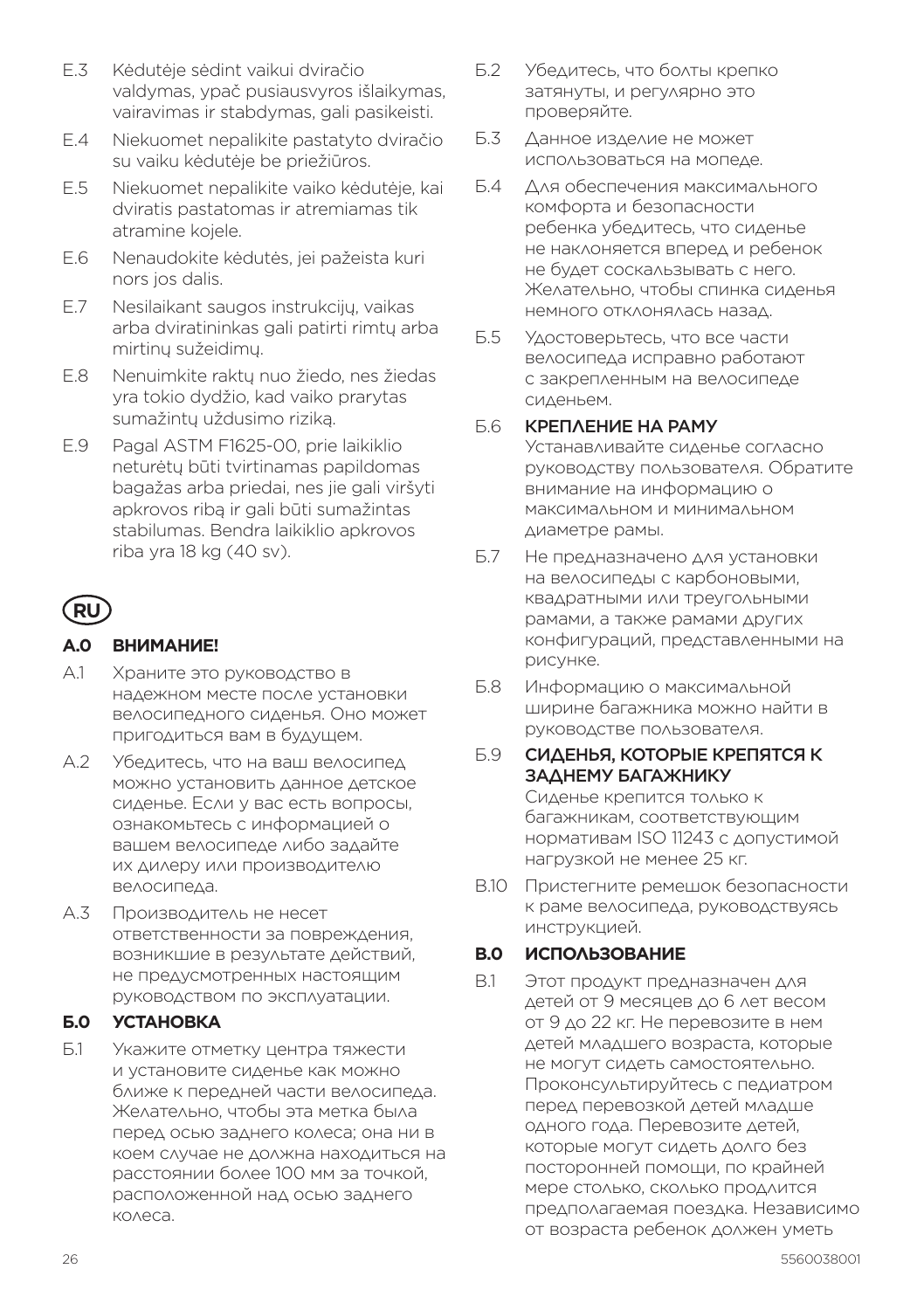E.3 Kėdutėje sėdint vaikui dviračio valdymas, ypač pusiausvyros išlaikymas, vairavimas ir stabdymas, gali pasikeisti.

E.4 Niekuomet nepalikite pastatyto dviračio su vaiku kėdutėje be priežiūros.

E.5 Niekuomet nepalikite vaiko kėdutėje, kai dviratis pastatomas ir atremiamas tik atramine kojele.

E.6 Nenaudokite kėdutės, jei pažeista kuri nors jos dalis.

E.7 Nesilaikant saugos instrukcijų, vaikas arba dviratininkas gali patirti rimtų arba mirtinų sužeidimų.

E.8 Nenuimkite raktų nuo žiedo, nes žiedas yra tokio dydžio, kad vaiko prarytas sumažintų uždusimo riziką.

E.9 Pagal ASTM F1625-00, prie laikiklio neturėtų būti tvirtinamas papildomas bagažas arba priedai, nes jie gali viršyti apkrovos ribą ir gali būti sumažintas stabilumas. Bendra laikiklio apkrovos riba yra 18 kg (40 sv).

## RU

### А.0 ВНИМАНИЕ!

А.1 Храните это руководство в надежном месте после установки велосипедного сиденья. Оно может пригодиться вам в будущем.

А.2 Убедитесь, что на ваш велосипед можно установить данное детское сиденье. Если у вас есть вопросы, ознакомьтесь с информацией о вашем велосипеде либо задайте их дилеру или производителю велосипеда.

А.3 Производитель не несет ответственности за повреждения, возникшие в результате действий, не предусмотренных настоящим руководством по эксплуатации.

### Б.0 УСТАНОВКА

Б.1 Укажите отметку центра тяжести и установите сиденье как можно ближе к передней части велосипеда. Желательно, чтобы эта метка была перед осью заднего колеса; она ни в коем случае не должна находиться на расстоянии более 100 мм за точкой, расположенной над осью заднего колеса.

Б.2 Убедитесь, что болты крепко затянуты, и регулярно это проверяйте.

Б.3 Данное изделие не может использоваться на мопеде.

Б.4 Для обеспечения максимального комфорта и безопасности ребенка убедитесь, что сиденье не наклоняется вперед и ребенок не будет соскальзывать с него. Желательно, чтобы спинка сиденья немного отклонялась назад.

Б.5 Удостоверьтесь, что все части велосипеда исправно работают с закрепленным на велосипеде сиденьем.

Б.6 **КРЕПЛЕНИЕ НА РАМУ**
Устанавливайте сиденье согласно руководству пользователя. Обратите внимание на информацию о максимальном и минимальном диаметре рамы.

Б.7 Не предназначено для установки на велосипеды с карбоновыми, квадратными или треугольными рамами, а также рамами других конфигураций, представленными на рисунке.

Б.8 Информацию о максимальной ширине багажника можно найти в руководстве пользователя.

Б.9 **СИДЕНЬЯ, КОТОРЫЕ КРЕПЯТСЯ К ЗАДНЕМУ БАГАЖНИКУ**
Сиденье крепится только к багажникам, соответствующим нормативам ISO 11243 с допустимой нагрузкой не менее 25 кг.

В.10 Пристегните ремешок безопасности к раме велосипеда, руководствуясь инструкцией.

### В.0 ИСПОЛЬЗОВАНИЕ

В.1 Этот продукт предназначен для детей от 9 месяцев до 6 лет весом от 9 до 22 кг. Не перевозите в нем детей младшего возраста, которые не могут сидеть самостоятельно. Проконсультируйтесь с педиатром перед перевозкой детей младше одного года. Перевозите детей, которые могут сидеть долго без посторонней помощи, по крайней мере столько, сколько продлится предполагаемая поездка. Независимо от возраста ребенок должен уметь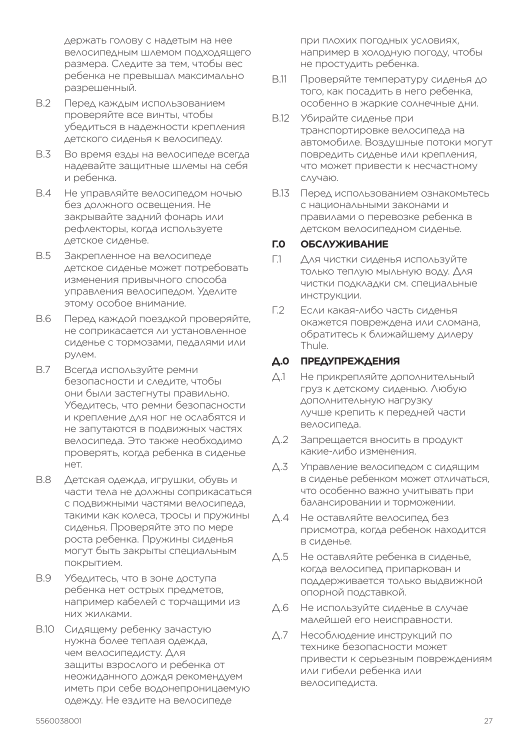держать голову с надетым на нее велосипедным шлемом подходящего размера. Следите за тем, чтобы вес ребенка не превышал максимально разрешенный.

В.2 Перед каждым использованием проверяйте все винты, чтобы убедиться в надежности крепления детского сиденья к велосипеду.

В.3 Во время езды на велосипеде всегда надевайте защитные шлемы на себя и ребенка.

В.4 Не управляйте велосипедом ночью без должного освещения. Не закрывайте задний фонарь или рефлекторы, когда используете детское сиденье.

В.5 Закрепленное на велосипеде детское сиденье может потребовать изменения привычного способа управления велосипедом. Уделите этому особое внимание.

В.6 Перед каждой поездкой проверяйте, не соприкасается ли установленное сиденье с тормозами, педалями или рулем.

В.7 Всегда используйте ремни безопасности и следите, чтобы они были застегнуты правильно. Убедитесь, что ремни безопасности и крепление для ног не ослабятся и не запутаются в подвижных частях велосипеда. Это также необходимо проверять, когда ребенка в сиденье нет.

В.8 Детская одежда, игрушки, обувь и части тела не должны соприкасаться с подвижными частями велосипеда, такими как колеса, тросы и пружины сиденья. Проверяйте это по мере роста ребенка. Пружины сиденья могут быть закрыты специальным покрытием.

В.9 Убедитесь, что в зоне доступа ребенка нет острых предметов, например кабелей с торчащими из них жилками.

В.10 Сидящему ребенку зачастую нужна более теплая одежда, чем велосипедисту. Для защиты взрослого и ребенка от неожиданного дождя рекомендуем иметь при себе водонепроницаемую одежду. Не ездите на велосипеде при плохих погодных условиях, например в холодную погоду, чтобы не простудить ребенка.

В.11 Проверяйте температуру сиденья до того, как посадить в него ребенка, особенно в жаркие солнечные дни.

В.12 Убирайте сиденье при транспортировке велосипеда на автомобиле. Воздушные потоки могут повредить сиденье или крепления, что может привести к несчастному случаю.

В.13 Перед использованием ознакомьтесь с национальными законами и правилами о перевозке ребенка в детском велосипедном сиденье.

## Г.0 ОБСЛУЖИВАНИЕ

Г.1 Для чистки сиденья используйте только теплую мыльную воду. Для чистки подкладки см. специальные инструкции.

Г.2 Если какая-либо часть сиденья окажется повреждена или сломана, обратитесь к ближайшему дилеру Thule.

## Д.0 ПРЕДУПРЕЖДЕНИЯ

Д.1 Не прикрепляйте дополнительный груз к детскому сиденью. Любую дополнительную нагрузку лучше крепить к передней части велосипеда.

Д.2 Запрещается вносить в продукт какие-либо изменения.

Д.3 Управление велосипедом с сидящим в сиденье ребенком может отличаться, что особенно важно учитывать при балансировании и торможении.

Д.4 Не оставляйте велосипед без присмотра, когда ребенок находится в сиденье.

Д.5 Не оставляйте ребенка в сиденье, когда велосипед припаркован и поддерживается только выдвижной опорной подставкой.

Д.6 Не используйте сиденье в случае малейшей его неисправности.

Д.7 Несоблюдение инструкций по технике безопасности может привести к серьезным повреждениям или гибели ребенка или велосипедиста.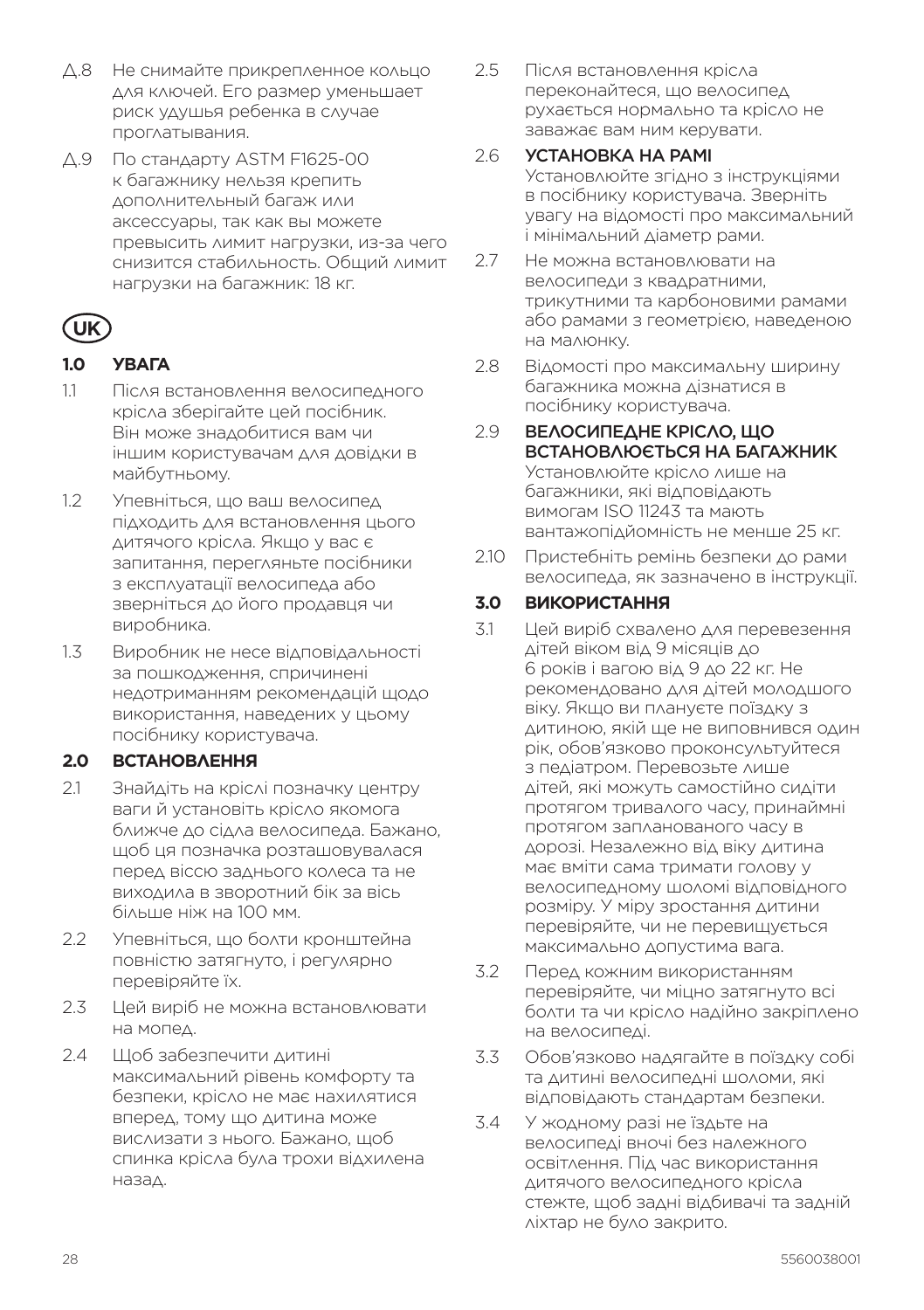Д.8 Не снимайте прикрепленное кольцо для ключей. Его размер уменьшает риск удушья ребенка в случае проглатывания.

Д.9 По стандарту ASTM F1625-00 к багажнику нельзя крепить дополнительный багаж или аксессуары, так как вы можете превысить лимит нагрузки, из-за чего снизится стабильность. Общий лимит нагрузки на багажник: 18 кг.

# UK

## 1.0 УВАГА

1.1 Після встановлення велосипедного крісла зберігайте цей посібник. Він може знадобитися вам чи іншим користувачам для довідки в майбутньому.

1.2 Упевніться, що ваш велосипед підходить для встановлення цього дитячого крісла. Якщо у вас є запитання, перегляньте посібники з експлуатації велосипеда або зверніться до його продавця чи виробника.

1.3 Виробник не несе відповідальності за пошкодження, спричинені недотриманням рекомендацій щодо використання, наведених у цьому посібнику користувача.

## 2.0 ВСТАНОВЛЕННЯ

2.1 Знайдіть на кріслі позначку центру ваги й установіть крісло якомога ближче до сідла велосипеда. Бажано, щоб ця позначка розташовувалася перед віссю заднього колеса та не виходила в зворотний бік за вісь більше ніж на 100 мм.

2.2 Упевніться, що болти кронштейна повністю затягнуто, і регулярно перевіряйте їх.

2.3 Цей виріб не можна встановлювати на мопед.

2.4 Щоб забезпечити дитині максимальний рівень комфорту та безпеки, крісло не має нахилятися вперед, тому що дитина може вислизати з нього. Бажано, щоб спинка крісла була трохи відхилена назад.

2.5 Після встановлення крісла переконайтеся, що велосипед рухається нормально та крісло не заважає вам ним керувати.

2.6 **УСТАНОВКА НА РАМІ**
Установлюйте згідно з інструкціями в посібнику користувача. Зверніть увагу на відомості про максимальний і мінімальний діаметр рами.

2.7 Не можна встановлювати на велосипеди з квадратними, трикутними та карбоновими рамами або рамами з геометрією, наведеною на малюнку.

2.8 Відомості про максимальну ширину багажника можна дізнатися в посібнику користувача.

2.9 **ВЕЛОСИПЕДНЕ КРІСЛО, ЩО ВСТАНОВЛЮЄТЬСЯ НА БАГАЖНИК**
Установлюйте крісло лише на багажники, які відповідають вимогам ISO 11243 та мають вантажопідйомність не менше 25 кг.

2.10 Пристебніть ремінь безпеки до рами велосипеда, як зазначено в інструкції.

## 3.0 ВИКОРИСТАННЯ

3.1 Цей виріб схвалено для перевезення дітей віком від 9 місяців до 6 років і вагою від 9 до 22 кг. Не рекомендовано для дітей молодшого віку. Якщо ви плануєте поїздку з дитиною, якій ще не виповнився один рік, обов'язково проконсультуйтеся з педіатром. Перевозьте лише дітей, які можуть самостійно сидіти протягом тривалого часу, принаймні протягом запланованого часу в дорозі. Незалежно від віку дитина має вміти сама тримати голову у велосипедному шоломі відповідного розміру. У міру зростання дитини перевіряйте, чи не перевищується максимально допустима вага.

3.2 Перед кожним використанням перевіряйте, чи міцно затягнуто всі болти та чи крісло надійно закріплено на велосипеді.

3.3 Обов'язково надягайте в поїздку собі та дитині велосипедні шоломи, які відповідають стандартам безпеки.

3.4 У жодному разі не їздьте на велосипеді вночі без належного освітлення. Під час використання дитячого велосипедного крісла стежте, щоб задні відбивачі та задній ліхтар не було закрито.

5560038001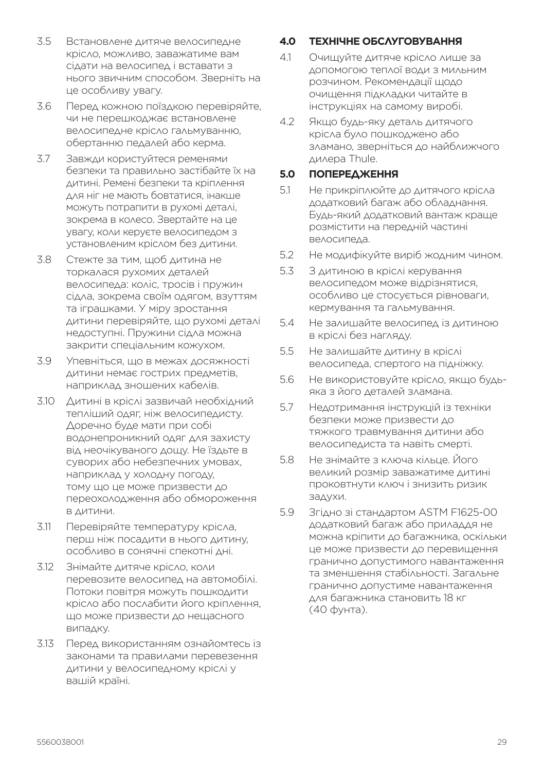3.5 Встановлене дитяче велосипедне крісло, можливо, заважатиме вам сідати на велосипед і вставати з нього звичним способом. Зверніть на це особливу увагу.

3.6 Перед кожною поїздкою перевіряйте, чи не перешкоджає встановлене велосипедне крісло гальмуванню, обертанню педалей або керма.

3.7 Завжди користуйтеся ременями безпеки та правильно застібайте їх на дитині. Ремені безпеки та кріплення для ніг не мають бовтатися, інакше можуть потрапити в рухомі деталі, зокрема в колесо. Звертайте на це увагу, коли керуєте велосипедом з установленим кріслом без дитини.

3.8 Стежте за тим, щоб дитина не торкалася рухомих деталей велосипеда: коліс, тросів і пружин сідла, зокрема своїм одягом, взуттям та іграшками. У міру зростання дитини перевіряйте, що рухомі деталі недоступні. Пружини сідла можна закрити спеціальним кожухом.

3.9 Упевніться, що в межах досяжності дитини немає гострих предметів, наприклад зношених кабелів.

3.10 Дитині в кріслі зазвичай необхідний тепліший одяг, ніж велосипедисту. Доречно буде мати при собі водонепроникний одяг для захисту від неочікуваного дощу. Не їздьте в суворих або небезпечних умовах, наприклад у холодну погоду, тому що це може призвести до переохолодження або обмороження в дитини.

3.11 Перевіряйте температуру крісла, перш ніж посадити в нього дитину, особливо в сонячні спекотні дні.

3.12 Знімайте дитяче крісло, коли перевозите велосипед на автомобілі. Потоки повітря можуть пошкодити крісло або послабити його кріплення, що може призвести до нещасного випадку.

3.13 Перед використанням ознайомтесь із законами та правилами перевезення дитини у велосипедному кріслі у вашій країні.

## 4.0 ТЕХНІЧНЕ ОБСЛУГОВУВАННЯ

4.1 Очищуйте дитяче крісло лише за допомогою теплої води з мильним розчином. Рекомендації щодо очищення підкладки читайте в інструкціях на самому виробі.

4.2 Якщо будь-яку деталь дитячого крісла було пошкоджено або зламано, зверніться до найближчого дилера Thule.

## 5.0 ПОПЕРЕДЖЕННЯ

5.1 Не прикріплюйте до дитячого крісла додатковий багаж або обладнання. Будь-який додатковий вантаж краще розмістити на передній частині велосипеда.

5.2 Не модифікуйте виріб жодним чином.

5.3 З дитиною в кріслі керування велосипедом може відрізнятися, особливо це стосується рівноваги, кермування та гальмування.

5.4 Не залишайте велосипед із дитиною в кріслі без нагляду.

5.5 Не залишайте дитину в кріслі велосипеда, спертого на підніжку.

5.6 Не використовуйте крісло, якщо будь-яка з його деталей зламана.

5.7 Недотримання інструкцій із техніки безпеки може призвести до тяжкого травмування дитини або велосипедиста та навіть смерті.

5.8 Не знімайте з ключа кільце. Його великий розмір заважатиме дитині проковтнути ключ і знизить ризик задухи.

5.9 Згідно зі стандартом ASTM F1625-00 додатковий багаж або приладдя не можна кріпити до багажника, оскільки це може призвести до перевищення гранично допустимого навантаження та зменшення стабільності. Загальне гранично допустиме навантаження для багажника становить 18 кг (40 фунта).

5560038001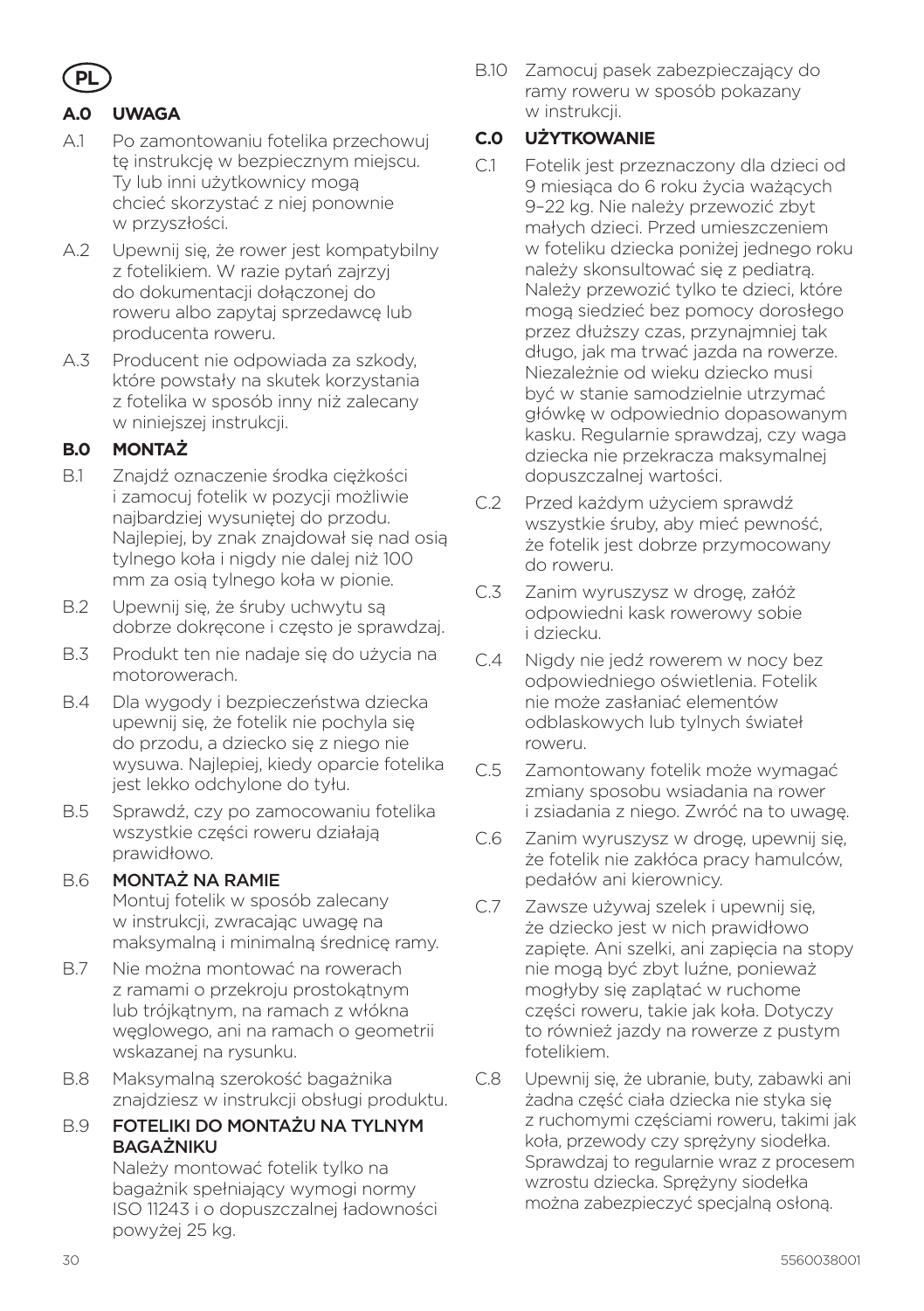**PL**

## A.0 UWAGA

A.1 Po zamontowaniu fotelika przechowuj tę instrukcję w bezpiecznym miejscu. Ty lub inni użytkownicy mogą chcieć skorzystać z niej ponownie w przyszłości.

A.2 Upewnij się, że rower jest kompatybilny z fotelikiem. W razie pytań zajrzyj do dokumentacji dołączonej do roweru albo zapytaj sprzedawcę lub producenta roweru.

A.3 Producent nie odpowiada za szkody, które powstały na skutek korzystania z fotelika w sposób inny niż zalecany w niniejszej instrukcji.

## B.0 MONTAŻ

B.1 Znajdź oznaczenie środka ciężkości i zamocuj fotelik w pozycji możliwie najbardziej wysuniętej do przodu. Najlepiej, by znak znajdował się nad osią tylnego koła i nigdy nie dalej niż 100 mm za osią tylnego koła w pionie.

B.2 Upewnij się, że śruby uchwytu są dobrze dokręcone i często je sprawdzaj.

B.3 Produkt ten nie nadaje się do użycia na motorowerach.

B.4 Dla wygody i bezpieczeństwa dziecka upewnij się, że fotelik nie pochyla się do przodu, a dziecko się z niego nie wysuwa. Najlepiej, kiedy oparcie fotelika jest lekko odchylone do tyłu.

B.5 Sprawdź, czy po zamocowaniu fotelika wszystkie części roweru działają prawidłowo.

B.6 **MONTAŻ NA RAMIE**
Montuj fotelik w sposób zalecany w instrukcji, zwracając uwagę na maksymalną i minimalną średnicę ramy.

B.7 Nie można montować na rowerach z ramami o przekroju prostokątnym lub trójkątnym, na ramach z włókna węglowego, ani na ramach o geometrii wskazanej na rysunku.

B.8 Maksymalną szerokość bagażnika znajdziesz w instrukcji obsługi produktu.

B.9 **FOTELIKI DO MONTAŻU NA TYLNYM BAGAŻNIKU**
Należy montować fotelik tylko na bagażnik spełniający wymogi normy ISO 11243 i o dopuszczalnej ładowności powyżej 25 kg.

B.10 Zamocuj pasek zabezpieczający do ramy roweru w sposób pokazany w instrukcji.

## C.0 UŻYTKOWANIE

C.1 Fotelik jest przeznaczony dla dzieci od 9 miesiąca do 6 roku życia ważących 9–22 kg. Nie należy przewozić zbyt małych dzieci. Przed umieszczeniem w foteliku dziecka poniżej jednego roku należy skonsultować się z pediatrą. Należy przewozić tylko te dzieci, które mogą siedzieć bez pomocy dorosłego przez dłuższy czas, przynajmniej tak długo, jak ma trwać jazda na rowerze. Niezależnie od wieku dziecko musi być w stanie samodzielnie utrzymać główkę w odpowiednio dopasowanym kasku. Regularnie sprawdzaj, czy waga dziecka nie przekracza maksymalnej dopuszczalnej wartości.

C.2 Przed każdym użyciem sprawdź wszystkie śruby, aby mieć pewność, że fotelik jest dobrze przymocowany do roweru.

C.3 Zanim wyruszysz w drogę, załóż odpowiedni kask rowerowy sobie i dziecku.

C.4 Nigdy nie jedź rowerem w nocy bez odpowiedniego oświetlenia. Fotelik nie może zasłaniać elementów odblaskowych lub tylnych świateł roweru.

C.5 Zamontowany fotelik może wymagać zmiany sposobu wsiadania na rower i zsiadania z niego. Zwróć na to uwagę.

C.6 Zanim wyruszysz w drogę, upewnij się, że fotelik nie zakłóca pracy hamulców, pedałów ani kierownicy.

C.7 Zawsze używaj szelek i upewnij się, że dziecko jest w nich prawidłowo zapięte. Ani szelki, ani zapięcia na stopy nie mogą być zbyt luźne, ponieważ mogłyby się zaplątać w ruchome części roweru, takie jak koła. Dotyczy to również jazdy na rowerze z pustym fotelikiem.

C.8 Upewnij się, że ubranie, buty, zabawki ani żadna część ciała dziecka nie styka się z ruchomymi częściami roweru, takimi jak koła, przewody czy sprężyny siodełka. Sprawdzaj to regularnie wraz z procesem wzrostu dziecka. Sprężyny siodełka można zabezpieczyć specjalną osłoną.

5560038001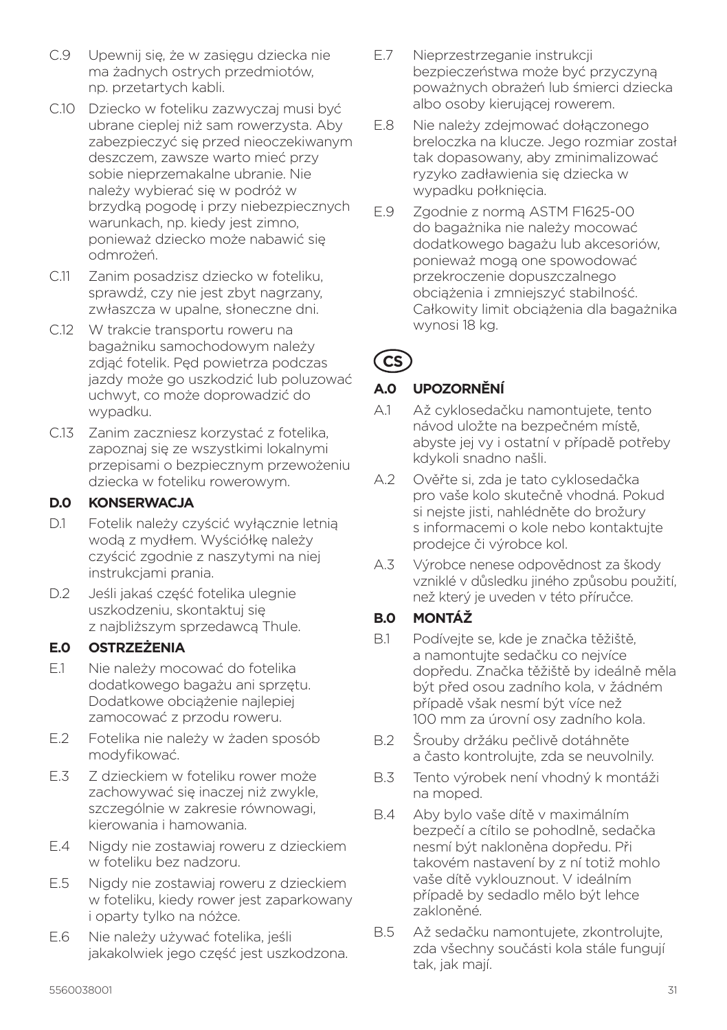C.9 Upewnij się, że w zasięgu dziecka nie ma żadnych ostrych przedmiotów, np. przetartych kabli.

C.10 Dziecko w foteliku zazwyczaj musi być ubrane cieplej niż sam rowerzysta. Aby zabezpieczyć się przed nieoczekiwanym deszczem, zawsze warto mieć przy sobie nieprzemakalne ubranie. Nie należy wybierać się w podróż w brzydką pogodę i przy niebezpiecznych warunkach, np. kiedy jest zimno, ponieważ dziecko może nabawić się odmrożeń.

C.11 Zanim posadzisz dziecko w foteliku, sprawdź, czy nie jest zbyt nagrzany, zwłaszcza w upalne, słoneczne dni.

C.12 W trakcie transportu roweru na bagażniku samochodowym należy zdjąć fotelik. Pęd powietrza podczas jazdy może go uszkodzić lub poluzować uchwyt, co może doprowadzić do wypadku.

C.13 Zanim zaczniesz korzystać z fotelika, zapoznaj się ze wszystkimi lokalnymi przepisami o bezpiecznym przewożeniu dziecka w foteliku rowerowym.

**D.0 KONSERWACJA**

D.1 Fotelik należy czyścić wyłącznie letnią wodą z mydłem. Wyściółkę należy czyścić zgodnie z naszytymi na niej instrukcjami prania.

D.2 Jeśli jakaś część fotelika ulegnie uszkodzeniu, skontaktuj się z najbliższym sprzedawcą Thule.

**E.0 OSTRZEŻENIA**

E.1 Nie należy mocować do fotelika dodatkowego bagażu ani sprzętu. Dodatkowe obciążenie najlepiej zamocować z przodu roweru.

E.2 Fotelika nie należy w żaden sposób modyfikować.

E.3 Z dzieckiem w foteliku rower może zachowywać się inaczej niż zwykle, szczególnie w zakresie równowagi, kierowania i hamowania.

E.4 Nigdy nie zostawiaj roweru z dzieckiem w foteliku bez nadzoru.

E.5 Nigdy nie zostawiaj roweru z dzieckiem w foteliku, kiedy rower jest zaparkowany i oparty tylko na nóżce.

E.6 Nie należy używać fotelika, jeśli jakakolwiek jego część jest uszkodzona.

E.7 Nieprzestrzeganie instrukcji bezpieczeństwa może być przyczyną poważnych obrażeń lub śmierci dziecka albo osoby kierującej rowerem.

E.8 Nie należy zdejmować dołączonego breloczka na klucze. Jego rozmiar został tak dopasowany, aby zminimalizować ryzyko zadławienia się dziecka w wypadku połknięcia.

E.9 Zgodnie z normą ASTM F1625-00 do bagażnika nie należy mocować dodatkowego bagażu lub akcesoriów, ponieważ mogą one spowodować przekroczenie dopuszczalnego obciążenia i zmniejszyć stabilność. Całkowity limit obciążenia dla bagażnika wynosi 18 kg.

**CS**

**A.0 UPOZORNĚNÍ**

A.1 Až cyklosedačku namontujete, tento návod uložte na bezpečném místě, abyste jej vy i ostatní v případě potřeby kdykoli snadno našli.

A.2 Ověřte si, zda je tato cyklosedačka pro vaše kolo skutečně vhodná. Pokud si nejste jisti, nahlédněte do brožury s informacemi o kole nebo kontaktujte prodejce či výrobce kol.

A.3 Výrobce nenese odpovědnost za škody vzniklé v důsledku jiného způsobu použití, než který je uveden v této příručce.

**B.0 MONTÁŽ**

B.1 Podívejte se, kde je značka těžiště, a namontujte sedačku co nejvíce dopředu. Značka těžiště by ideálně měla být před osou zadního kola, v žádném případě však nesmí být více než 100 mm za úrovní osy zadního kola.

B.2 Šrouby držáku pečlivě dotáhněte a často kontrolujte, zda se neuvolnily.

B.3 Tento výrobek není vhodný k montáži na moped.

B.4 Aby bylo vaše dítě v maximálním bezpečí a cítilo se pohodlně, sedačka nesmí být nakloněna dopředu. Při takovém nastavení by z ní totiž mohlo vaše dítě vyklouznout. V ideálním případě by sedadlo mělo být lehce zakloněné.

B.5 Až sedačku namontujete, zkontrolujte, zda všechny součásti kola stále fungují tak, jak mají.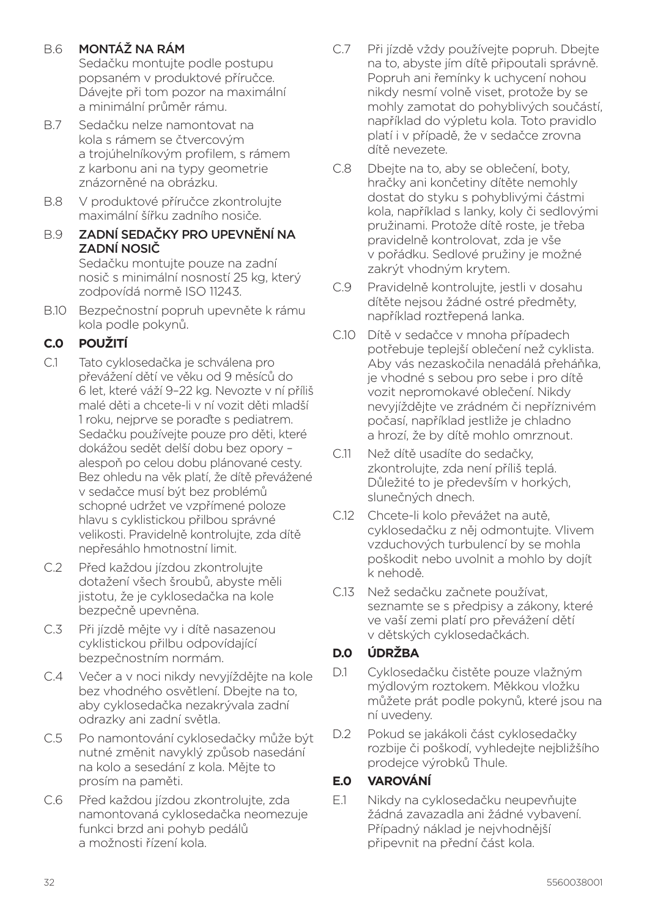B.6 **MONTÁŽ NA RÁM**
Sedačku montujte podle postupu popsaném v produktové příručce. Dávejte při tom pozor na maximální a minimální průměr rámu.

B.7 Sedačku nelze namontovat na kola s rámem se čtvercovým a trojúhelníkovým profilem, s rámem z karbonu ani na typy geometrie znázorněné na obrázku.

B.8 V produktové příručce zkontrolujte maximální šířku zadního nosiče.

B.9 **ZADNÍ SEDAČKY PRO UPEVNĚNÍ NA ZADNÍ NOSIČ**
Sedačku montujte pouze na zadní nosič s minimální nosností 25 kg, který zodpovídá normě ISO 11243.

B.10 Bezpečnostní popruh upevněte k rámu kola podle pokynů.

## C.0 POUŽITÍ

C.1 Tato cyklosedačka je schválena pro převážení dětí ve věku od 9 měsíců do 6 let, které váží 9–22 kg. Nevozte v ní příliš malé děti a chcete-li v ní vozit děti mladší 1 roku, nejprve se poraďte s pediatrem. Sedačku používejte pouze pro děti, které dokážou sedět delší dobu bez opory – alespoň po celou dobu plánované cesty. Bez ohledu na věk platí, že dítě převážené v sedačce musí být bez problémů schopné udržet ve vzpřímené poloze hlavu s cyklistickou přilbou správné velikosti. Pravidelně kontrolujte, zda dítě nepřesáhlo hmotnostní limit.

C.2 Před každou jízdou zkontrolujte dotažení všech šroubů, abyste měli jistotu, že je cyklosedačka na kole bezpečně upevněna.

C.3 Při jízdě mějte vy i dítě nasazenou cyklistickou přilbu odpovídající bezpečnostním normám.

C.4 Večer a v noci nikdy nevyjíždějte na kole bez vhodného osvětlení. Dbejte na to, aby cyklosedačka nezakrývala zadní odrazky ani zadní světla.

C.5 Po namontování cyklosedačky může být nutné změnit navyklý způsob nasedání na kolo a sesedání z kola. Mějte to prosím na paměti.

C.6 Před každou jízdou zkontrolujte, zda namontovaná cyklosedačka neomezuje funkci brzd ani pohyb pedálů a možnosti řízení kola.

C.7 Při jízdě vždy používejte popruh. Dbejte na to, abyste jím dítě připoutali správně. Popruh ani řemínky k uchycení nohou nikdy nesmí volně viset, protože by se mohly zamotat do pohyblivých součástí, například do výpletu kola. Toto pravidlo platí i v případě, že v sedačce zrovna dítě nevezete.

C.8 Dbejte na to, aby se oblečení, boty, hračky ani končetiny dítěte nemohly dostat do styku s pohyblivými částmi kola, například s lanky, koly či sedlovými pružinami. Protože dítě roste, je třeba pravidelně kontrolovat, zda je vše v pořádku. Sedlové pružiny je možné zakrýt vhodným krytem.

C.9 Pravidelně kontrolujte, jestli v dosahu dítěte nejsou žádné ostré předměty, například roztřepená lanka.

C.10 Dítě v sedačce v mnoha případech potřebuje teplejší oblečení než cyklista. Aby vás nezaskočila nenadálá přeháňka, je vhodné s sebou pro sebe i pro dítě vozit nepromokavé oblečení. Nikdy nevyjíždějte ve zrádném či nepříznivém počasí, například jestliže je chladno a hrozí, že by dítě mohlo omrznout.

C.11 Než dítě usadíte do sedačky, zkontrolujte, zda není příliš teplá. Důležité to je především v horkých, slunečných dnech.

C.12 Chcete-li kolo převážet na autě, cyklosedačku z něj odmontujte. Vlivem vzduchových turbulencí by se mohla poškodit nebo uvolnit a mohlo by dojít k nehodě.

C.13 Než sedačku začnete používat, seznamte se s předpisy a zákony, které ve vaší zemi platí pro převážení dětí v dětských cyklosedačkách.

## D.0 ÚDRŽBA

D.1 Cyklosedačku čistěte pouze vlažným mýdlovým roztokem. Měkkou vložku můžete prát podle pokynů, které jsou na ní uvedeny.

D.2 Pokud se jakákoli část cyklosedačky rozbije či poškodí, vyhledejte nejbližšího prodejce výrobků Thule.

## E.0 VAROVÁNÍ

E.1 Nikdy na cyklosedačku neupevňujte žádná zavazadla ani žádné vybavení. Případný náklad je nejvhodnější připevnit na přední část kola.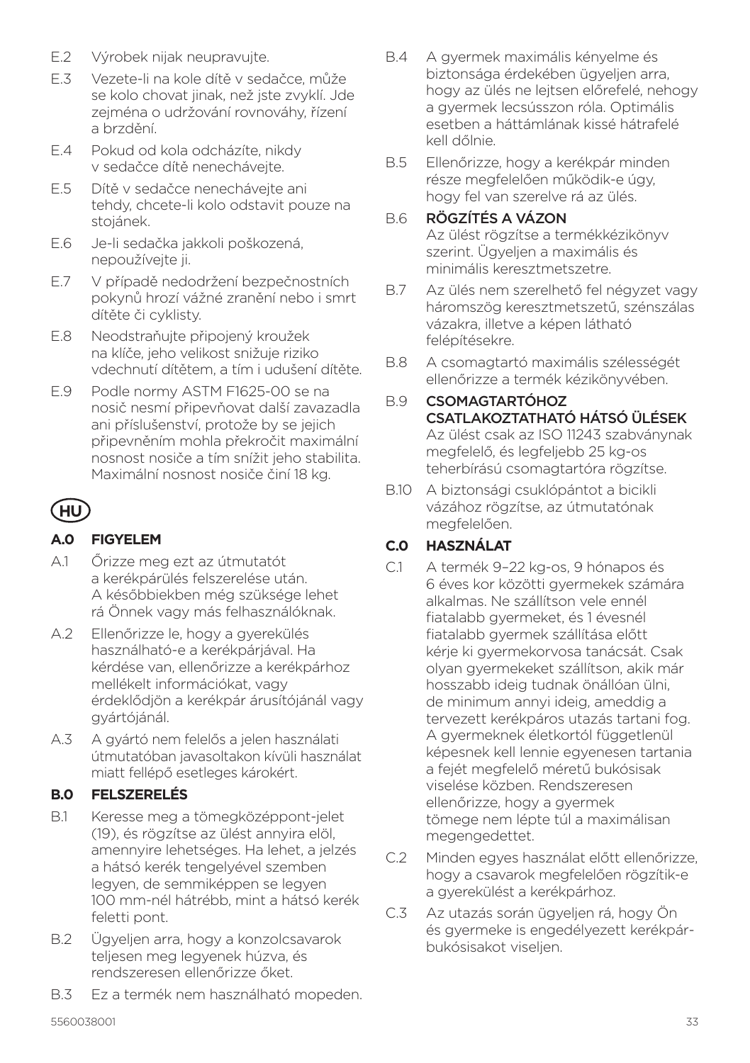E.2 Výrobek nijak neupravujte.

E.3 Vezete-li na kole dítě v sedačce, může se kolo chovat jinak, než jste zvyklí. Jde zejména o udržování rovnováhy, řízení a brzdění.

E.4 Pokud od kola odcházíte, nikdy v sedačce dítě nenechávejte.

E.5 Dítě v sedačce nenechávejte ani tehdy, chcete-li kolo odstavit pouze na stojánek.

E.6 Je-li sedačka jakkoli poškozená, nepoužívejte ji.

E.7 V případě nedodržení bezpečnostních pokynů hrozí vážné zranění nebo i smrt dítěte či cyklisty.

E.8 Neodstraňujte připojený kroužek na klíče, jeho velikost snižuje riziko vdechnutí dítětem, a tím i udušení dítěte.

E.9 Podle normy ASTM F1625-00 se na nosič nesmí připevňovat další zavazadla ani příslušenství, protože by se jejich připevněním mohla překročit maximální nosnost nosiče a tím snížit jeho stabilita. Maximální nosnost nosiče činí 18 kg.

## HU

### A.0 FIGYELEM

A.1 Őrizze meg ezt az útmutatót a kerékpárülés felszerelése után. A későbbiekben még szüksége lehet rá Önnek vagy más felhasználóknak.

A.2 Ellenőrizze le, hogy a gyerekülés használható-e a kerékpárjával. Ha kérdése van, ellenőrizze a kerékpárhoz mellékelt információkat, vagy érdeklődjön a kerékpár árusítójánál vagy gyártójánál.

A.3 A gyártó nem felelős a jelen használati útmutatóban javasoltakon kívüli használat miatt fellépő esetleges károkért.

### B.0 FELSZERELÉS

B.1 Keresse meg a tömegközéppont-jelet (19), és rögzítse az ülést annyira elöl, amennyire lehetséges. Ha lehet, a jelzés a hátsó kerék tengelyével szemben legyen, de semmiképpen se legyen 100 mm-nél hátrébb, mint a hátsó kerék feletti pont.

B.2 Ügyeljen arra, hogy a konzolcsavarok teljesen meg legyenek húzva, és rendszeresen ellenőrizze őket.

B.3 Ez a termék nem használható mopeden.

B.4 A gyermek maximális kényelme és biztonsága érdekében ügyeljen arra, hogy az ülés ne lejtsen előrefelé, nehogy a gyermek lecsússzon róla. Optimális esetben a háttámlának kissé hátrafelé kell dőlnie.

B.5 Ellenőrizze, hogy a kerékpár minden része megfelelően működik-e úgy, hogy fel van szerelve rá az ülés.

B.6 **RÖGZÍTÉS A VÁZON**
Az ülést rögzítse a termékkézikönyv szerint. Ügyeljen a maximális és minimális keresztmetszetre.

B.7 Az ülés nem szerelhető fel négyzet vagy háromszög keresztmetszetű, szénszálas vázakra, illetve a képen látható felépítésekre.

B.8 A csomagtartó maximális szélességét ellenőrizze a termék kézikönyvében.

B.9 **CSOMAGTARTÓHOZ CSATLAKOZTATHATÓ HÁTSÓ ÜLÉSEK**
Az ülést csak az ISO 11243 szabványnak megfelelő, és legfeljebb 25 kg-os teherbírású csomagtartóra rögzítse.

B.10 A biztonsági csuklópántot a bicikli vázához rögzítse, az útmutatónak megfelelően.

### C.0 HASZNÁLAT

C.1 A termék 9–22 kg-os, 9 hónapos és 6 éves kor közötti gyermekek számára alkalmas. Ne szállítson vele ennél fiatalabb gyermeket, és 1 évesnél fiatalabb gyermek szállítása előtt kérje ki gyermekorvosa tanácsát. Csak olyan gyermekeket szállítson, akik már hosszabb ideig tudnak önállóan ülni, de minimum annyi ideig, ameddig a tervezett kerékpáros utazás tartani fog. A gyermeknek életkortól függetlenül képesnek kell lennie egyenesen tartania a fejét megfelelő méretű bukósisak viselése közben. Rendszeresen ellenőrizze, hogy a gyermek tömege nem lépte túl a maximálisan megengedettet.

C.2 Minden egyes használat előtt ellenőrizze, hogy a csavarok megfelelően rögzítik-e a gyerekülést a kerékpárhoz.

C.3 Az utazás során ügyeljen rá, hogy Ön és gyermeke is engedélyezett kerékpár-bukósisakot viseljen.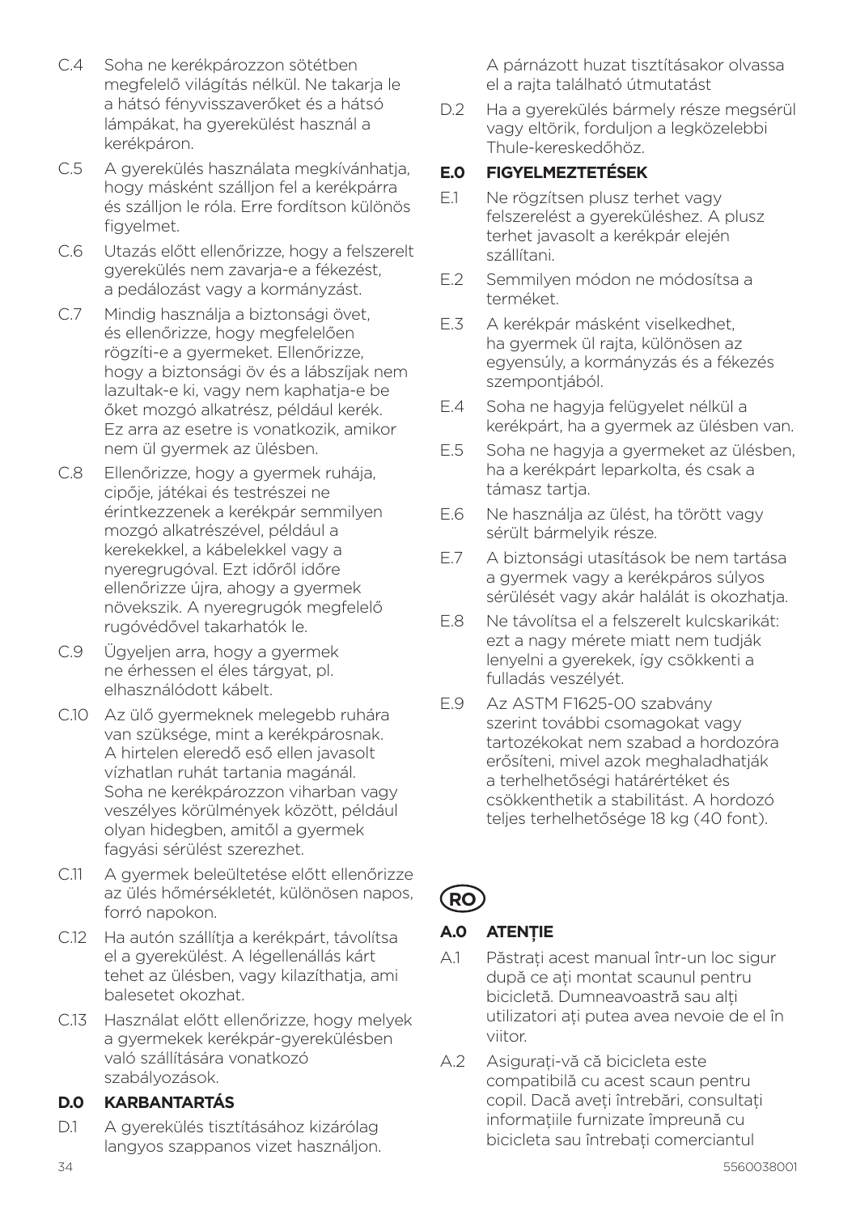C.4 Soha ne kerékpározzon sötétben megfelelő világítás nélkül. Ne takarja le a hátsó fényvisszaverőket és a hátsó lámpákat, ha gyereknülést használ a kerékpáron.

C.5 A gyereknülés használata megkívánhatja, hogy másként szálljon fel a kerékpárra és szálljon le róla. Erre fordítson különös figyelmet.

C.6 Utazás előtt ellenőrizze, hogy a felszerelt gyereknülés nem zavarja-e a fékezést, a pedálozást vagy a kormányzást.

C.7 Mindig használja a biztonsági övet, és ellenőrizze, hogy megfelelően rögzíti-e a gyermeket. Ellenőrizze, hogy a biztonsági öv és a lábszíjak nem lazultak-e ki, vagy nem kaphatja-e be őket mozgó alkatrész, például kerék. Ez arra az esetre is vonatkozik, amikor nem ül gyermek az ülésben.

C.8 Ellenőrizze, hogy a gyermek ruhája, cipője, játékai és testrészei ne érintkezzenek a kerékpár semmilyen mozgó alkatrészével, például a kerekekkel, a kábelekkel vagy a nyeregrugóval. Ezt időről időre ellenőrizze újra, ahogy a gyermek növekszik. A nyeregrugók megfelelő rugóvédővel takarhatók le.

C.9 Ügyeljen arra, hogy a gyermek ne érhessen el éles tárgyat, pl. elhasználódott kábelt.

C.10 Az ülő gyermeknek melegebb ruhára van szüksége, mint a kerékpárosnak. A hirtelen eleredő eső ellen javasolt vízhatlan ruhát tartania magánál. Soha ne kerékpározzon viharban vagy veszélyes körülmények között, például olyan hidegben, amitől a gyermek fagyási sérülést szerezhet.

C.11 A gyermek beültetése előtt ellenőrizze az ülés hőmérsékletét, különösen napos, forró napokon.

C.12 Ha autón szállítja a kerékpárt, távolítsa el a gyereknülést. A légellenállás kárt tehet az ülésben, vagy kilazíthatja, ami balesetet okozhat.

C.13 Használat előtt ellenőrizze, hogy melyek a gyermekek kerékpár-gyereknülésben való szállítására vonatkozó szabályozások.

## D.0 KARBANTARTÁS

D.1 A gyereknülés tisztításához kizárólag langyos szappanos vizet használjon. A párnázott huzat tisztításakor olvassa el a rajta található útmutatást

D.2 Ha a gyereknülés bármely része megsérül vagy eltörik, forduljon a legközelebbi Thule-kereskedőhöz.

## E.0 FIGYELMEZTETÉSEK

E.1 Ne rögzítsen plusz terhet vagy felszerelést a gyereknüléshez. A plusz terhet javasolt a kerékpár elején szállítani.

E.2 Semmilyen módon ne módosítsa a terméket.

E.3 A kerékpár másként viselkedhet, ha gyermek ül rajta, különösen az egyensúly, a kormányzás és a fékezés szempontjából.

E.4 Soha ne hagyja felügyelet nélkül a kerékpárt, ha a gyermek az ülésben van.

E.5 Soha ne hagyja a gyermeket az ülésben, ha a kerékpárt leparkolta, és csak a támasz tartja.

E.6 Ne használja az ülést, ha törött vagy sérült bármelyik része.

E.7 A biztonsági utasítások be nem tartása a gyermek vagy a kerékpáros súlyos sérülését vagy akár halálát is okozhatja.

E.8 Ne távolítsa el a felszerelt kulcskarikát: ezt a nagy mérete miatt nem tudják lenyelni a gyerekek, így csökkenti a fulladás veszélyét.

E.9 Az ASTM F1625-00 szabvány szerint további csomagokat vagy tartozékokat nem szabad a hordozóra erősíteni, mivel azok meghaladhatják a terhelhetőségi határértéket és csökkenthetik a stabilitást. A hordozó teljes terhelhetősége 18 kg (40 font).

# RO

## A.0 ATENȚIE

A.1 Păstrați acest manual într-un loc sigur după ce ați montat scaunul pentru bicicletă. Dumneavoastră sau alți utilizatori ați putea avea nevoie de el în viitor.

A.2 Asigurați-vă că bicicleta este compatibilă cu acest scaun pentru copil. Dacă aveți întrebări, consultați informațiile furnizate împreună cu bicicleta sau întrebați comerciantul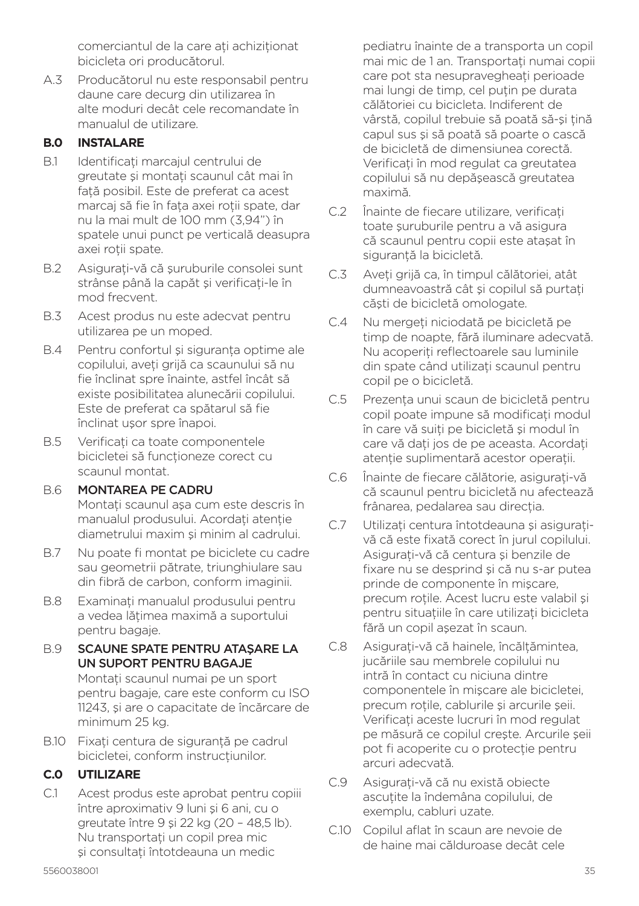comerciantul de la care ați achiziționat bicicleta ori producătorul.

A.3 Producătorul nu este responsabil pentru daune care decurg din utilizarea în alte moduri decât cele recomandate în manualul de utilizare.

## B.0 INSTALARE

B.1 Identificați marcajul centrului de greutate și montați scaunul cât mai în față posibil. Este de preferat ca acest marcaj să fie în fața axei roții spate, dar nu la mai mult de 100 mm (3,94") în spatele unui punct pe verticală deasupra axei roții spate.

B.2 Asigurați-vă că șuruburile consolei sunt strânse până la capăt și verificați-le în mod frecvent.

B.3 Acest produs nu este adecvat pentru utilizarea pe un moped.

B.4 Pentru confortul și siguranța optime ale copilului, aveți grijă ca scaunului să nu fie înclinat spre înainte, astfel încât să existe posibilitatea alunecării copilului. Este de preferat ca spătarul să fie înclinat ușor spre înapoi.

B.5 Verificați ca toate componentele bicicletei să funcționeze corect cu scaunul montat.

B.6 **MONTAREA PE CADRU**
Montați scaunul așa cum este descris în manualul produsului. Acordați atenție diametrului maxim și minim al cadrului.

B.7 Nu poate fi montat pe biciclete cu cadre sau geometrii pătrate, triunghiulare sau din fibră de carbon, conform imaginii.

B.8 Examinați manualul produsului pentru a vedea lățimea maximă a suportului pentru bagaje.

B.9 **SCAUNE SPATE PENTRU ATAȘARE LA UN SUPORT PENTRU BAGAJE**
Montați scaunul numai pe un sport pentru bagaje, care este conform cu ISO 11243, și are o capacitate de încărcare de minimum 25 kg.

B.10 Fixați centura de siguranță pe cadrul bicicletei, conform instrucțiunilor.

## C.0 UTILIZARE

C.1 Acest produs este aprobat pentru copiii între aproximativ 9 luni și 6 ani, cu o greutate între 9 și 22 kg (20 – 48,5 lb). Nu transportați un copil prea mic și consultați întotdeauna un medic pediatru înainte de a transporta un copil mai mic de 1 an. Transportați numai copii care pot sta nesupravegheați perioade mai lungi de timp, cel puțin pe durata călătoriei cu bicicleta. Indiferent de vârstă, copilul trebuie să poată să-și țină capul sus și să poată să poarte o cască de bicicletă de dimensiunea corectă. Verificați în mod regulat ca greutatea copilului să nu depășească greutatea maximă.

C.2 Înainte de fiecare utilizare, verificați toate șuruburile pentru a vă asigura că scaunul pentru copii este atașat în siguranță la bicicletă.

C.3 Aveți grijă ca, în timpul călătoriei, atât dumneavoastră cât și copilul să purtați căști de bicicletă omologate.

C.4 Nu mergeți niciodată pe bicicletă pe timp de noapte, fără iluminare adecvată. Nu acoperiți reflectoarele sau luminile din spate când utilizați scaunul pentru copil pe o bicicletă.

C.5 Prezența unui scaun de bicicletă pentru copil poate impune să modificați modul în care vă suiți pe bicicletă și modul în care vă dați jos de pe aceasta. Acordați atenție suplimentară acestor operații.

C.6 Înainte de fiecare călătorie, asigurați-vă că scaunul pentru bicicletă nu afectează frânarea, pedalarea sau direcția.

C.7 Utilizați centura întotdeauna și asigurați-vă că este fixată corect în jurul copilului. Asigurați-vă că centura și benzile de fixare nu se desprind și că nu s-ar putea prinde de componente în mișcare, precum roțile. Acest lucru este valabil și pentru situațiile în care utilizați bicicleta fără un copil așezat în scaun.

C.8 Asigurați-vă că hainele, încălțămintea, jucăriile sau membrele copilului nu intră în contact cu niciuna dintre componentele în mișcare ale bicicletei, precum roțile, cablurile și arcurile șeii. Verificați aceste lucruri în mod regulat pe măsură ce copilul crește. Arcurile șeii pot fi acoperite cu o protecție pentru arcuri adecvată.

C.9 Asigurați-vă că nu există obiecte ascuțite la îndemâna copilului, de exemplu, cabluri uzate.

C.10 Copilul aflat în scaun are nevoie de de haine mai călduroase decât cele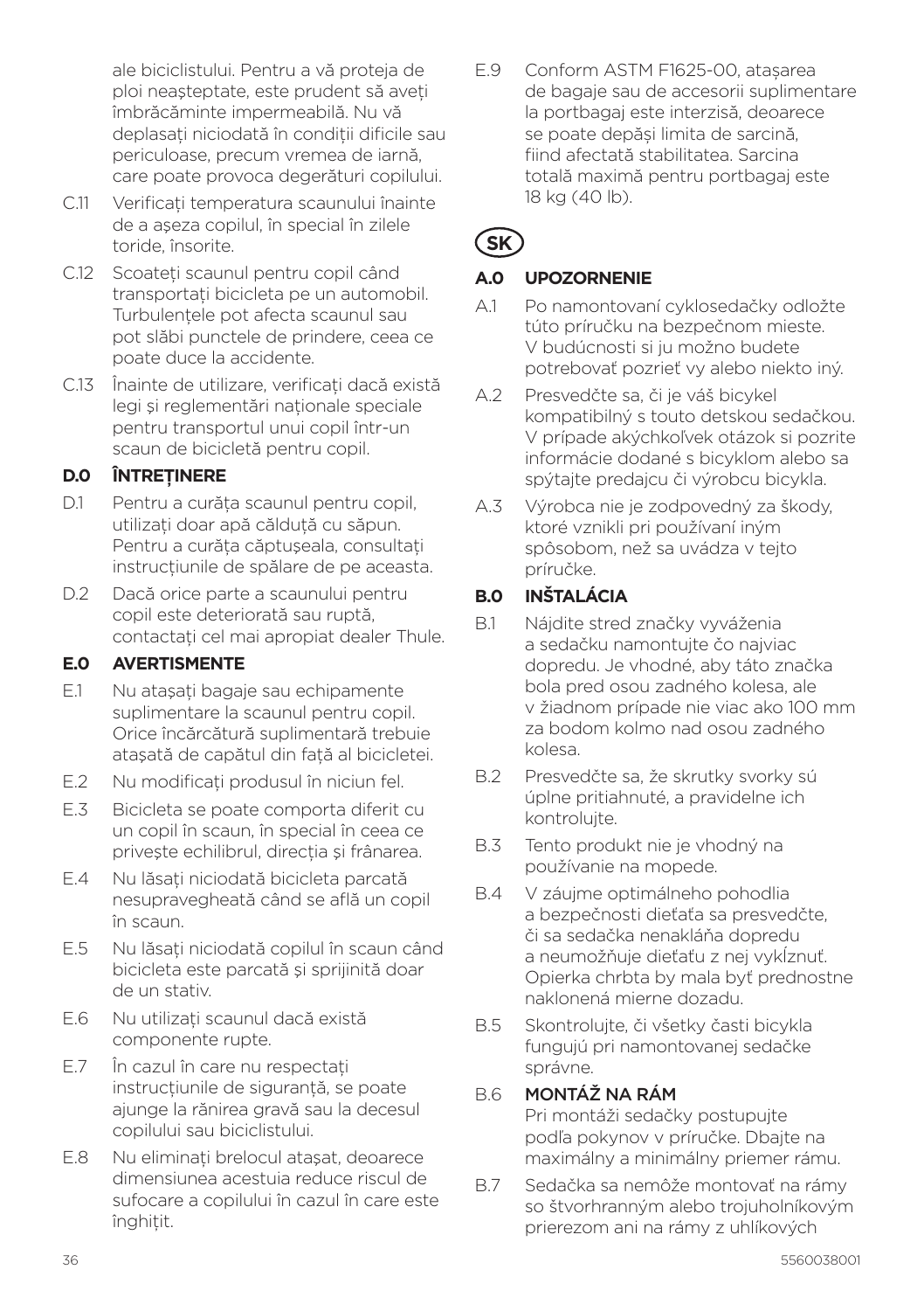ale biciclistului. Pentru a vă proteja de ploi neașteptate, este prudent să aveți îmbrăcăminte impermeabilă. Nu vă deplasați niciodată în condiții dificile sau periculoase, precum vremea de iarnă, care poate provoca degerături copilului.

C.11 Verificați temperatura scaunului înainte de a așeza copilul, în special în zilele toride, însorite.

C.12 Scoateți scaunul pentru copil când transportați bicicleta pe un automobil. Turbulențele pot afecta scaunul sau pot slăbi punctele de prindere, ceea ce poate duce la accidente.

C.13 Înainte de utilizare, verificați dacă există legi și reglementări naționale speciale pentru transportul unui copil într-un scaun de bicicletă pentru copil.

### D.0 ÎNTREȚINERE

D.1 Pentru a curăța scaunul pentru copil, utilizați doar apă călduță cu săpun. Pentru a curăța căptușeala, consultați instrucțiunile de spălare de pe aceasta.

D.2 Dacă orice parte a scaunului pentru copil este deteriorată sau ruptă, contactați cel mai apropiat dealer Thule.

### E.0 AVERTISMENTE

E.1 Nu atașați bagaje sau echipamente suplimentare la scaunul pentru copil. Orice încărcătură suplimentară trebuie atașată de capătul din față al bicicletei.

E.2 Nu modificați produsul în niciun fel.

E.3 Bicicleta se poate comporta diferit cu un copil în scaun, în special în ceea ce privește echilibrul, direcția și frânarea.

E.4 Nu lăsați niciodată bicicleta parcată nesupravegheată când se află un copil în scaun.

E.5 Nu lăsați niciodată copilul în scaun când bicicleta este parcată și sprijinită doar de un stativ.

E.6 Nu utilizați scaunul dacă există componente rupte.

E.7 În cazul în care nu respectați instrucțiunile de siguranță, se poate ajunge la rănirea gravă sau la decesul copilului sau biciclistului.

E.8 Nu eliminați brelocul atașat, deoarece dimensiunea acestuia reduce riscul de sufocare a copilului în cazul în care este înghițit.

E.9 Conform ASTM F1625-00, atașarea de bagaje sau de accesorii suplimentare la portbagaj este interzisă, deoarece se poate depăși limita de sarcină, fiind afectată stabilitatea. Sarcina totală maximă pentru portbagaj este 18 kg (40 lb).

## SK

### A.0 UPOZORNENIE

A.1 Po namontovaní cyklosedačky odložte túto príručku na bezpečnom mieste. V budúcnosti si ju možno budete potrebovať pozrieť vy alebo niekto iný.

A.2 Presvedčte sa, či je váš bicykel kompatibilný s touto detskou sedačkou. V prípade akýchkoľvek otázok si pozrite informácie dodané s bicyklom alebo sa spýtajte predajcu či výrobcu bicykla.

A.3 Výrobca nie je zodpovedný za škody, ktoré vznikli pri používaní iným spôsobom, než sa uvádza v tejto príručke.

### B.0 INŠTALÁCIA

B.1 Nájdite stred značky vyváženia a sedačku namontujte čo najviac dopredu. Je vhodné, aby táto značka bola pred osou zadného kolesa, ale v žiadnom prípade nie viac ako 100 mm za bodom kolmo nad osou zadného kolesa.

B.2 Presvedčte sa, že skrutky svorky sú úplne pritiahnuté, a pravidelne ich kontrolujte.

B.3 Tento produkt nie je vhodný na používanie na mopede.

B.4 V záujme optimálneho pohodlia a bezpečnosti dieťaťa sa presvedčte, či sa sedačka nenakláňa dopredu a neumožňuje dieťaťu z nej vykĺznuť. Opierka chrbta by mala byť prednostne naklonená mierne dozadu.

B.5 Skontrolujte, či všetky časti bicykla fungujú pri namontovanej sedačke správne.

B.6 **MONTÁŽ NA RÁM**
Pri montáži sedačky postupujte podľa pokynov v príručke. Dbajte na maximálny a minimálny priemer rámu.

B.7 Sedačka sa nemôže montovať na rámy so štvorhranným alebo trojuholníkovým prierezom ani na rámy z uhlíkových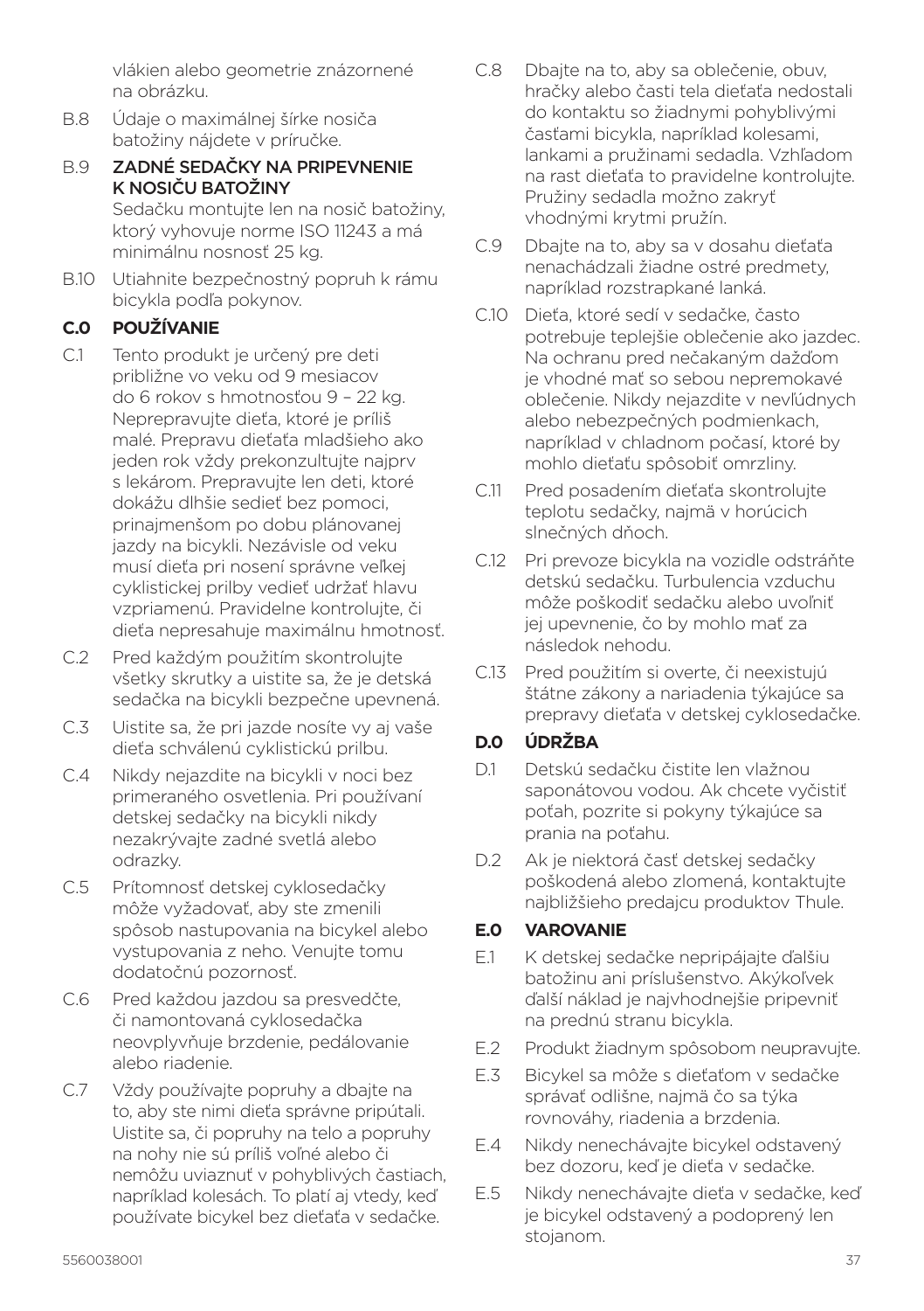vlákien alebo geometrie znázornené na obrázku.

B.8 Údaje o maximálnej šírke nosiča batožiny nájdete v príručke.

B.9 **ZADNÉ SEDAČKY NA PRIPEVNENIE K NOSIČU BATOŽINY**
Sedačku montujte len na nosič batožiny, ktorý vyhovuje norme ISO 11243 a má minimálnu nosnosť 25 kg.

B.10 Utiahnite bezpečnostný popruh k rámu bicykla podľa pokynov.

## C.0 POUŽÍVANIE

C.1 Tento produkt je určený pre deti približne vo veku od 9 mesiacov do 6 rokov s hmotnosťou 9 – 22 kg. Neprepravujte dieťa, ktoré je príliš malé. Prepravu dieťaťa mladšieho ako jeden rok vždy prekonzultujte najprv s lekárom. Prepravujte len deti, ktoré dokážu dlhšie sedieť bez pomoci, prinajmenšom po dobu plánovanej jazdy na bicykli. Nezávisle od veku musí dieťa pri nosení správne veľkej cyklistickej prilby vedieť udržať hlavu vzpriamenú. Pravidelne kontrolujte, či dieťa nepresahuje maximálnu hmotnosť.

C.2 Pred každým použitím skontrolujte všetky skrutky a uistite sa, že je detská sedačka na bicykli bezpečne upevnená.

C.3 Uistite sa, že pri jazde nosíte vy aj vaše dieťa schválenú cyklistickú prilbu.

C.4 Nikdy nejazdite na bicykli v noci bez primeraného osvetlenia. Pri používaní detskej sedačky na bicykli nikdy nezakrývajte zadné svetlá alebo odrazky.

C.5 Prítomnosť detskej cyklosedačky môže vyžadovať, aby ste zmenili spôsob nastupovania na bicykel alebo vystupovania z neho. Venujte tomu dodatočnú pozornosť.

C.6 Pred každou jazdou sa presvedčte, či namontovaná cyklosedačka neovplyvňuje brzdenie, pedálovanie alebo riadenie.

C.7 Vždy používajte popruhy a dbajte na to, aby ste nimi dieťa správne pripútali. Uistite sa, či popruhy na telo a popruhy na nohy nie sú príliš voľné alebo či nemôžu uviaznuť v pohyblivých častiach, napríklad kolesách. To platí aj vtedy, keď používate bicykel bez dieťaťa v sedačke.

C.8 Dbajte na to, aby sa oblečenie, obuv, hračky alebo časti tela dieťaťa nedostali do kontaktu so žiadnymi pohyblivými časťami bicykla, napríklad kolesami, lankami a pružinami sedadla. Vzhľadom na rast dieťaťa to pravidelne kontrolujte. Pružiny sedadla možno zakryť vhodnými krytmi pružín.

C.9 Dbajte na to, aby sa v dosahu dieťaťa nenachádzali žiadne ostré predmety, napríklad rozstrapkané lanká.

C.10 Dieťa, ktoré sedí v sedačke, často potrebuje teplejšie oblečenie ako jazdec. Na ochranu pred nečakaným dažďom je vhodné mať so sebou nepremokavé oblečenie. Nikdy nejazdite v nevľúdnych alebo nebezpečných podmienkach, napríklad v chladnom počasí, ktoré by mohlo dieťaťu spôsobiť omrzliny.

C.11 Pred posadením dieťaťa skontrolujte teplotu sedačky, najmä v horúcich slnečných dňoch.

C.12 Pri prevoze bicykla na vozidle odstráňte detskú sedačku. Turbulencia vzduchu môže poškodiť sedačku alebo uvoľniť jej upevnenie, čo by mohlo mať za následok nehodu.

C.13 Pred použitím si overte, či neexistujú štátne zákony a nariadenia týkajúce sa prepravy dieťaťa v detskej cyklosedačke.

## D.0 ÚDRŽBA

D.1 Detskú sedačku čistite len vlažnou saponátovou vodou. Ak chcete vyčistiť poťah, pozrite si pokyny týkajúce sa prania na poťahu.

D.2 Ak je niektorá časť detskej sedačky poškodená alebo zlomená, kontaktujte najbližšieho predajcu produktov Thule.

## E.0 VAROVANIE

E.1 K detskej sedačke nepripájajte ďalšiu batožinu ani príslušenstvo. Akýkoľvek ďalší náklad je najvhodnejšie pripevniť na prednú stranu bicykla.

E.2 Produkt žiadnym spôsobom neupravujte.

E.3 Bicykel sa môže s dieťaťom v sedačke správať odlišne, najmä čo sa týka rovnováhy, riadenia a brzdenia.

E.4 Nikdy nenechávajte bicykel odstavený bez dozoru, keď je dieťa v sedačke.

E.5 Nikdy nenechávajte dieťa v sedačke, keď je bicykel odstavený a podoprený len stojanom.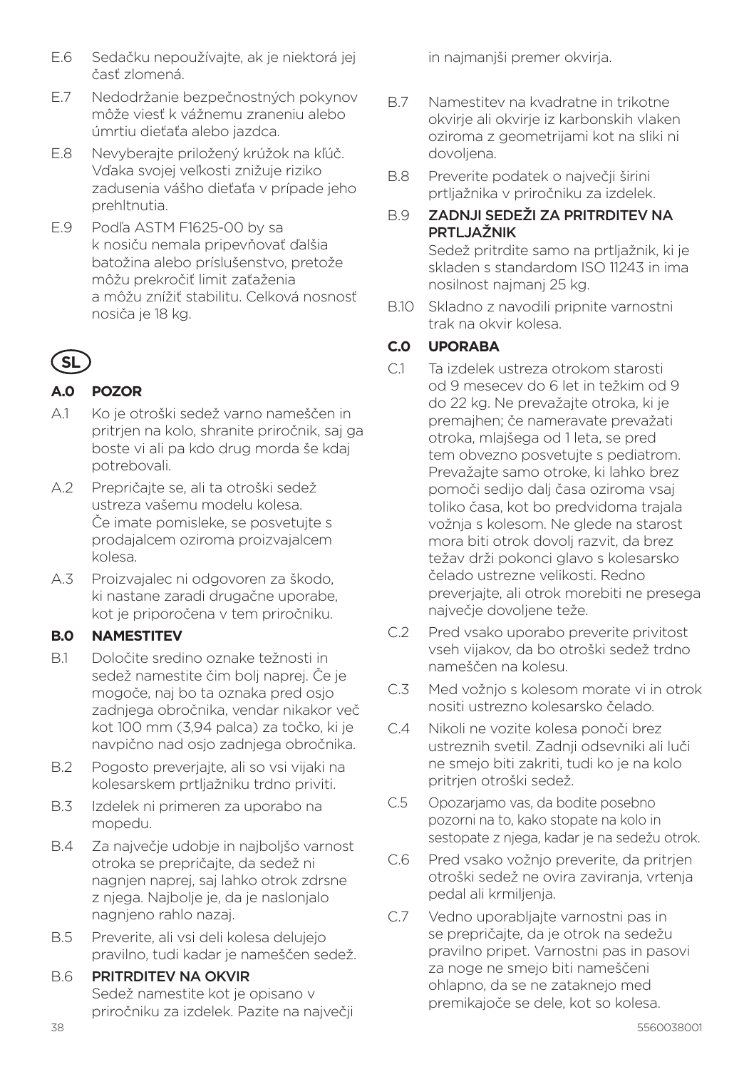E.6 Sedačku nepoužívajte, ak je niektorá jej časť zlomená.

E.7 Nedodržanie bezpečnostných pokynov môže viesť k vážnemu zraneniu alebo úmrtiu dieťaťa alebo jazdca.

E.8 Nevyberajte priložený krúžok na kľúč. Vďaka svojej veľkosti znižuje riziko zadusenia vášho dieťaťa v prípade jeho prehltnutia.

E.9 Podľa ASTM F1625-00 by sa k nosiču nemala pripevňovať ďalšia batožina alebo príslušenstvo, pretože môžu prekročiť limit zaťaženia a môžu znížiť stabilitu. Celková nosnosť nosiča je 18 kg.

# SL

## A.0 POZOR

A.1 Ko je otroški sedež varno nameščen in pritrjen na kolo, shranite priročnik, saj ga boste vi ali pa kdo drug morda še kdaj potrebovali.

A.2 Prepričajte se, ali ta otroški sedež ustreza vašemu modelu kolesa. Če imate pomisleke, se posvetujte s prodajalcem oziroma proizvajalcem kolesa.

A.3 Proizvajalec ni odgovoren za škodo, ki nastane zaradi drugačne uporabe, kot je priporočena v tem priročniku.

## B.0 NAMESTITEV

B.1 Določite sredino oznake težnosti in sedež namestite čim bolj naprej. Če je mogoče, naj bo ta oznaka pred osjo zadnjega obročnika, vendar nikakor več kot 100 mm (3,94 palca) za točko, ki je navpično nad osjo zadnjega obročnika.

B.2 Pogosto preverjajte, ali so vsi vijaki na kolesarskem prtljažniku trdno priviti.

B.3 Izdelek ni primeren za uporabo na mopedu.

B.4 Za največje udobje in najboljšo varnost otroka se prepričajte, da sedež ni nagnjen naprej, saj lahko otrok zdrsne z njega. Najbolje je, da je naslonjalo nagnjeno rahlo nazaj.

B.5 Preverite, ali vsi deli kolesa delujejo pravilno, tudi kadar je nameščen sedež.

B.6 PRITRDITEV NA OKVIR
Sedež namestite kot je opisano v priročniku za izdelek. Pazite na največji in najmanjši premer okvirja.

B.7 Namestitev na kvadratne in trikotne okvirje ali okvirje iz karbonskih vlaken oziroma z geometrijami kot na sliki ni dovoljena.

B.8 Preverite podatek o največji širini prtljažnika v priročniku za izdelek.

B.9 ZADNJI SEDEŽI ZA PRITRDITEV NA PRTLJAŽNIK
Sedež pritrdite samo na prtljažnik, ki je skladen s standardom ISO 11243 in ima nosilnost najmanj 25 kg.

B.10 Skladno z navodili pripnite varnostni trak na okvir kolesa.

## C.0 UPORABA

C.1 Ta izdelek ustreza otrokom starosti od 9 mesecev do 6 let in težkim od 9 do 22 kg. Ne prevažajte otroka, ki je premajhen; če nameravate prevažati otroka, mlajšega od 1 leta, se pred tem obvezno posvetujte s pediatrom. Prevažajte samo otroke, ki lahko brez pomoči sedijo dalj časa oziroma vsaj toliko časa, kot bo predvidoma trajala vožnja s kolesom. Ne glede na starost mora biti otrok dovolj razvit, da brez težav drži pokonci glavo s kolesarsko čelado ustrezne velikosti. Redno preverjajte, ali otrok morebiti ne presega največje dovoljene teže.

C.2 Pred vsako uporabo preverite privitost vseh vijakov, da bo otroški sedež trdno nameščen na kolesu.

C.3 Med vožnjo s kolesom morate vi in otrok nositi ustrezno kolesarsko čelado.

C.4 Nikoli ne vozite kolesa ponoči brez ustreznih svetil. Zadnji odsevniki ali luči ne smejo biti zakriti, tudi ko je na kolo pritrjen otroški sedež.

C.5 Opozarjamo vas, da bodite posebno pozorni na to, kako stopate na kolo in sestopate z njega, kadar je na sedežu otrok.

C.6 Pred vsako vožnjo preverite, da pritrjen otroški sedež ne ovira zaviranja, vrtenja pedal ali krmiljenja.

C.7 Vedno uporabljajte varnostni pas in se prepričajte, da je otrok na sedežu pravilno pripet. Varnostni pas in pasovi za noge ne smejo biti nameščeni ohlapno, da se ne zataknejo med premikajoče se dele, kot so kolesa.

5560038001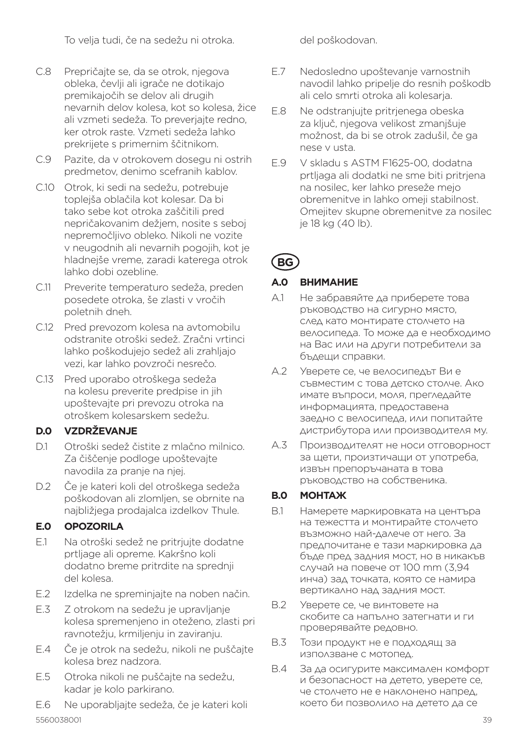To velja tudi, če na sedežu ni otroka.

C.8 Prepričajte se, da se otrok, njegova obleka, čevlji ali igrače ne dotikajo premikajočih se delov ali drugih nevarnih delov kolesa, kot so kolesa, žice ali vzmeti sedeža. To preverjajte redno, ker otrok raste. Vzmeti sedeža lahko prekrijete s primernim ščitnikom.

C.9 Pazite, da v otrokovem dosegu ni ostrih predmetov, denimo scefranih kablov.

C.10 Otrok, ki sedi na sedežu, potrebuje toplejša oblačila kot kolesar. Da bi tako sebe kot otroka zaščitili pred nepričakovanim dežjem, nosite s seboj nepremočljivo obleko. Nikoli ne vozite v neugodnih ali nevarnih pogojih, kot je hladnejše vreme, zaradi katerega otrok lahko dobi ozebline.

C.11 Preverite temperaturo sedeža, preden posedete otroka, še zlasti v vročih poletnih dneh.

C.12 Pred prevozom kolesa na avtomobilu odstranite otroški sedež. Zračni vrtinci lahko poškodujejo sedež ali zrahljajo vezi, kar lahko povzroči nesrečo.

C.13 Pred uporabo otroškega sedeža na kolesu preverite predpise in jih upoštevajte pri prevozu otroka na otroškem kolesarskem sedežu.

## D.0 VZDRŽEVANJE

D.1 Otroški sedež čistite z mlačno milnico. Za čiščenje podloge upoštevajte navodila za pranje na njej.

D.2 Če je kateri koli del otroškega sedeža poškodovan ali zlomljen, se obrnite na najbližjega prodajalca izdelkov Thule.

## E.0 OPOZORILA

E.1 Na otroški sedež ne pritrjujte dodatne prtljage ali opreme. Kakršno koli dodatno breme pritrdite na sprednji del kolesa.

E.2 Izdelka ne spreminjajte na noben način.

E.3 Z otrokom na sedežu je upravljanje kolesa spremenjeno in oteženo, zlasti pri ravnotežju, krmiljenju in zaviranju.

E.4 Če je otrok na sedežu, nikoli ne puščajte kolesa brez nadzora.

E.5 Otroka nikoli ne puščajte na sedežu, kadar je kolo parkirano.

E.6 Ne uporabljajte sedeža, če je kateri koli del poškodovan.

E.7 Nedosledno upoštevanje varnostnih navodil lahko pripelje do resnih poškodb ali celo smrti otroka ali kolesarja.

E.8 Ne odstranjujte pritrjenega obeska za ključ, njegova velikost zmanjšuje možnost, da bi se otrok zadušil, če ga nese v usta.

E.9 V skladu s ASTM F1625-00, dodatna prtljaga ali dodatki ne sme biti pritrjena na nosilec, ker lahko preseže mejo obremenitve in lahko omeji stabilnost. Omejitev skupne obremenitve za nosilec je 18 kg (40 lb).

# BG

## A.0 ВНИМАНИЕ

A.1 Не забравяйте да приберете това ръководство на сигурно място, след като монтирате столчето на велосипеда. То може да е необходимо на Вас или на други потребители за бъдещи справки.

A.2 Уверете се, че велосипедът Ви е съвместим с това детско столче. Ако имате въпроси, моля, прегледайте информацията, предоставена заедно с велосипеда, или попитайте дистрибутора или производителя му.

A.3 Производителят не носи отговорност за щети, произтичащи от употреба, извън препоръчаната в това ръководство на собственика.

## B.0 МОНТАЖ

B.1 Намерете маркировката на центъра на тежестта и монтирайте столчето възможно най-далече от него. За предпочитане е тази маркировка да бъде пред задния мост, но в никакъв случай на повече от 100 mm (3,94 инча) зад точката, която се намира вертикално над задния мост.

B.2 Уверете се, че винтовете на скобите са напълно затегнати и ги проверявайте редовно.

B.3 Този продукт не е подходящ за използване с мотопед.

B.4 За да осигурите максимален комфорт и безопасност на детето, уверете се, че столчето не е наклонено напред, което би позволило на детето да се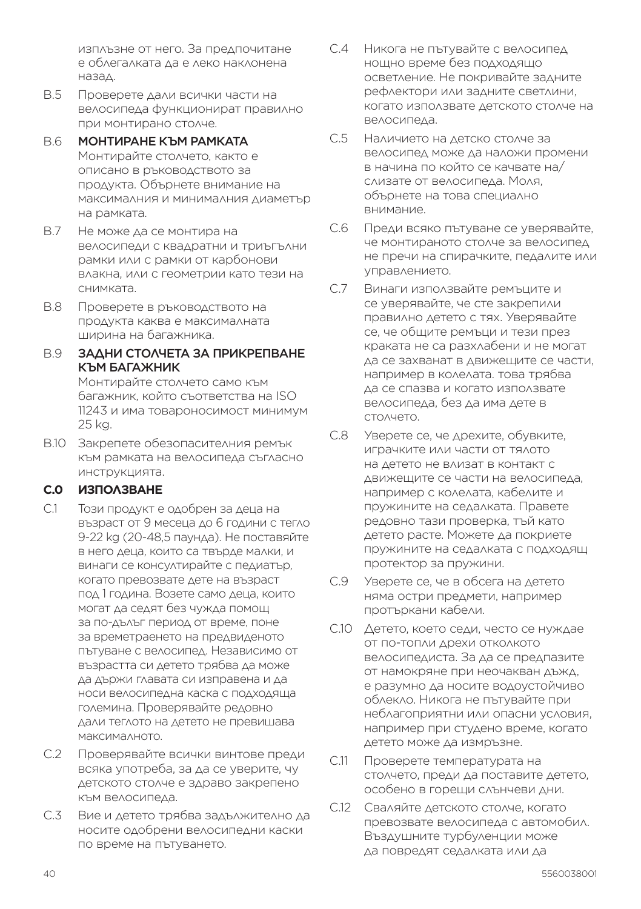изплъзне от него. За предпочитане е облегалката да е леко наклонена назад.

B.5 Проверете дали всички части на велосипеда функционират правилно при монтирано столче.

B.6 **МОНТИРАНЕ КЪМ РАМКАТА**
Монтирайте столчето, както е описано в ръководството за продукта. Обърнете внимание на максималния и минималния диаметър на рамката.

B.7 Не може да се монтира на велосипеди с квадратни и триъгълни рамки или с рамки от карбонови влакна, или с геометрии като тези на снимката.

B.8 Проверете в ръководството на продукта каква е максималната ширина на багажника.

B.9 **ЗАДНИ СТОЛЧЕТА ЗА ПРИКРЕПВАНЕ КЪМ БАГАЖНИК**
Монтирайте столчето само към багажник, който съответства на ISO 11243 и има товароносимост минимум 25 kg.

B.10 Закрепете обезопасителния ремък към рамката на велосипеда съгласно инструкцията.

## C.0 ИЗПОЛЗВАНЕ

C.1 Този продукт е одобрен за деца на възраст от 9 месеца до 6 години с тегло 9-22 kg (20-48,5 паунда). Не поставяйте в него деца, които са твърде малки, и винаги се консултирайте с педиатър, когато превозвате дете на възраст под 1 година. Возете само деца, които могат да седят без чужда помощ за по-дълъг период от време, поне за времетраенето на предвиденото пътуване с велосипед. Независимо от възрастта си детето трябва да може да държи главата си изправена и да носи велосипедна каска с подходяща големина. Проверявайте редовно дали теглото на детето не превишава максималното.

C.2 Проверявайте всички винтове преди всяка употреба, за да се уверите, чу детското столче е здраво закрепено към велосипеда.

C.3 Вие и детето трябва задължително да носите одобрени велосипедни каски по време на пътуването.

C.4 Никога не пътувайте с велосипед нощно време без подходящо осветление. Не покривайте задните рефлектори или задните светлини, когато използвате детското столче на велосипеда.

C.5 Наличието на детско столче за велосипед може да наложи промени в начина по който се качвате на/слизате от велосипеда. Моля, обърнете на това специално внимание.

C.6 Преди всяко пътуване се уверявайте, че монтираното столче за велосипед не пречи на спирачките, педалите или управлението.

C.7 Винаги използвайте ремъците и се уверявайте, че сте закрепили правилно детето с тях. Уверявайте се, че общите ремъци и тези през краката не са разхлабени и не могат да се захванат в движещите се части, например в колелата. това трябва да се спазва и когато използвате велосипеда, без да има дете в столчето.

C.8 Уверете се, че дрехите, обувките, играчките или части от тялото на детето не влизат в контакт с движещите се части на велосипеда, например с колелата, кабелите и пружините на седалката. Правете редовно тази проверка, тъй като детето расте. Можете да покриете пружините на седалката с подходящ протектор за пружини.

C.9 Уверете се, че в обсега на детето няма остри предмети, например протъркани кабели.

C.10 Детето, което седи, често се нуждае от по-топли дрехи отколкото велосипедиста. За да се предпазите от намокряне при неочакван дъжд, е разумно да носите водоустойчиво облекло. Никога не пътувайте при неблагоприятни или опасни условия, например при студено време, когато детето може да измръзне.

C.11 Проверете температурата на столчето, преди да поставите детето, особено в горещи слънчеви дни.

C.12 Сваляйте детското столче, когато превозвате велосипеда с автомобил. Въздушните турбуленции може да повредят седалката или да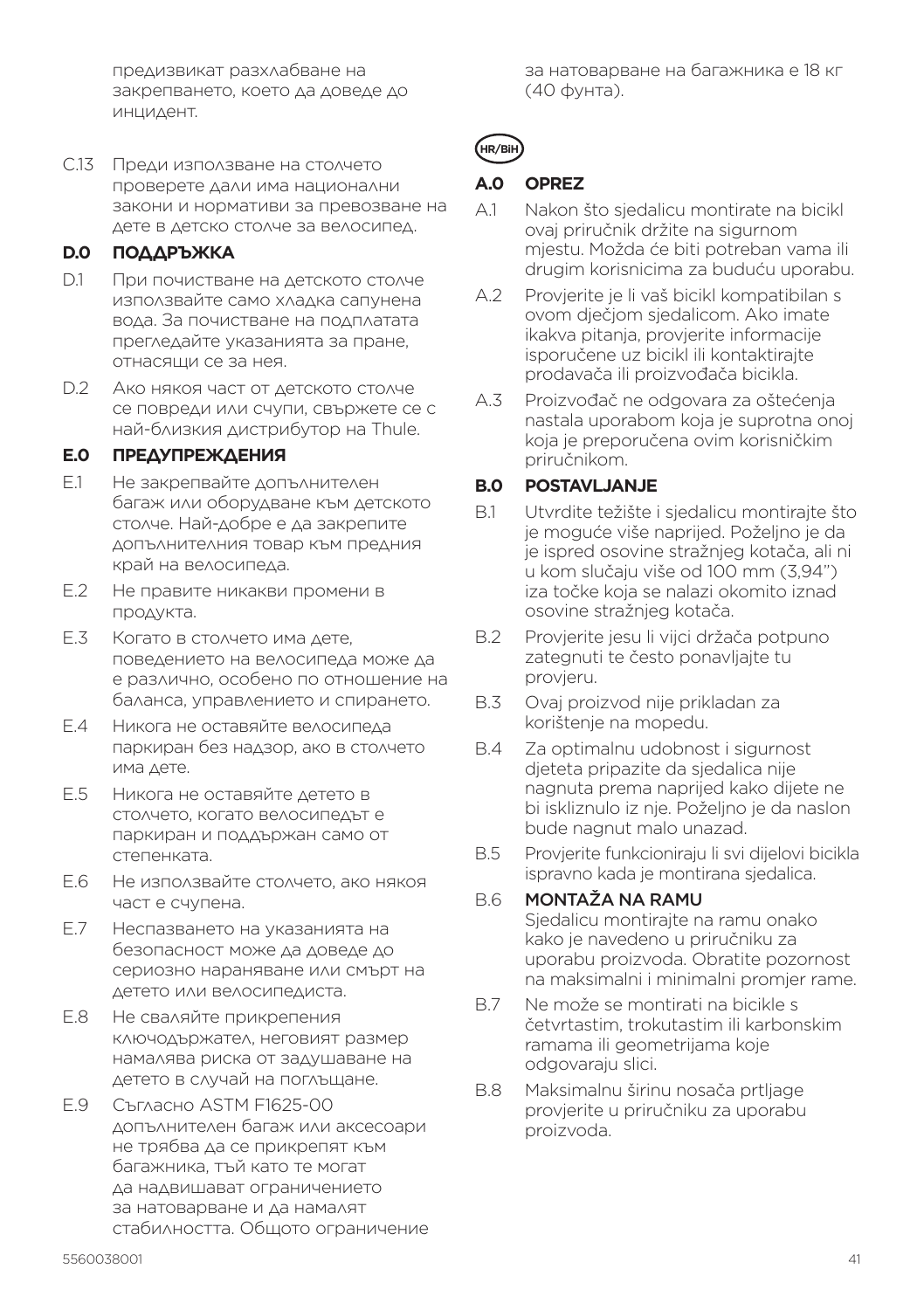предизвикат разхлабване на закрепването, което да доведе до инцидент.

C.13 Преди използване на столчето проверете дали има национални закони и нормативи за превозване на дете в детско столче за велосипед.

## D.0 ПОДДРЪЖКА

D.1 При почистване на детското столче използвайте само хладка сапунена вода. За почистване на подплатата прегледайте указанията за пране, отнасящи се за нея.

D.2 Ако някоя част от детското столче се повреди или счупи, свържете се с най-близкия дистрибутор на Thule.

## E.0 ПРЕДУПРЕЖДЕНИЯ

E.1 Не закрепвайте допълнителен багаж или оборудване към детското столче. Най-добре е да закрепите допълнителния товар към предния край на велосипеда.

E.2 Не правите никакви промени в продукта.

E.3 Когато в столчето има дете, поведението на велосипеда може да е различно, особено по отношение на баланса, управлението и спирането.

E.4 Никога не оставяйте велосипеда паркиран без надзор, ако в столчето има дете.

E.5 Никога не оставяйте детето в столчето, когато велосипедът е паркиран и поддържан само от степенката.

E.6 Не използвайте столчето, ако някоя част е счупена.

E.7 Неспазването на указанията на безопасност може да доведе до сериозно нараняване или смърт на детето или велосипедиста.

E.8 Не сваляйте прикрепения ключодържател, неговият размер намалява риска от задушаване на детето в случай на поглъщане.

E.9 Съгласно ASTM F1625-00 допълнителен багаж или аксесоари не трябва да се прикрепят към багажника, тъй като те могат да надвишават ограничението за натоварване и да намалят стабилността. Общото ограничение за натоварване на багажника е 18 кг (40 фунта).

HR/BiH

## A.0 OPREZ

A.1 Nakon što sjedalicu montirate na bicikl ovaj priručnik držite na sigurnom mjestu. Možda će biti potreban vama ili drugim korisnicima za buduću uporabu.

A.2 Provjerite je li vaš bicikl kompatibilan s ovom dječjom sjedalicom. Ako imate ikakva pitanja, provjerite informacije isporučene uz bicikl ili kontaktirajte prodavača ili proizvođača bicikla.

A.3 Proizvođač ne odgovara za oštećenja nastala uporabom koja je suprotna onoj koja je preporučena ovim korisničkim priručnikom.

## B.0 POSTAVLJANJE

B.1 Utvrdite težište i sjedalicu montirajte što je moguće više naprijed. Poželjno je da je ispred osovine stražnjeg kotača, ali ni u kom slučaju više od 100 mm (3,94") iza točke koja se nalazi okomito iznad osovine stražnjeg kotača.

B.2 Provjerite jesu li vijci držača potpuno zategnuti te često ponavljajte tu provjeru.

B.3 Ovaj proizvod nije prikladan za korištenje na mopedu.

B.4 Za optimalnu udobnost i sigurnost djeteta pripazite da sjedalica nije nagnuta prema naprijed kako dijete ne bi iskliznulo iz nje. Poželjno je da naslon bude nagnut malo unazad.

B.5 Provjerite funkcioniraju li svi dijelovi bicikla ispravno kada je montirana sjedalica.

B.6 **MONTAŽA NA RAMU**
Sjedalicu montirajte na ramu onako kako je navedeno u priručniku za uporabu proizvoda. Obratite pozornost na maksimalni i minimalni promjer rame.

B.7 Ne može se montirati na bicikle s četvrtastim, trokutastim ili karbonskim ramama ili geometrijama koje odgovaraju slici.

B.8 Maksimalnu širinu nosača prtljage provjerite u priručniku za uporabu proizvoda.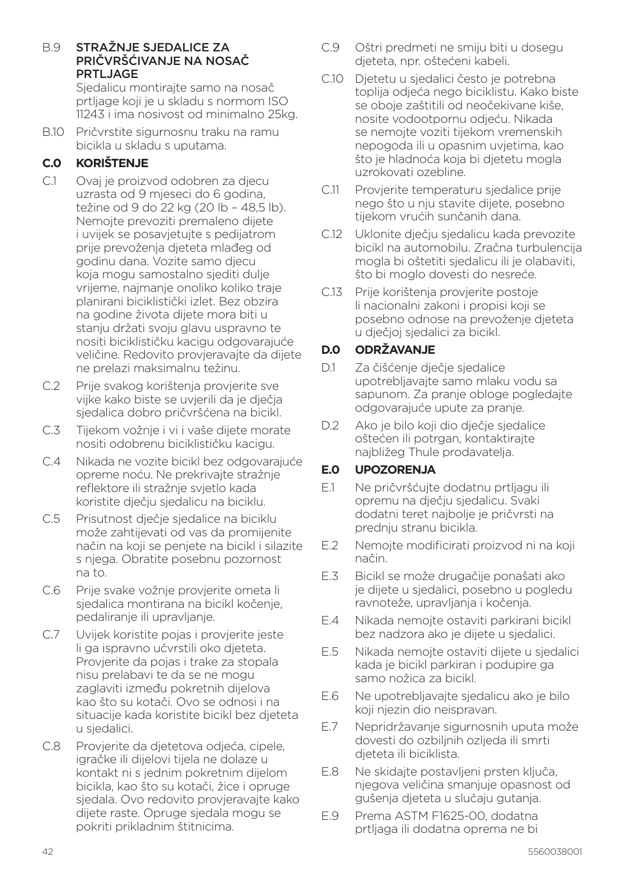B.9 **STRAŽNJE SJEDALICE ZA PRIČVRŠĆIVANJE NA NOSAČ PRTLJAGE**
Sjedalicu montirajte samo na nosač prtljage koji je u skladu s normom ISO 11243 i ima nosivost od minimalno 25kg.

B.10 Pričvrstite sigurnosnu traku na ramu bicikla u skladu s uputama.

## C.0 KORIŠTENJE

C.1 Ovaj je proizvod odobren za djecu uzrasta od 9 mjeseci do 6 godina, težine od 9 do 22 kg (20 lb – 48,5 lb). Nemojte prevoziti premaleno dijete i uvijek se posavjetujte s pedijatrom prije prevoženja djeteta mlađeg od godinu dana. Vozite samo djecu koja mogu samostalno sjediti dulje vrijeme, najmanje onoliko koliko traje planirani biciklistički izlet. Bez obzira na godine života dijete mora biti u stanju držati svoju glavu uspravno te nositi biciklističku kacigu odgovarajuće veličine. Redovito provjeravajte da dijete ne prelazi maksimalnu težinu.

C.2 Prije svakog korištenja provjerite sve vijke kako biste se uvjerili da je dječja sjedalica dobro pričvršćena na bicikl.

C.3 Tijekom vožnje i vi i vaše dijete morate nositi odobrenu biciklističku kacigu.

C.4 Nikada ne vozite bicikl bez odgovarajuće opreme noću. Ne prekrivajte stražnje reflektore ili stražnje svjetlo kada koristite dječju sjedalicu na biciklu.

C.5 Prisutnost dječje sjedalice na biciklu može zahtijevati od vas da promijenite način na koji se penjete na bicikl i silazite s njega. Obratite posebnu pozornost na to.

C.6 Prije svake vožnje provjerite ometa li sjedalica montirana na bicikl kočenje, pedaliranje ili upravljanje.

C.7 Uvijek koristite pojas i provjerite jeste li ga ispravno učvrstili oko djeteta. Provjerite da pojas i trake za stopala nisu prelabavi te da se ne mogu zaglaviti između pokretnih dijelova kao što su kotači. Ovo se odnosi i na situacije kada koristite bicikl bez djeteta u sjedalici.

C.8 Provjerite da djetetova odjeća, cipele, igračke ili dijelovi tijela ne dolaze u kontakt ni s jednim pokretnim dijelom bicikla, kao što su kotači, žice i opruge sjedala. Ovo redovito provjeravajte kako dijete raste. Opruge sjedala mogu se pokriti prikladnim štitnicima.

C.9 Oštri predmeti ne smiju biti u dosegu djeteta, npr. oštećeni kabeli.

C.10 Djetetu u sjedalici često je potrebna toplija odjeća nego biciklistu. Kako biste se oboje zaštitili od neočekivane kiše, nosite vodootpornu odjeću. Nikada se nemojte voziti tijekom vremenskih nepogoda ili u opasnim uvjetima, kao što je hladnoća koja bi djetetu mogla uzrokovati ozebline.

C.11 Provjerite temperaturu sjedalice prije nego što u nju stavite dijete, posebno tijekom vrućih sunčanih dana.

C.12 Uklonite dječju sjedalicu kada prevozite bicikl na automobilu. Zračna turbulencija mogla bi oštetiti sjedalicu ili je olabaviti, što bi moglo dovesti do nesreće.

C.13 Prije korištenja provjerite postoje li nacionalni zakoni i propisi koji se posebno odnose na prevoženje djeteta u dječjoj sjedalici za bicikl.

## D.0 ODRŽAVANJE

D.1 Za čišćenje dječje sjedalice upotrebljavajte samo mlaku vodu sa sapunom. Za pranje obloge pogledajte odgovarajuće upute za pranje.

D.2 Ako je bilo koji dio dječje sjedalice oštećen ili potrgan, kontaktirajte najbližeg Thule prodavatelja.

## E.0 UPOZORENJA

E.1 Ne pričvršćujte dodatnu prtljagu ili opremu na dječju sjedalicu. Svaki dodatni teret najbolje je pričvrsti na prednju stranu bicikla.

E.2 Nemojte modificirati proizvod ni na koji način.

E.3 Bicikl se može drugačije ponašati ako je dijete u sjedalici, posebno u pogledu ravnoteže, upravljanja i kočenja.

E.4 Nikada nemojte ostaviti parkirani bicikl bez nadzora ako je dijete u sjedalici.

E.5 Nikada nemojte ostaviti dijete u sjedalici kada je bicikl parkiran i podupire ga samo nožica za bicikl.

E.6 Ne upotrebljavajte sjedalicu ako je bilo koji njezin dio neispravan.

E.7 Nepridržavanje sigurnosnih uputa može dovesti do ozbiljnih ozljeda ili smrti djeteta ili biciklista.

E.8 Ne skidajte postavljeni prsten ključa, njegova veličina smanjuje opasnost od gušenja djeteta u slučaju gutanja.

E.9 Prema ASTM F1625-00, dodatna prtljaga ili dodatna oprema ne bi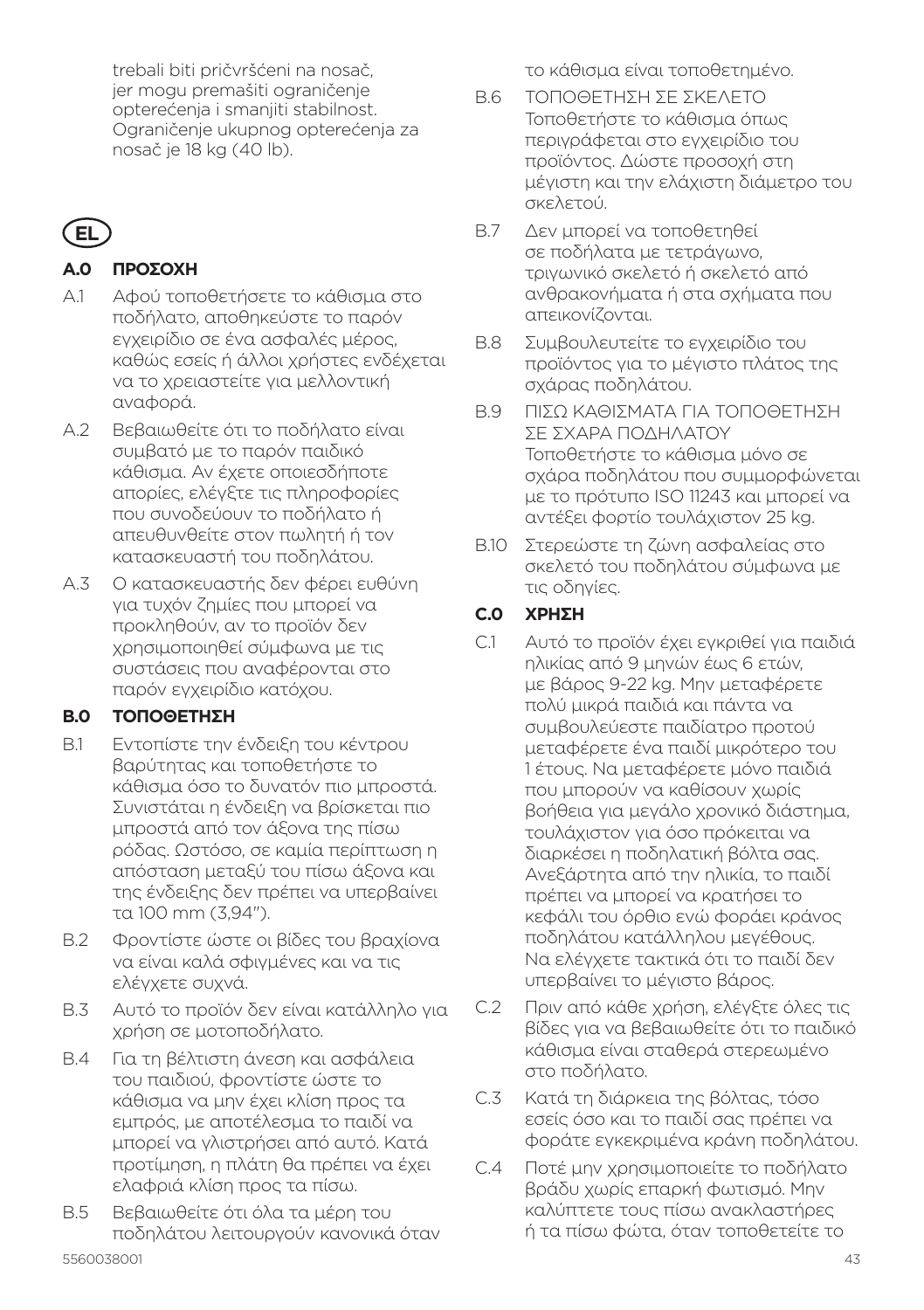trebali biti pričvršćeni na nosač, jer mogu premašiti ograničenje opterećenja i smanjiti stabilnost. Ograničenje ukupnog opterećenja za nosač je 18 kg (40 lb).

## EL

### A.0 ΠΡΟΣΟΧΗ

A.1 Αφού τοποθετήσετε το κάθισμα στο ποδήλατο, αποθηκεύστε το παρόν εγχειρίδιο σε ένα ασφαλές μέρος, καθώς εσείς ή άλλοι χρήστες ενδέχεται να το χρειαστείτε για μελλοντική αναφορά.

A.2 Βεβαιωθείτε ότι το ποδήλατο είναι συμβατό με το παρόν παιδικό κάθισμα. Αν έχετε οποιεσδήποτε απορίες, ελέγξτε τις πληροφορίες που συνοδεύουν το ποδήλατο ή απευθυνθείτε στον πωλητή ή τον κατασκευαστή του ποδηλάτου.

A.3 Ο κατασκευαστής δεν φέρει ευθύνη για τυχόν ζημίες που μπορεί να προκληθούν, αν το προϊόν δεν χρησιμοποιηθεί σύμφωνα με τις συστάσεις που αναφέρονται στο παρόν εγχειρίδιο κατόχου.

### B.0 ΤΟΠΟΘΕΤΗΣΗ

B.1 Εντοπίστε την ένδειξη του κέντρου βαρύτητας και τοποθετήστε το κάθισμα όσο το δυνατόν πιο μπροστά. Συνιστάται η ένδειξη να βρίσκεται πιο μπροστά από τον άξονα της πίσω ρόδας. Ωστόσο, σε καμία περίπτωση η απόσταση μεταξύ του πίσω άξονα και της ένδειξης δεν πρέπει να υπερβαίνει τα 100 mm (3,94").

B.2 Φροντίστε ώστε οι βίδες του βραχίονα να είναι καλά σφιγμένες και να τις ελέγχετε συχνά.

B.3 Αυτό το προϊόν δεν είναι κατάλληλο για χρήση σε μοτοποδήλατο.

B.4 Για τη βέλτιστη άνεση και ασφάλεια του παιδιού, φροντίστε ώστε το κάθισμα να μην έχει κλίση προς τα εμπρός, με αποτέλεσμα το παιδί να μπορεί να γλιστρήσει από αυτό. Κατά προτίμηση, η πλάτη θα πρέπει να έχει ελαφριά κλίση προς τα πίσω.

B.5 Βεβαιωθείτε ότι όλα τα μέρη του ποδηλάτου λειτουργούν κανονικά όταν το κάθισμα είναι τοποθετημένο.

B.6 ΤΟΠΟΘΕΤΗΣΗ ΣΕ ΣΚΕΛΕΤΟ
Τοποθετήστε το κάθισμα όπως περιγράφεται στο εγχειρίδιο του προϊόντος. Δώστε προσοχή στη μέγιστη και την ελάχιστη διάμετρο του σκελετού.

B.7 Δεν μπορεί να τοποθετηθεί σε ποδήλατα με τετράγωνο, τριγωνικό σκελετό ή σκελετό από ανθρακονήματα ή στα σχήματα που απεικονίζονται.

B.8 Συμβουλευτείτε το εγχειρίδιο του προϊόντος για το μέγιστο πλάτος της σχάρας ποδηλάτου.

B.9 ΠΙΣΩ ΚΑΘΙΣΜΑΤΑ ΓΙΑ ΤΟΠΟΘΕΤΗΣΗ ΣΕ ΣΧΑΡΑ ΠΟΔΗΛΑΤΟΥ
Τοποθετήστε το κάθισμα μόνο σε σχάρα ποδηλάτου που συμμορφώνεται με το πρότυπο ISO 11243 και μπορεί να αντέξει φορτίο τουλάχιστον 25 kg.

B.10 Στερεώστε τη ζώνη ασφαλείας στο σκελετό του ποδηλάτου σύμφωνα με τις οδηγίες.

### C.0 ΧΡΗΣΗ

C.1 Αυτό το προϊόν έχει εγκριθεί για παιδιά ηλικίας από 9 μηνών έως 6 ετών, με βάρος 9-22 kg. Μην μεταφέρετε πολύ μικρά παιδιά και πάντα να συμβουλεύεστε παιδίατρο προτού μεταφέρετε ένα παιδί μικρότερο του 1 έτους. Να μεταφέρετε μόνο παιδιά που μπορούν να καθίσουν χωρίς βοήθεια για μεγάλο χρονικό διάστημα, τουλάχιστον για όσο πρόκειται να διαρκέσει η ποδηλατική βόλτα σας. Ανεξάρτητα από την ηλικία, το παιδί πρέπει να μπορεί να κρατήσει το κεφάλι του όρθιο ενώ φοράει κράνος ποδηλάτου κατάλληλου μεγέθους. Να ελέγχετε τακτικά ότι το παιδί δεν υπερβαίνει το μέγιστο βάρος.

C.2 Πριν από κάθε χρήση, ελέγξτε όλες τις βίδες για να βεβαιωθείτε ότι το παιδικό κάθισμα είναι σταθερά στερεωμένο στο ποδήλατο.

C.3 Κατά τη διάρκεια της βόλτας, τόσο εσείς όσο και το παιδί σας πρέπει να φοράτε εγκεκριμένα κράνη ποδηλάτου.

C.4 Ποτέ μην χρησιμοποιείτε το ποδήλατο βράδυ χωρίς επαρκή φωτισμό. Μην καλύπτετε τους πίσω ανακλαστήρες ή τα πίσω φώτα, όταν τοποθετείτε το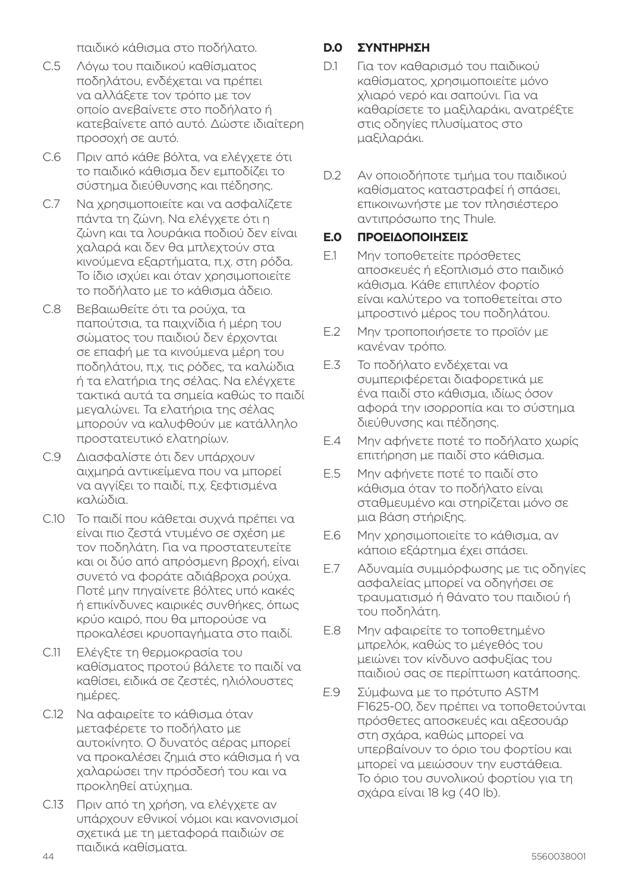παιδικό κάθισμα στο ποδήλατο.

C.5 Λόγω του παιδικού καθίσματος ποδηλάτου, ενδέχεται να πρέπει να αλλάξετε τον τρόπο με τον οποίο ανεβαίνετε στο ποδήλατο ή κατεβαίνετε από αυτό. Δώστε ιδιαίτερη προσοχή σε αυτό.

C.6 Πριν από κάθε βόλτα, να ελέγχετε ότι το παιδικό κάθισμα δεν εμποδίζει το σύστημα διεύθυνσης και πέδησης.

C.7 Να χρησιμοποιείτε και να ασφαλίζετε πάντα τη ζώνη. Να ελέγχετε ότι η ζώνη και τα λουράκια ποδιού δεν είναι χαλαρά και δεν θα μπλεχτούν στα κινούμενα εξαρτήματα, π.χ. στη ρόδα. Το ίδιο ισχύει και όταν χρησιμοποιείτε το ποδήλατο με το κάθισμα άδειο.

C.8 Βεβαιωθείτε ότι τα ρούχα, τα παπούτσια, τα παιχνίδια ή μέρη του σώματος του παιδιού δεν έρχονται σε επαφή με τα κινούμενα μέρη του ποδηλάτου, π.χ. τις ρόδες, τα καλώδια ή τα ελατήρια της σέλας. Να ελέγχετε τακτικά αυτά τα σημεία καθώς το παιδί μεγαλώνει. Τα ελατήρια της σέλας μπορούν να καλυφθούν με κατάλληλο προστατευτικό ελατηρίων.

C.9 Διασφαλίστε ότι δεν υπάρχουν αιχμηρά αντικείμενα που να μπορεί να αγγίξει το παιδί, π.χ. ξεφτισμένα καλώδια.

C.10 Το παιδί που κάθεται συχνά πρέπει να είναι πιο ζεστά ντυμένο σε σχέση με τον ποδηλάτη. Για να προστατευτείτε και οι δύο από απρόσμενη βροχή, είναι συνετό να φοράτε αδιάβροχα ρούχα. Ποτέ μην πηγαίνετε βόλτες υπό κακές ή επικίνδυνες καιρικές συνθήκες, όπως κρύο καιρό, που θα μπορούσε να προκαλέσει κρυοπαγήματα στο παιδί.

C.11 Ελέγξτε τη θερμοκρασία του καθίσματος προτού βάλετε το παιδί να καθίσει, ειδικά σε ζεστές, ηλιόλουστες ημέρες.

C.12 Να αφαιρείτε το κάθισμα όταν μεταφέρετε το ποδήλατο με αυτοκίνητο. Ο δυνατός αέρας μπορεί να προκαλέσει ζημιά στο κάθισμα ή να χαλαρώσει την πρόσδεσή του και να προκληθεί ατύχημα.

C.13 Πριν από τη χρήση, να ελέγχετε αν υπάρχουν εθνικοί νόμοι και κανονισμοί σχετικά με τη μεταφορά παιδιών σε παιδικά καθίσματα.

## D.0 ΣΥΝΤΗΡΗΣΗ

D.1 Για τον καθαρισμό του παιδικού καθίσματος, χρησιμοποιείτε μόνο χλιαρό νερό και σαπούνι. Για να καθαρίσετε το μαξιλαράκι, ανατρέξτε στις οδηγίες πλυσίματος στο μαξιλαράκι.

D.2 Αν οποιοδήποτε τμήμα του παιδικού καθίσματος καταστραφεί ή σπάσει, επικοινωνήστε με τον πλησιέστερο αντιπρόσωπο της Thule.

## E.0 ΠΡΟΕΙΔΟΠΟΙΗΣΕΙΣ

E.1 Μην τοποθετείτε πρόσθετες αποσκευές ή εξοπλισμό στο παιδικό κάθισμα. Κάθε επιπλέον φορτίο είναι καλύτερο να τοποθετείται στο μπροστινό μέρος του ποδηλάτου.

E.2 Μην τροποποιήσετε το προϊόν με κανέναν τρόπο.

E.3 Το ποδήλατο ενδέχεται να συμπεριφέρεται διαφορετικά με ένα παιδί στο κάθισμα, ιδίως όσον αφορά την ισορροπία και το σύστημα διεύθυνσης και πέδησης.

E.4 Μην αφήνετε ποτέ το ποδήλατο χωρίς επιτήρηση με παιδί στο κάθισμα.

E.5 Μην αφήνετε ποτέ το παιδί στο κάθισμα όταν το ποδήλατο είναι σταθμευμένο και στηρίζεται μόνο σε μια βάση στήριξης.

E.6 Μην χρησιμοποιείτε το κάθισμα, αν κάποιο εξάρτημα έχει σπάσει.

E.7 Αδυναμία συμμόρφωσης με τις οδηγίες ασφαλείας μπορεί να οδηγήσει σε τραυματισμό ή θάνατο του παιδιού ή του ποδηλάτη.

E.8 Μην αφαιρείτε το τοποθετημένο μπρελόκ, καθώς το μέγεθός του μειώνει τον κίνδυνο ασφυξίας του παιδιού σας σε περίπτωση κατάποσης.

E.9 Σύμφωνα με το πρότυπο ASTM F1625-00, δεν πρέπει να τοποθετούνται πρόσθετες αποσκευές και αξεσουάρ στη σχάρα, καθώς μπορεί να υπερβαίνουν το όριο του φορτίου και μπορεί να μειώσουν την ευστάθεια. Το όριο του συνολικού φορτίου για τη σχάρα είναι 18 kg (40 lb).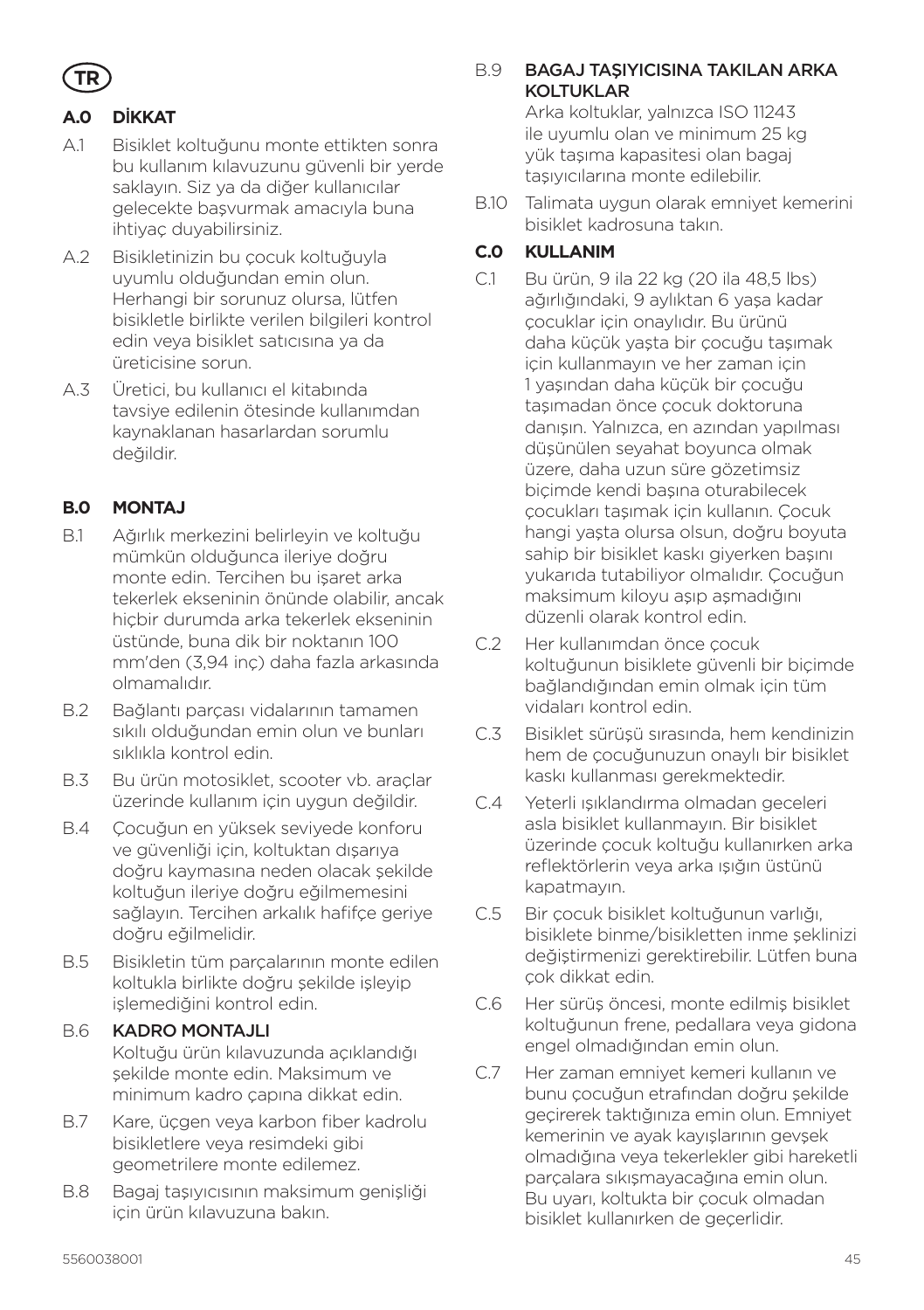**TR**

## A.0 DİKKAT

A.1 Bisiklet koltuğunu monte ettikten sonra bu kullanım kılavuzunu güvenli bir yerde saklayın. Siz ya da diğer kullanıcılar gelecekte başvurmak amacıyla buna ihtiyaç duyabilirsiniz.

A.2 Bisikletinizin bu çocuk koltuğuyla uyumlu olduğundan emin olun. Herhangi bir sorunuz olursa, lütfen bisikletle birlikte verilen bilgileri kontrol edin veya bisiklet satıcısına ya da üreticisine sorun.

A.3 Üretici, bu kullanıcı el kitabında tavsiye edilenin ötesinde kullanımdan kaynaklanan hasarlardan sorumlu değildir.

## B.0 MONTAJ

B.1 Ağırlık merkezini belirleyin ve koltuğu mümkün olduğunca ileriye doğru monte edin. Tercihen bu işaret arka tekerlek ekseninin önünde olabilir, ancak hiçbir durumda arka tekerlek ekseninin üstünde, buna dik bir noktanın 100 mm'den (3,94 inç) daha fazla arkasında olmamalıdır.

B.2 Bağlantı parçası vidalarının tamamen sıkılı olduğundan emin olun ve bunları sıklıkla kontrol edin.

B.3 Bu ürün motosiklet, scooter vb. araçlar üzerinde kullanım için uygun değildir.

B.4 Çocuğun en yüksek seviyede konforu ve güvenliği için, koltuktan dışarıya doğru kaymasına neden olacak şekilde koltuğun ileriye doğru eğilmemesini sağlayın. Tercihen arkalık hafifçe geriye doğru eğilmelidir.

B.5 Bisikletin tüm parçalarının monte edilen koltukla birlikte doğru şekilde işleyip işlemediğini kontrol edin.

B.6 **KADRO MONTAJLI**
Koltuğu ürün kılavuzunda açıklandığı şekilde monte edin. Maksimum ve minimum kadro çapına dikkat edin.

B.7 Kare, üçgen veya karbon fiber kadrolu bisikletlere veya resimdeki gibi geometrilere monte edilemez.

B.8 Bagaj taşıyıcısının maksimum genişliği için ürün kılavuzuna bakın.

B.9 **BAGAJ TAŞIYICISINA TAKILAN ARKA KOLTUKLAR**
Arka koltuklar, yalnızca ISO 11243 ile uyumlu olan ve minimum 25 kg yük taşıma kapasitesi olan bagaj taşıyıcılarına monte edilebilir.

B.10 Talimata uygun olarak emniyet kemerini bisiklet kadrosuna takın.

## C.0 KULLANIM

C.1 Bu ürün, 9 ila 22 kg (20 ila 48,5 lbs) ağırlığındaki, 9 aylıktan 6 yaşa kadar çocuklar için onaylıdır. Bu ürünü daha küçük yaşta bir çocuğu taşımak için kullanmayın ve her zaman için 1 yaşından daha küçük bir çocuğu taşımadan önce çocuk doktoruna danışın. Yalnızca, en azından yapılması düşünülen seyahat boyunca olmak üzere, daha uzun süre gözetimsiz biçimde kendi başına oturabilecek çocukları taşımak için kullanın. Çocuk hangi yaşta olursa olsun, doğru boyuta sahip bir bisiklet kaskı giyerken başını yukarıda tutabiliyor olmalıdır. Çocuğun maksimum kiloyu aşıp aşmadığını düzenli olarak kontrol edin.

C.2 Her kullanımdan önce çocuk koltuğunun bisiklete güvenli bir biçimde bağlandığından emin olmak için tüm vidaları kontrol edin.

C.3 Bisiklet sürüşü sırasında, hem kendinizin hem de çocuğunuzun onaylı bir bisiklet kaskı kullanması gerekmektedir.

C.4 Yeterli ışıklandırma olmadan geceleri asla bisiklet kullanmayın. Bir bisiklet üzerinde çocuk koltuğu kullanırken arka reflektörlerin veya arka ışığın üstünü kapatmayın.

C.5 Bir çocuk bisiklet koltuğunun varlığı, bisiklete binme/bisikletten inme şeklinizi değiştirmenizi gerektirebilir. Lütfen buna çok dikkat edin.

C.6 Her sürüş öncesi, monte edilmiş bisiklet koltuğunun frene, pedallara veya gidona engel olmadığından emin olun.

C.7 Her zaman emniyet kemeri kullanın ve bunu çocuğun etrafından doğru şekilde geçirerek taktığınıza emin olun. Emniyet kemerinin ve ayak kayışlarının gevşek olmadığına veya tekerlekler gibi hareketli parçalara sıkışmayacağına emin olun. Bu uyarı, koltukta bir çocuk olmadan bisiklet kullanırken de geçerlidir.

5560038001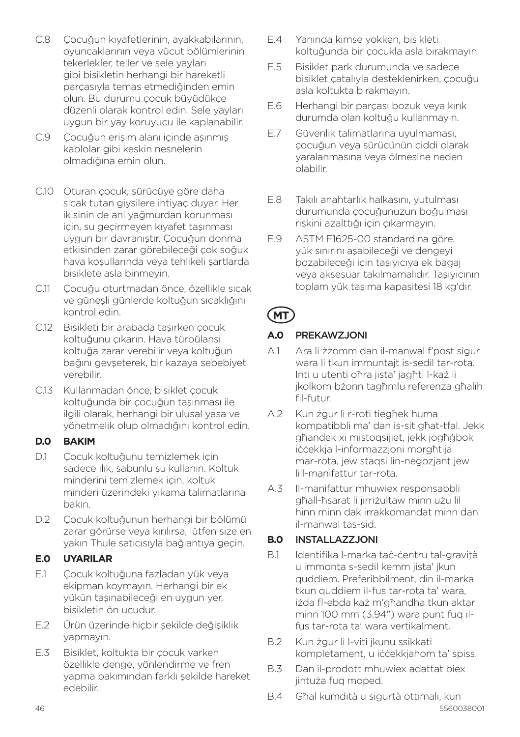C.8 Çocuğun kıyafetlerinin, ayakkabılarının, oyuncaklarının veya vücut bölümlerinin tekerlekler, teller ve sele yayları gibi bisikletin herhangi bir hareketli parçasıyla temas etmediğinden emin olun. Bu durumu çocuk büyüdükçe düzenli olarak kontrol edin. Sele yayları uygun bir yay koruyucu ile kaplanabilir.

C.9 Çocuğun erişim alanı içinde aşınmış kablolar gibi keskin nesnelerin olmadığına emin olun.

C.10 Oturan çocuk, sürücüye göre daha sıcak tutan giysilere ihtiyaç duyar. Her ikisinin de ani yağmurdan korunması için, su geçirmeyen kıyafet taşınması uygun bir davranıştır. Çocuğun donma etkisinden zarar görebileceği çok soğuk hava koşullarında veya tehlikeli şartlarda bisiklete asla binmeyin.

C.11 Çocuğu oturtmadan önce, özellikle sıcak ve güneşli günlerde koltuğun sıcaklığını kontrol edin.

C.12 Bisikleti bir arabada taşırken çocuk koltuğunu çıkarın. Hava türbülansı koltuğa zarar verebilir veya koltuğun bağını gevşeterek, bir kazaya sebebiyet verebilir.

C.13 Kullanmadan önce, bisiklet çocuk koltuğunda bir çocuğun taşınması ile ilgili olarak, herhangi bir ulusal yasa ve yönetmelik olup olmadığını kontrol edin.

## D.0 BAKIM

D.1 Çocuk koltuğunu temizlemek için sadece ılık, sabunlu su kullanın. Koltuk minderini temizlemek için, koltuk minderi üzerindeki yıkama talimatlarına bakın.

D.2 Çocuk koltuğunun herhangi bir bölümü zarar görürse veya kırılırsa, lütfen size en yakın Thule satıcısıyla bağlantıya geçin.

## E.0 UYARILAR

E.1 Çocuk koltuğuna fazladan yük veya ekipman koymayın. Herhangi bir ek yükün taşınabileceği en uygun yer, bisikletin ön ucudur.

E.2 Ürün üzerinde hiçbir şekilde değişiklik yapmayın.

E.3 Bisiklet, koltukta bir çocuk varken özellikle denge, yönlendirme ve fren yapma bakımından farklı şekilde hareket edebilir.

E.4 Yanında kimse yokken, bisikleti koltuğunda bir çocukla asla bırakmayın.

E.5 Bisiklet park durumunda ve sadece bisiklet çatalıyla desteklenirken, çocuğu asla koltukta bırakmayın.

E.6 Herhangi bir parçası bozuk veya kırık durumda olan koltuğu kullanmayın.

E.7 Güvenlik talimatlarına uyulmaması, çocuğun veya sürücünün ciddi olarak yaralanmasına veya ölmesine neden olabilir.

E.8 Takılı anahtarlık halkasını, yutulması durumunda çocuğunuzun boğulması riskini azalttığı için çıkarmayın.

E.9 ASTM F1625-00 standardına göre, yük sınırını aşabileceği ve dengeyi bozabileceği için taşıyıcıya ek bagaj veya aksesuar takılmamalıdır. Taşıyıcının toplam yük taşıma kapasitesi 18 kg'dır.

# MT

## A.0 PREKAWZJONI

A.1 Ara li żżomm dan il-manwal f'post sigur wara li tkun immuntajt is-sedil tar-rota. Inti u utenti oħra jista' jagħti l-każ li jkolkom bżonn tagħmlu referenza għalih fil-futur.

A.2 Kun żgur li r-roti tiegħek huma kompatibbli ma' dan is-sit għat-tfal. Jekk għandek xi mistoqsijiet, jekk jogħġbok iċċekkja l-informazzjoni morgħtija mar-rota, jew staqsi lin-negozjant jew lill-manifattur tar-rota.

A.3 Il-manifattur mhuwiex responsabbli għall-ħsarat li jirriżultaw minn użu lil hinn minn dak irrakkomandat minn dan il-manwal tas-sid.

## B.0 INSTALLAZZJONI

B.1 Identifika l-marka taċ-ċentru tal-gravità u immonta s-sedil kemm jista' jkun quddiem. Preferibbilment, din il-marka tkun quddiem il-fus tar-rota ta' wara, iżda fl-ebda każ m'għandha tkun aktar minn 100 mm (3.94") wara punt fuq il-fus tar-rota ta' wara vertikalment.

B.2 Kun żgur li l-viti jkunu ssikkati kompletament, u iċċekkjahom ta' spiss.

B.3 Dan il-prodott mhuwiex adattat biex jintuża fuq moped.

B.4 Għal kumdità u sigurtà ottimali, kun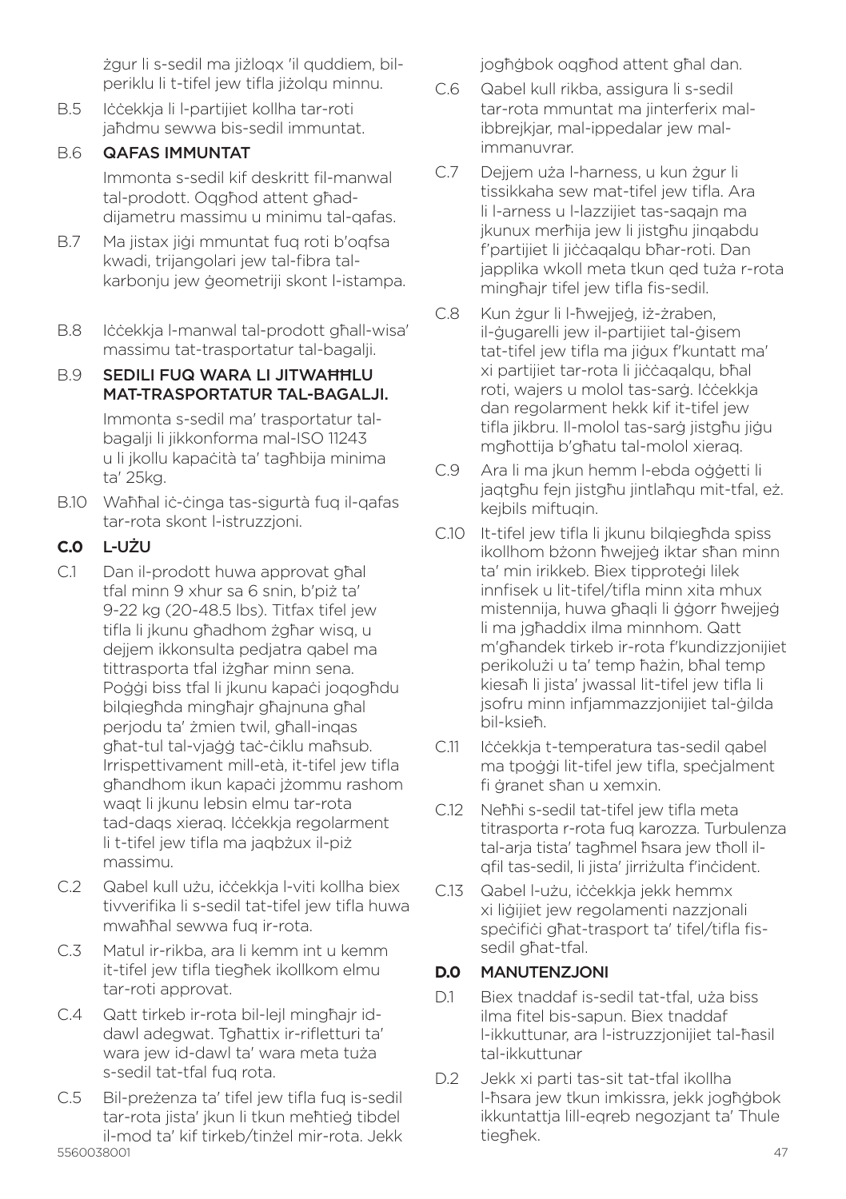żgur li s-sedil ma jiżloqx 'il quddiem, bil-periklu li t-tifel jew tifla jiżolqu minnu.

B.5 Iċċekkja li l-partijiet kollha tar-roti jaħdmu sewwa bis-sedil immuntat.

B.6 **QAFAS IMMUNTAT**

Immonta s-sedil kif deskritt fil-manwal tal-prodott. Oqgħod attent għad-dijametru massimu u minimu tal-qafas.

B.7 Ma jistax jiġi mmuntat fuq roti b'oqfsa kwadi, trijangolari jew tal-fibra tal-karbonju jew ġeometriji skont l-istampa.

B.8 Iċċekkja l-manwal tal-prodott għall-wisa' massimu tat-trasportatur tal-bagalji.

B.9 **SEDILI FUQ WARA LI JITWAĦĦLU MAT-TRASPORTATUR TAL-BAGALJI.**

Immonta s-sedil ma' trasportatur tal-bagalji li jikkonforma mal-ISO 11243 u li jkollu kapaċità ta' tagħbija minima ta' 25kg.

B.10 Waħħal iċ-ċinga tas-sigurtà fuq il-qafas tar-rota skont l-istruzzjoni.

## C.0 L-UŻU

C.1 Dan il-prodott huwa approvat għal tfal minn 9 xhur sa 6 snin, b'piż ta' 9-22 kg (20-48.5 lbs). Titfax tifel jew tifla li jkunu għadhom żgħar wisq, u dejjem ikkonsulta pedjatra qabel ma tittrasporta tfal iżgħar minn sena. Poġġi biss tfal li jkunu kapaċi joqogħdu bilqiegħda mingħajr għajnuna għal perjodu ta' żmien twil, għall-inqas għat-tul tal-vjaġġ taċ-ċiklu maħsub. Irrispettivament mill-età, it-tifel jew tifla għandhom ikun kapaċi jżommu rashom waqt li jkunu lebsin elmu tar-rota tad-daqs xieraq. Iċċekkja regolarment li t-tifel jew tifla ma jaqbżux il-piż massimu.

C.2 Qabel kull użu, iċċekkja l-viti kollha biex tivverifika li s-sedil tat-tifel jew tifla huwa mwaħħal sewwa fuq ir-rota.

C.3 Matul ir-rikba, ara li kemm int u kemm it-tifel jew tifla tiegħek ikollkom elmu tar-roti approvat.

C.4 Qatt tirkeb ir-rota bil-lejl mingħajr id-dawl adegwat. Tgħattix ir-rifletturi ta' wara jew id-dawl ta' wara meta tuża s-sedil tat-tfal fuq rota.

C.5 Bil-preżenza ta' tifel jew tifla fuq is-sedil tar-rota jista' jkun li tkun meħtieġ tibdel il-mod ta' kif tirkeb/tinżel mir-rota. Jekk jogħġbok oqgħod attent għal dan.

C.6 Qabel kull rikba, assigura li s-sedil tar-rota mmuntat ma jinterferix mal-ibbrejkjar, mal-ippedalar jew mal-immanuvrar.

C.7 Dejjem uża l-harness, u kun żgur li tissikkaha sew mat-tifel jew tifla. Ara li l-arness u l-lazzijiet tas-saqajn ma jkunux merħija jew li jistgħu jinqabdu f'partijiet li jiċċaqalqu bħar-roti. Dan japplika wkoll meta tkun qed tuża r-rota mingħajr tifel jew tifla fis-sedil.

C.8 Kun żgur li l-ħwejjeġ, iż-żraben, il-ġugarelli jew il-partijiet tal-ġisem tat-tifel jew tifla ma jiġux f'kuntatt ma' xi partijiet tar-rota li jiċċaqalqu, bħal roti, wajers u molol tas-sarġ. Iċċekkja dan regolarment hekk kif it-tifel jew tifla jikbru. Il-molol tas-sarġ jistgħu jiġu mgħottija b'għatu tal-molol xieraq.

C.9 Ara li ma jkun hemm l-ebda oġġetti li jaqtgħu fejn jistgħu jintlaħqu mit-tfal, eż. kejbils miftuqin.

C.10 It-tifel jew tifla li jkunu bilqiegħda spiss ikollhom bżonn ħwejjeġ iktar sħan minn ta' min irikkeb. Biex tipproteġi lilek innfisek u lit-tifel/tifla minn xita mhux mistennija, huwa għaqli li ġġorr ħwejjeġ li ma jgħaddix ilma minnhom. Qatt m'għandek tirkeb ir-rota f'kundizzjonijiet perikolużi u ta' temp ħażin, bħal temp kiesaħ li jista' jwassal lit-tifel jew tifla li jsofru minn infjammazzjonijiet tal-ġilda bil-ksieħ.

C.11 Iċċekkja t-temperatura tas-sedil qabel ma tpoġġi lit-tifel jew tifla, speċjalment fi ġranet sħan u xemxin.

C.12 Neħħi s-sedil tat-tifel jew tifla meta titrasporta r-rota fuq karozza. Turbulenza tal-arja tista' tagħmel ħsara jew tħoll il-qfil tas-sedil, li jista' jirriżulta f'inċident.

C.13 Qabel l-użu, iċċekkja jekk hemmx xi liġijiet jew regolamenti nazzjonali speċifiċi għat-trasport ta' tifel/tifla fis-sedil għat-tfal.

## D.0 MANUTENZJONI

D.1 Biex tnaddaf is-sedil tat-tfal, uża biss ilma fitel bis-sapun. Biex tnaddaf l-ikkuttunar, ara l-istruzzjonijiet tal-ħasil tal-ikkuttunar

D.2 Jekk xi parti tas-sit tat-tfal ikollha l-ħsara jew tkun imkissra, jekk jogħġbok ikkuntattja lill-eqreb negozjant ta' Thule tiegħek.

5560038001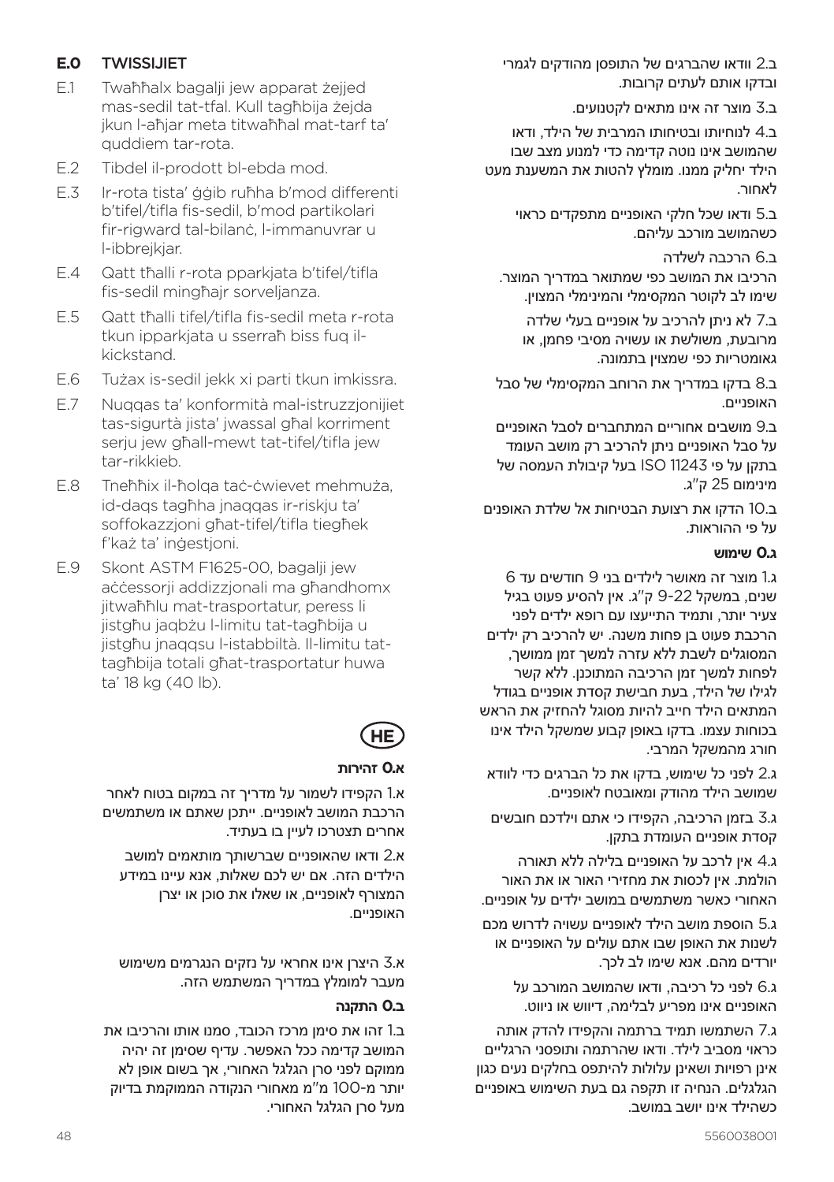## E.0 TWISSIJIET

E.1 Twaħħalx bagalji jew apparat żejjed mas-sedil tat-tfal. Kull tagħbija żejda jkun l-aħjar meta titwaħħal mat-tarf ta' quddiem tar-rota.

E.2 Tibdel il-prodott bl-ebda mod.

E.3 Ir-rota tista' ġġib ruħha b'mod differenti b'tifel/tifla fis-sedil, b'mod partikolari fir-rigward tal-bilanċ, l-immanuvrar u l-ibbrejkjar.

E.4 Qatt tħalli r-rota pparkjata b'tifel/tifla fis-sedil mingħajr sorveljanza.

E.5 Qatt tħalli tifel/tifla fis-sedil meta r-rota tkun ipparkjata u sserraħ biss fuq il-kickstand.

E.6 Tużax is-sedil jekk xi parti tkun imkissra.

E.7 Nuqqas ta' konformità mal-istruzzjonijiet tas-sigurtà jista' jwassal għal korriment serju jew għall-mewt tat-tifel/tifla jew tar-rikkieb.

E.8 Tneħħix il-ħolqa taċ-ċwievet mehmuża, id-daqs tagħha jnaqqas ir-riskju ta' soffokazzjoni għat-tifel/tifla tiegħek f'każ ta' inġestjoni.

E.9 Skont ASTM F1625-00, bagalji jew aċċessorji addizzjonali ma għandhomx jitwaħħlu mat-trasportatur, peress li jistgħu jaqbżu l-limitu tat-tagħbija u jistgħu jnaqqsu l-istabbiltà. Il-limitu tat-tagħbija totali għat-trasportatur huwa ta' 18 kg (40 lb).

## HE

### א.0 זהירות

א.1 הקפידו לשמור על מדריך זה במקום בטוח לאחר הרכבת המושב לאופניים. ייתכן שאתם או משתמשים אחרים תצטרכו לעיין בו בעתיד.

א.2 ודאו שהאופניים שברשותך מותאמים למושב הילדים הזה. אם יש לכם שאלות, אנא עיינו במידע המצורף לאופניים, או שאלו את סוכן או יצרן האופניים.

א.3 היצרן אינו אחראי על נזקים הנגרמים משימוש מעבר למומלץ במדריך המשתמש הזה.

### ב.0 התקנה

ב.1 זהו את סימן מרכז הכובד, סמנו אותו והרכיבו את המושב קדימה ככל האפשר. עדיף שסימן זה יהיה ממוקם לפני סרן הגלגל האחורי, אך בשום אופן לא יותר מ-100 מ"מ מאחורי הנקודה הממוקמת בדיוק מעל סרן הגלגל האחורי.

ב.2 וודאו שהברגים של התופסן מהודקים לגמרי ובדקו אותם לעתים קרובות.

ב.3 מוצר זה אינו מתאים לקטנועים.

ב.4 לנוחיותו ובטיחותו המרבית של הילד, ודאו שהמושב אינו נוטה קדימה כדי למנוע מצב שבו הילד יחליק ממנו. מומלץ להטות את המשענת מעט לאחור.

ב.5 ודאו שכל חלקי האופניים מתפקדים כראוי כשהמושב מורכב עליהם.

ב.6 הרכבה לשלדה
הרכיבו את המושב כפי שמתואר במדריך המוצר. שימו לב לקוטר המקסימלי והמינימלי המצוין.

ב.7 לא ניתן להרכיב על אופניים בעלי שלדה מרובעת, משולשת או עשויה מסיבי פחמן, או גאומטריות כפי שמצוין בתמונה.

ב.8 בדקו במדריך את הרוחב המקסימלי של סבל האופניים.

ב.9 מושבים אחוריים המתחברים לסבל האופניים על סבל האופניים ניתן להרכיב רק מושב העומד בתקן על פי ISO 11243 בעל קיבולת העמסה של מינימום 25 ק"ג.

ב.10 הדקו את רצועת הבטיחות אל שלדת האופנים על פי ההוראות.

### ג.0 שימוש

ג.1 מוצר זה מאושר לילדים בני 9 חודשים עד 6 שנים, במשקל 22-9 ק"ג. אין להסיע פעוט בגיל צעיר יותר, ותמיד התייעצו עם רופא ילדים לפני הרכבת פעוט בן פחות משנה. יש להרכיב רק ילדים המסוגלים לשבת ללא עזרה למשך זמן ממושך, לפחות למשך זמן הרכיבה המתוכנן. ללא קשר לגילו של הילד, בעת חבישת קסדת אופניים בגודל המתאים הילד חייב להיות מסוגל להחזיק את הראש בכוחות עצמו. בדקו באופן קבוע שמשקל הילד אינו חורג מהמשקל המרבי.

ג.2 לפני כל שימוש, בדקו את כל הברגים כדי לוודא שמושב הילד מהודק ומאובטח לאופניים.

ג.3 בזמן הרכיבה, הקפידו כי אתם וילדכם חובשים קסדת אופניים העומדת בתקן.

ג.4 אין לרכב על האופניים בלילה ללא תאורה הולמת. אין לכסות את מחזירי האור או את האור האחורי כאשר משתמשים במושב ילדים על אופניים.

ג.5 הוספת מושב הילד לאופניים עשויה לדרוש מכם לשנות את האופן שבו אתם עולים על האופניים או יורדים מהם. אנא שימו לב לכך.

ג.6 לפני כל רכיבה, ודאו שהמושב המורכב על אופניים אינו מפריע לבלימה, דיווש או ניווט.

ג.7 השתמשו תמיד ברתמה והקפידו להדק אותה כראוי מסביב לילד. ודאו שהרתמה ותופסני הרגליים אינן רפויות ושאינן עלולות להיתפס בחלקים נעים כגון הגלגלים. הנחיה זו תקפה גם בעת השימוש באופניים כשהילד אינו יושב במושב.

5560038001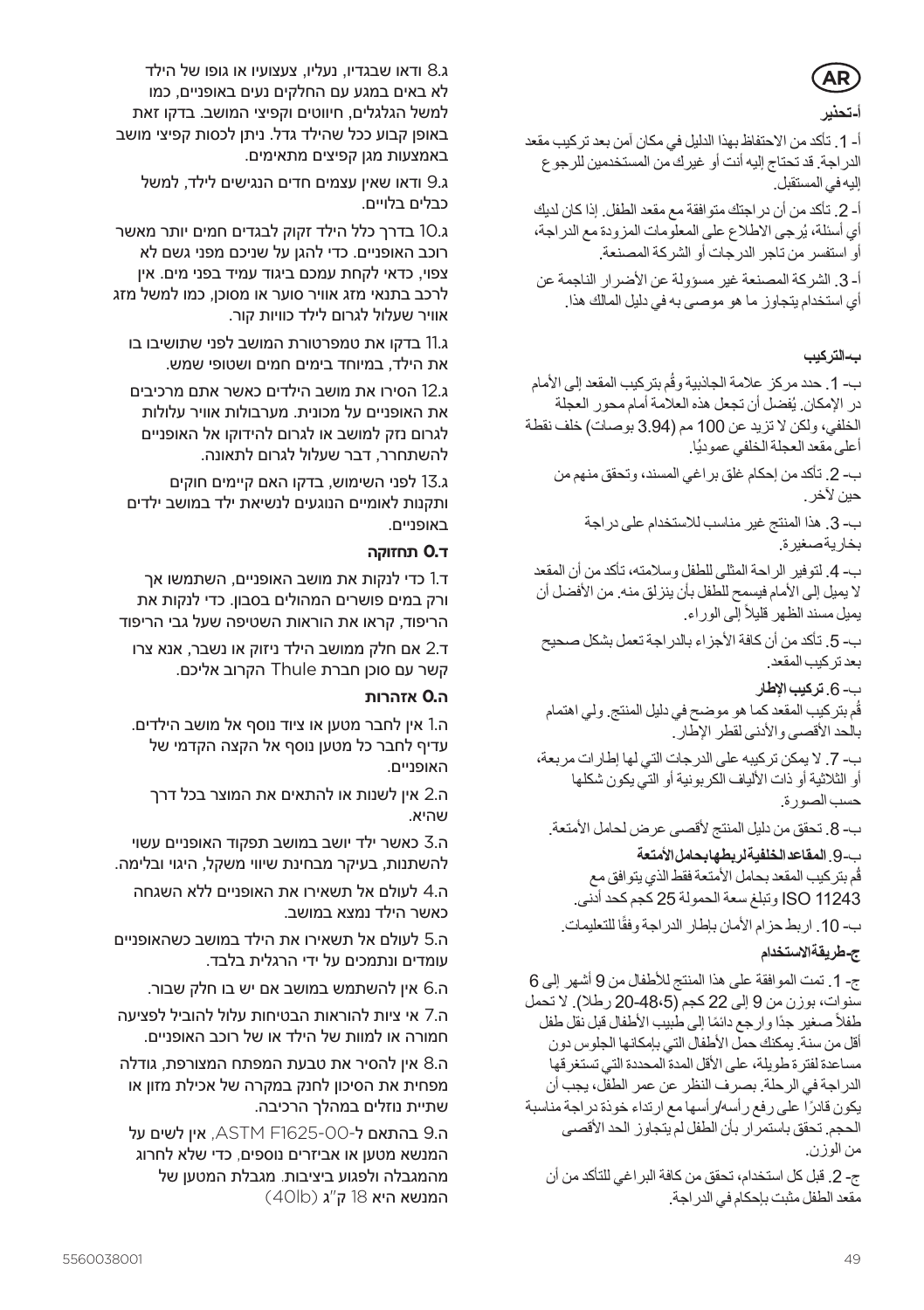AR

**أ-تحذير**

أ- 1. تأكد من الاحتفاظ بهذا الدليل في مكان آمن بعد تركيب مقعد الدراجة. قد تحتاج إليه أنت أو غيرك من المستخدمين للرجوع إليه في المستقبل.

أ- 2. تأكد من أن دراجتك متوافقة مع مقعد الطفل. إذا كان لديك أي أسئلة، يُرجى الاطلاع على المعلومات المزودة مع الدراجة، أو استفسر من تاجر الدرجات أو الشركة المصنعة.

أ- 3. الشركة المصنعة غير مسؤولة عن الأضرار الناجمة عن أي استخدام يتجاوز ما هو موصى به في دليل المالك هذا.

**ب-التركيب**

ب- 1. حدد مركز علامة الجاذبية وقُم بتركيب المقعد إلى الأمام در الإمكان. يُفضل أن تجعل هذه العلامة أمام محور العجلة الخلفي، ولكن لا تزيد عن 100 مم (3.94 بوصات) خلف نقطة أعلى مقعد العجلة الخلفي عموديًا.

ب- 2. تأكد من إحكام غلق براغي المسند، وتحقق منهم من حين لآخر.

ب- 3. هذا المنتج غير مناسب للاستخدام على دراجة بخارية صغيرة.

ب- 4. لتوفير الراحة المثلى للطفل وسلامته، تأكد من أن المقعد لا يميل إلى الأمام فيسمح للطفل بأن ينزلق منه. من الأفضل أن يميل مسند الظهر قليلاً إلى الوراء.

ب- 5. تأكد من أن كافة الأجزاء بالدراجة تعمل بشكل صحيح بعد تركيب المقعد.

ب- 6. **تركيب الإطار**
قُم بتركيب المقعد كما هو موضح في دليل المنتج. ولي اهتمام بالحد الأقصى والأدنى لقطر الإطار.

ب- 7. لا يمكن تركيبه على الدرجات التي لها إطارات مربعة، أو الثلاثية أو ذات الألياف الكربونية أو التي يكون شكلها حسب الصورة.

ب- 8. تحقق من دليل المنتج لأقصى عرض لحامل الأمتعة.

ب- 9. **المقاعد الخلفية لربطها بحامل الأمتعة**
قُم بتركيب المقعد بحامل الأمتعة فقط الذي يتوافق مع ISO 11243 وتبلغ سعة الحمولة 25 كجم كحد أدنى.

ب- 10. اربط حزام الأمان بإطار الدراجة وفقًا للتعليمات.

**ج-طريقة الاستخدام**

ج- 1. تمت الموافقة على هذا المنتج للأطفال من 9 أشهر إلى 6 سنوات، بوزن من 9 إلى 22 كجم (5،48-20 رطلا). لا تحمل طفلاً صغير جدًا وارجع دائمًا إلى طبيب الأطفال قبل نقل طفل أقل من سنة. يمكنك حمل الأطفال التي بإمكانها الجلوس دون مساعدة لفترة طويلة، على الأقل المدة المحددة التي تستغرقها الدراجة في الرحلة. بصرف النظر عن عمر الطفل، يجب أن يكون قادرًا على رفع رأسه/رأسها مع ارتداء خوذة دراجة مناسبة الحجم. تحقق باستمرار بأن الطفل لم يتجاوز الحد الأقصى من الوزن.

ج- 2. قبل كل استخدام، تحقق من كافة البراغي للتأكد من أن مقعد الطفل مثبت بإحكام في الدراجة.

ג.8 ודאו שבגדיו, נעליו, צעצועיו או גופו של הילד לא באים במגע עם החלקים נעים באופניים, כמו למשל הגלגלים, חיווטים וקפיצי המושב. בדקו זאת באופן קבוע ככל שהילד גדל. ניתן לכסות קפיצי מושב באמצעות מגן קפיצים מתאימים.

ג.9 ודאו שאין עצמים חדים הנגישים לילד, למשל כבלים בלויים.

ג.10 בדרך כלל הילד זקוק לבגדים חמים יותר מאשר רוכב האופניים. כדי להגן על שניכם מפני גשם לא צפוי, כדאי לקחת עמכם ביגוד עמיד בפני מים. אין לרכב בתנאי מזג אוויר סוער או מסוכן, כמו למשל מזג אוויר שעלול לגרום לילד כוויות קור.

ג.11 בדקו את טמפרטורת המושב לפני שתושיבו בו את הילד, במיוחד בימים חמים ושטופי שמש.

ג.12 הסירו את מושב הילדים כאשר אתם מרכיבים את האופניים על מכונית. מערבולות אוויר עלולות לגרום נזק למושב או לגרום להידוקו אל האופניים להשתחרר, דבר שעלול לגרום לתאונה.

ג.13 לפני השימוש, בדקו האם קיימים חוקים ותקנות לאומיים הנוגעים לנשיאת ילד במושב ילדים באופניים.

**ד.O תחזוקה**

ד.1 כדי לנקות את מושב האופניים, השתמשו אך ורק במים פושרים המהולים בסבון. כדי לנקות את הריפוד, קראו את הוראות השטיפה שעל גבי הריפוד

ד.2 אם חלק ממושב הילד ניזוק או נשבר, אנא צרו קשר עם סוכן חברת Thule הקרוב אליכם.

**ה.O אזהרות**

ה.1 אין לחבר מטען או ציוד נוסף אל מושב הילדים. עדיף לחבר כל מטען נוסף אל הקצה הקדמי של האופניים.

ה.2 אין לשנות או להתאים את המוצר בכל דרך שהיא.

ה.3 כאשר ילד יושב במושב תפקוד האופניים עשוי להשתנות, בעיקר מבחינת שיווי משקל, היגוי ובלימה.

ה.4 לעולם אל תשאירו את האופניים ללא השגחה כאשר הילד נמצא במושב.

ה.5 לעולם אל תשאירו את הילד במושב כשהאופניים עומדים ונתמכים על ידי הרגלית בלבד.

ה.6 אין להשתמש במושב אם יש בו חלק שבור.

ה.7 אי ציות להוראות הבטיחות עלול להוביל לפציעה חמורה או למוות של הילד או של רוכב האופניים.

ה.8 אין להסיר את טבעת המפתח המצורפת, גודלה מפחית את הסיכון לחנק במקרה של אכילת מזון או שתיית נוזלים במהלך הרכיבה.

ה.9 בהתאם ל-ASTM F1625-00, אין לשים על המנשא מטען או אביזרים נוספים, כדי שלא לחרוג מהמגבלה ולפגוע ביציבות. מגבלת המטען של המנשא היא 18 ק"ג (40lb)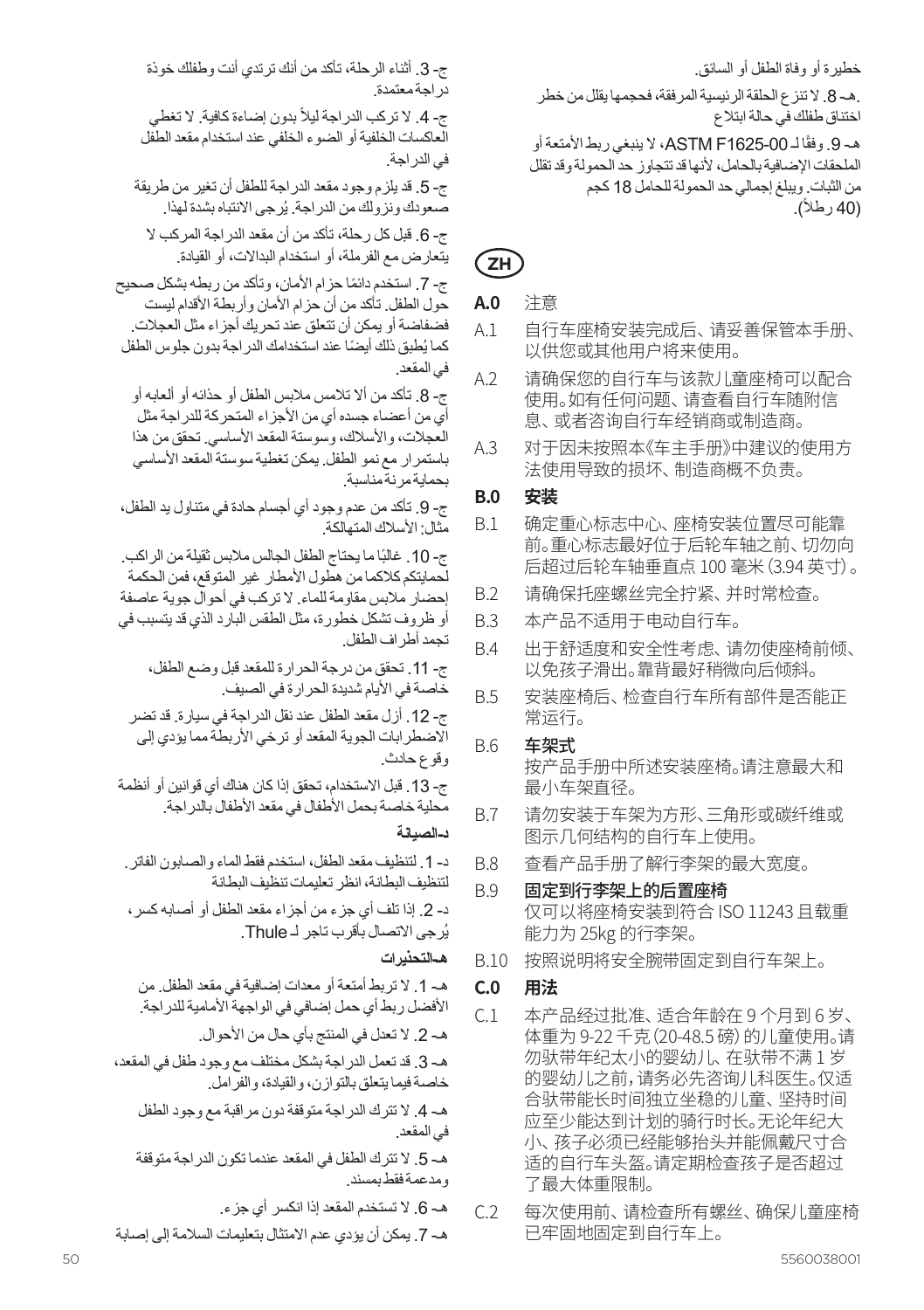خطيرة أو وفاة الطفل أو السائق.

هـ- 8. لا تنزع الحلقة الرئيسية المرفقة، فحجمها يقلل من خطر اختناق طفلك في حالة ابتلاع

هـ- 9. وفقًا لـ ASTM F1625-00، لا ينبغي ربط الأمتعة أو الملحقات الإضافية بالحامل، لأنها قد تتجاوز حد الحمولة وقد تقلل من الثبات. ويبلغ إجمالي حد الحمولة للحامل 18 كجم (40 رطلاً).

ج- 3. أثناء الرحلة، تأكد من أنك ترتدي أنت وطفلك خوذة دراجة معتمدة.

ج- 4. لا تركب الدراجة ليلاً بدون إضاءة كافية. لا تغطي العاكسات الخلفية أو الضوء الخلفي عند استخدام مقعد الطفل في الدراجة.

ج- 5. قد يلزم وجود مقعد الدراجة للطفل أن تغير من طريقة صعودك ونزولك من الدراجة. يُرجى الانتباه بشدة لهذا.

ج- 6. قبل كل رحلة، تأكد من أن مقعد الدراجة المركب لا يتعارض مع الفرملة، أو استخدام البدالات، أو القيادة.

ج- 7. استخدم دائمًا حزام الأمان، وتأكد من ربطه بشكل صحيح حول الطفل. تأكد من أن حزام الأمان وأربطة الأقدام ليست فضفاضة أو يمكن أن تتعلق عند تحريك أجزاء مثل العجلات. كما يُطبق ذلك أيضًا عند استخدامك الدراجة بدون جلوس الطفل في المقعد.

ج- 8. تأكد من ألا تلامس ملابس الطفل أو حذائه أو ألعابه أو أي من أعضاء جسده أي من الأجزاء المتحركة للدراجة مثل العجلات، والأسلاك، وسوستة المقعد الأساسي. تحقق من هذا باستمرار مع نمو الطفل. يمكن تغطية سوستة المقعد الأساسي بحماية مرنة مناسبة.

ج- 9. تأكد من عدم وجود أي أجسام حادة في متناول يد الطفل، مثال: الأسلاك المتهالكة.

ج- 10. غالبًا ما يحتاج الطفل الجالس ملابس ثقيلة من الراكب. لحمايتكم كلاكما من هطول الأمطار غير المتوقع، فمن الحكمة إحضار ملابس مقاومة للماء. لا تركب في أحوال جوية عاصفة أو ظروف تشكل خطورة، مثل الطقس البارد الذي قد يتسبب في تجمد أطراف الطفل.

ج- 11. تحقق من درجة الحرارة للمقعد قبل وضع الطفل، خاصة في الأيام شديدة الحرارة في الصيف.

ج- 12. أزل مقعد الطفل عند نقل الدراجة في سيارة. قد تضر الاضطرابات الجوية المقعد أو ترخي الأربطة مما يؤدي إلى وقوع حادث.

ج- 13. قبل الاستخدام، تحقق إذا كان هناك أي قوانين أو أنظمة محلية خاصة بحمل الأطفال في مقعد الأطفال بالدراجة.

**د-الصيانة**

د- 1. لتنظيف مقعد الطفل، استخدم فقط الماء والصابون الفاتر. لتنظيف البطانة، انظر تعليمات تنظيف البطانة

د- 2. إذا تلف أي جزء من أجزاء مقعد الطفل أو أصابه كسر، يُرجى الاتصال بأقرب تاجر لـ Thule.

**هـ-التحذيرات**

هـ- 1. لا تربط أمتعة أو معدات إضافية في مقعد الطفل. من الأفضل ربط أي حمل إضافي في الواجهة الأمامية للدراجة.

هـ- 2. لا تعدل في المنتج بأي حال من الأحوال.

هـ- 3. قد تعمل الدراجة بشكل مختلف مع وجود طفل في المقعد، خاصة فيما يتعلق بالتوازن، والقيادة، والفرامل.

هـ- 4. لا تترك الدراجة متوقفة دون مراقبة مع وجود الطفل في المقعد.

هـ- 5. لا تترك الطفل في المقعد عندما تكون الدراجة متوقفة ومدعمة فقط بمسند.

هـ- 6. لا تستخدم المقعد إذا انكسر أي جزء.

هـ- 7. يمكن أن يؤدي عدم الامتثال بتعليمات السلامة إلى إصابة

## ZH

**A.0** 注意

A.1 自行车座椅安装完成后、请妥善保管本手册、以供您或其他用户将来使用。

A.2 请确保您的自行车与该款儿童座椅可以配合使用。如有任何问题、请查看自行车随附信息、或者咨询自行车经销商或制造商。

A.3 对于因未按照本《车主手册》中建议的使用方法使用导致的损坏、制造商概不负责。

**B.0** **安装**

B.1 确定重心标志中心、座椅安装位置尽可能靠前。重心标志最好位于后轮车轴之前、切勿向后超过后轮车轴垂直点 100 毫米 (3.94 英寸) 。

B.2 请确保托座螺丝完全拧紧、并时常检查。

B.3 本产品不适用于电动自行车。

B.4 出于舒适度和安全性考虑、请勿使座椅前倾、以免孩子滑出。靠背最好稍微向后倾斜。

B.5 安装座椅后、检查自行车所有部件是否能正常运行。

B.6 **车架式**
按产品手册中所述安装座椅。请注意最大和最小车架直径。

B.7 请勿安装于车架为方形、三角形或碳纤维或图示几何结构的自行车上使用。

B.8 查看产品手册了解行李架的最大宽度。

B.9 **固定到行李架上的后置座椅**
仅可以将座椅安装到符合 ISO 11243 且载重能力为 25kg 的行李架。

B.10 按照说明将安全腕带固定到自行车架上。

**C.0** **用法**

C.1 本产品经过批准、适合年龄在 9 个月到 6 岁、体重为 9-22 千克 (20-48.5 磅) 的儿童使用。请勿驮带年纪太小的婴幼儿、在驮带不满 1 岁的婴幼儿之前，请务必先咨询儿科医生。仅适合驮带能长时间独立坐稳的儿童、坚持时间应至少能达到计划的骑行时长。无论年纪大小、孩子都必须已经能够抬头并能佩戴尺寸合适的自行车头盔。请定期检查孩子是否超过了最大体重限制。

C.2 每次使用前、请检查所有螺丝、确保儿童座椅已牢固地固定到自行车上。

5560038001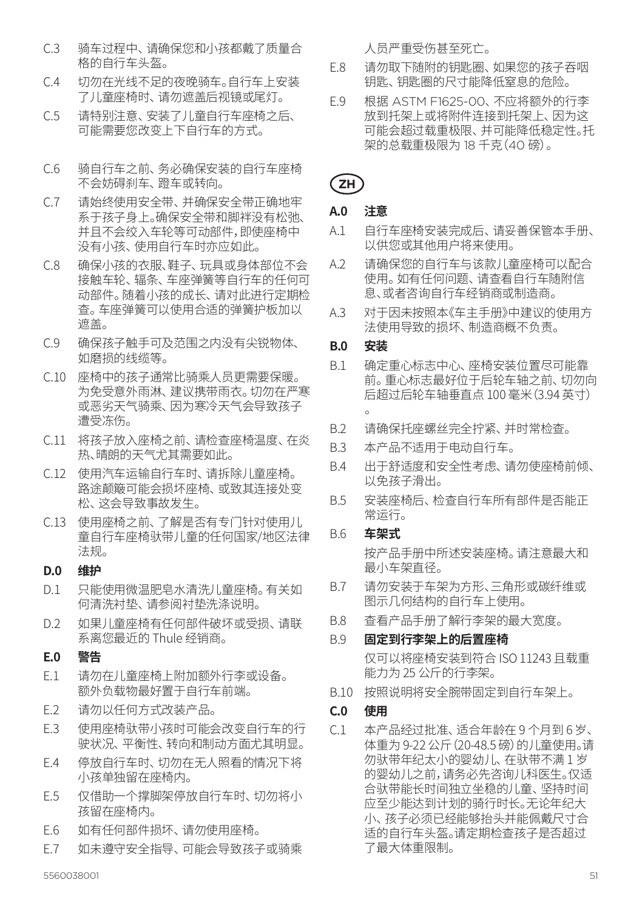C.3 骑车过程中、请确保您和小孩都戴了质量合格的自行车头盔。

C.4 切勿在光线不足的夜晚骑车。自行车上安装了儿童座椅时、请勿遮盖后视镜或尾灯。

C.5 请特别注意、安装了儿童自行车座椅之后、可能需要您改变上下自行车的方式。

C.6 骑自行车之前、务必确保安装的自行车座椅不会妨碍刹车、蹬车或转向。

C.7 请始终使用安全带、并确保安全带正确地牢系于孩子身上。确保安全带和脚袢没有松弛、并且不会绞入车轮等可动部件，即使座椅中没有小孩、使用自行车时亦应如此。

C.8 确保小孩的衣服、鞋子、玩具或身体部位不会接触车轮、辐条、车座弹簧等自行车的任何可动部件。随着小孩的成长、请对此进行定期检查。车座弹簧可以使用合适的弹簧护板加以遮盖。

C.9 确保孩子触手可及范围之内没有尖锐物体、如磨损的线缆等。

C.10 座椅中的孩子通常比骑乘人员更需要保暖。为免受意外雨淋、建议携带雨衣。切勿在严寒或恶劣天气骑乘、因为寒冷天气会导致孩子遭受冻伤。

C.11 将孩子放入座椅之前、请检查座椅温度、在炎热、晴朗的天气尤其需要如此。

C.12 使用汽车运输自行车时、请拆除儿童座椅。路途颠簸可能会损坏座椅、或致其连接处变松、这会导致事故发生。

C.13 使用座椅之前、了解是否有专门针对使用儿童自行车座椅驮带儿童的任何国家/地区法律法规。

**D.0 维护**

D.1 只能使用微温肥皂水清洗儿童座椅。有关如何清洗衬垫、请参阅衬垫洗涤说明。

D.2 如果儿童座椅有任何部件破坏或受损、请联系离您最近的 Thule 经销商。

**E.0 警告**

E.1 请勿在儿童座椅上附加额外行李或设备。额外负载物最好置于自行车前端。

E.2 请勿以任何方式改装产品。

E.3 使用座椅驮带小孩时可能会改变自行车的行驶状况、平衡性、转向和制动方面尤其明显。

E.4 停放自行车时、切勿在无人照看的情况下将小孩单独留在座椅内。

E.5 仅借助一个撑脚架停放自行车时、切勿将小孩留在座椅内。

E.6 如有任何部件损坏、请勿使用座椅。

E.7 如未遵守安全指导、可能会导致孩子或骑乘人员严重受伤甚至死亡。

E.8 请勿取下随附的钥匙圈、如果您的孩子吞咽钥匙、钥匙圈的尺寸能降低窒息的危险。

E.9 根据 ASTM F1625-00、不应将额外的行李放到托架上或将附件连接到托架上、因为这可能会超过载重极限、并可能降低稳定性。托架的总载重极限为 18 千克（40 磅）。

## ZH

**A.0 注意**

A.1 自行车座椅安装完成后、请妥善保管本手册、以供您或其他用户将来使用。

A.2 请确保您的自行车与该款儿童座椅可以配合使用。如有任何问题、请查看自行车随附信息、或者咨询自行车经销商或制造商。

A.3 对于因未按照本《车主手册》中建议的使用方法使用导致的损坏、制造商概不负责。

**B.0 安装**

B.1 确定重心标志中心、座椅安装位置尽可能靠前。重心标志最好位于后轮车轴之前、切勿向后超过后轮车轴垂直点 100 毫米（3.94 英寸）。

B.2 请确保托座螺丝完全拧紧、并时常检查。

B.3 本产品不适用于电动自行车。

B.4 出于舒适度和安全性考虑、请勿使座椅前倾、以免孩子滑出。

B.5 安装座椅后、检查自行车所有部件是否能正常运行。

B.6 **车架式**

按产品手册中所述安装座椅。请注意最大和最小车架直径。

B.7 请勿安装于车架为方形、三角形或碳纤维或图示几何结构的自行车上使用。

B.8 查看产品手册了解行李架的最大宽度。

B.9 **固定到行李架上的后置座椅**

仅可以将座椅安装到符合 ISO 11243 且载重能力为 25 公斤的行李架。

B.10 按照说明将安全腕带固定到自行车架上。

**C.0 使用**

C.1 本产品经过批准、适合年龄在 9 个月到 6 岁、体重为 9-22 公斤（20-48.5 磅）的儿童使用。请勿驮带年纪太小的婴幼儿、在驮带不满 1 岁的婴幼儿之前，请务必先咨询儿科医生。仅适合驮带能长时间独立坐稳的儿童、坚持时间应至少能达到计划的骑行时长。无论年纪大小、孩子必须已经能够抬头并能佩戴尺寸合适的自行车头盔。请定期检查孩子是否超过了最大体重限制。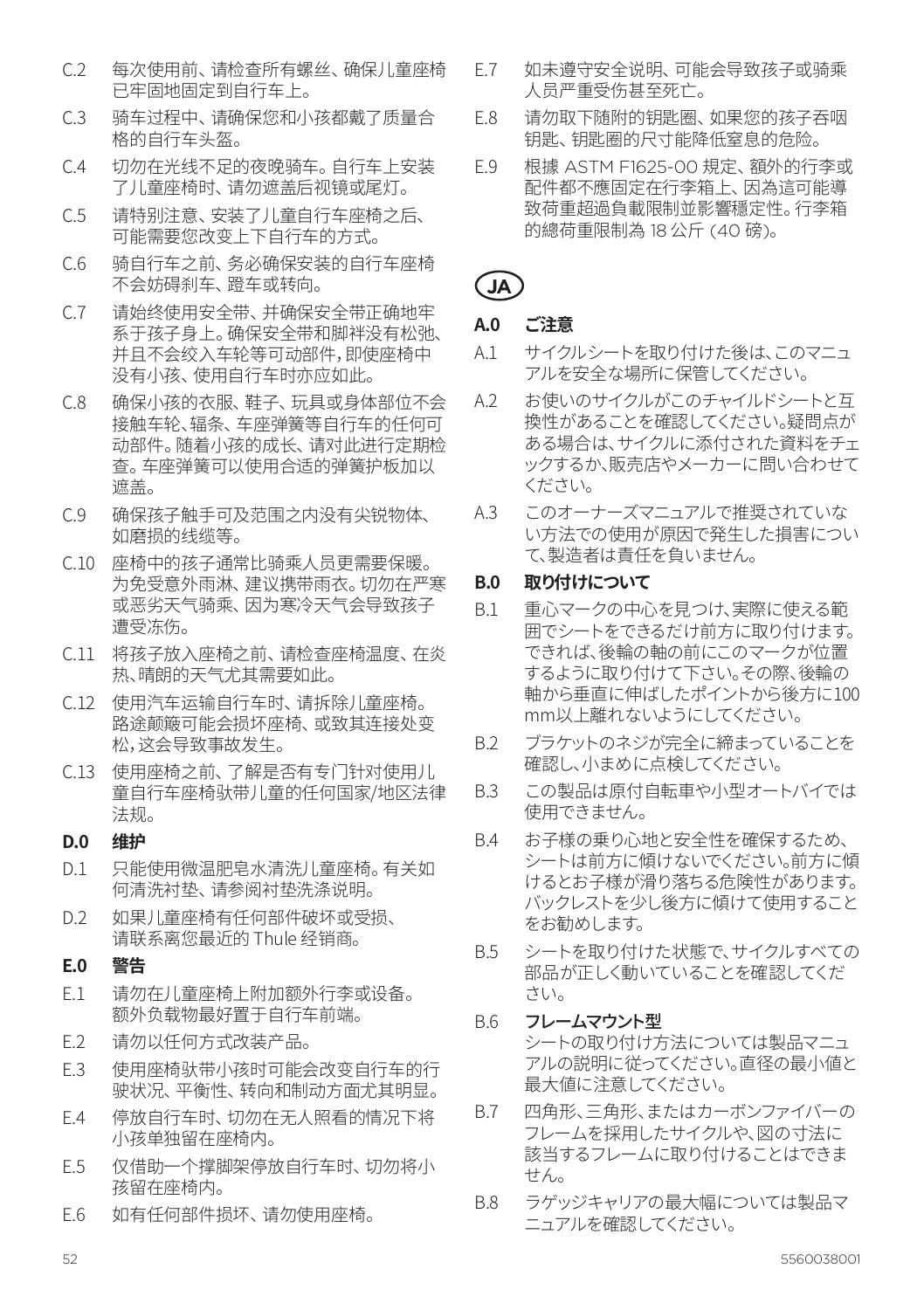C.2　每次使用前、请检查所有螺丝、确保儿童座椅已牢固地固定到自行车上。

C.3　骑车过程中、请确保您和小孩都戴了质量合格的自行车头盔。

C.4　切勿在光线不足的夜晚骑车。自行车上安装了儿童座椅时、请勿遮盖后视镜或尾灯。

C.5　请特别注意、安装了儿童自行车座椅之后、可能需要您改变上下自行车的方式。

C.6　骑自行车之前、务必确保安装的自行车座椅不会妨碍刹车、蹬车或转向。

C.7　请始终使用安全带、并确保安全带正确地牢系于孩子身上。确保安全带和脚袢没有松弛、并且不会绞入车轮等可动部件，即使座椅中没有小孩、使用自行车时亦应如此。

C.8　确保小孩的衣服、鞋子、玩具或身体部位不会接触车轮、辐条、车座弹簧等自行车的任何可动部件。随着小孩的成长、请对此进行定期检查。车座弹簧可以使用合适的弹簧护板加以遮盖。

C.9　确保孩子触手可及范围之内没有尖锐物体、如磨损的线缆等。

C.10　座椅中的孩子通常比骑乘人员更需要保暖。为免受意外雨淋、建议携带雨衣。切勿在严寒或恶劣天气骑乘、因为寒冷天气会导致孩子遭受冻伤。

C.11　将孩子放入座椅之前、请检查座椅温度、在炎热、晴朗的天气尤其需要如此。

C.12　使用汽车运输自行车时、请拆除儿童座椅。路途颠簸可能会损坏座椅、或致其连接处变松，这会导致事故发生。

C.13　使用座椅之前、了解是否有专门针对使用儿童自行车座椅驮带儿童的任何国家/地区法律法规。

**D.0　维护**

D.1　只能使用微温肥皂水清洗儿童座椅。有关如何清洗衬垫、请参阅衬垫洗涤说明。

D.2　如果儿童座椅有任何部件破坏或受损、请联系离您最近的 Thule 经销商。

**E.0　警告**

E.1　请勿在儿童座椅上附加额外行李或设备。额外负载物最好置于自行车前端。

E.2　请勿以任何方式改装产品。

E.3　使用座椅驮带小孩时可能会改变自行车的行驶状况、平衡性、转向和制动方面尤其明显。

E.4　停放自行车时、切勿在无人照看的情况下将小孩单独留在座椅内。

E.5　仅借助一个撑脚架停放自行车时、切勿将小孩留在座椅内。

E.6　如有任何部件损坏、请勿使用座椅。

E.7　如未遵守安全说明、可能会导致孩子或骑乘人员严重受伤甚至死亡。

E.8　请勿取下随附的钥匙圈、如果您的孩子吞咽钥匙、钥匙圈的尺寸能降低窒息的危险。

E.9　根據 ASTM F1625-00 規定、額外的行李或配件都不應固定在行李箱上、因為這可能導致荷重超過負載限制並影響穩定性。行李箱的總荷重限制為 18 公斤 (40 磅)。

## JA

**A.0　ご注意**

A.1　サイクルシートを取り付けた後は、このマニュアルを安全な場所に保管してください。

A.2　お使いのサイクルがこのチャイルドシートと互換性があることを確認してください。疑問点がある場合は、サイクルに添付された資料をチェックするか、販売店やメーカーに問い合わせてください。

A.3　このオーナーズマニュアルで推奨されていない方法での使用が原因で発生した損害について、製造者は責任を負いません。

**B.0　取り付けについて**

B.1　重心マークの中心を見つけ、実際に使える範囲でシートをできるだけ前方に取り付けます。できれば、後輪の軸の前にこのマークが位置するように取り付けて下さい。その際、後輪の軸から垂直に伸ばしたポイントから後方に100 mm以上離れないようにしてください。

B.2　ブラケットのネジが完全に締まっていることを確認し、小まめに点検してください。

B.3　この製品は原付自転車や小型オートバイでは使用できません。

B.4　お子様の乗り心地と安全性を確保するため、シートは前方に傾けないでください。前方に傾けるとお子様が滑り落ちる危険性があります。バックレストを少し後方に傾けて使用することをお勧めします。

B.5　シートを取り付けた状態で、サイクルすべての部品が正しく動いていることを確認してください。

B.6　**フレームマウント型**
シートの取り付け方法については製品マニュアルの説明に従ってください。直径の最小値と最大値に注意してください。

B.7　四角形、三角形、またはカーボンファイバーのフレームを採用したサイクルや、図の寸法に該当するフレームに取り付けることはできません。

B.8　ラゲッジキャリアの最大幅については製品マニュアルを確認してください。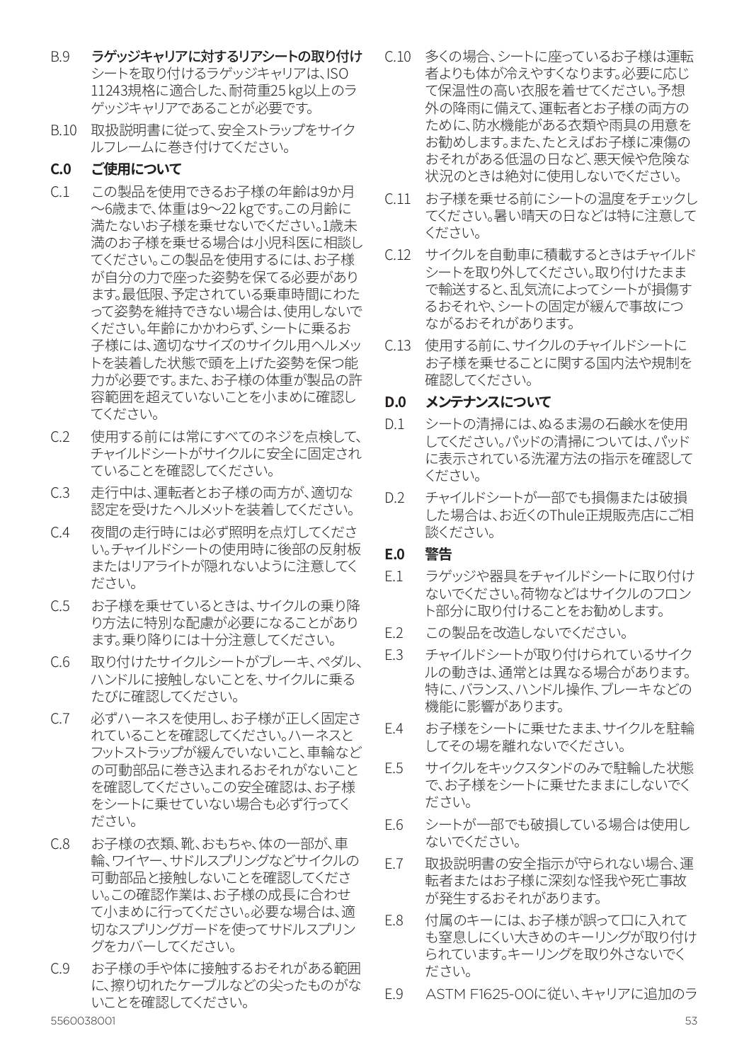B.9 **ラゲッジキャリアに対するリアシートの取り付け**
シートを取り付けるラゲッジキャリアは、ISO 11243規格に適合した、耐荷重25 kg以上のラゲッジキャリアであることが必要です。

B.10 取扱説明書に従って、安全ストラップをサイクルフレームに巻き付けてください。

## C.0 ご使用について

C.1 この製品を使用できるお子様の年齢は9か月〜6歳まで、体重は9〜22 kgです。この月齢に満たないお子様を乗せないでください。1歳未満のお子様を乗せる場合は小児科医に相談してください。この製品を使用するには、お子様が自分の力で座った姿勢を保てる必要があります。最低限、予定されている乗車時間にわたって姿勢を維持できない場合は、使用しないでください。年齢にかかわらず、シートに乗るお子様には、適切なサイズのサイクル用ヘルメットを装着した状態で頭を上げた姿勢を保つ能力が必要です。また、お子様の体重が製品の許容範囲を超えていないことを小まめに確認してください。

C.2 使用する前には常にすべてのネジを点検して、チャイルドシートがサイクルに安全に固定されていることを確認してください。

C.3 走行中は、運転者とお子様の両方が、適切な認定を受けたヘルメットを装着してください。

C.4 夜間の走行時には必ず照明を点灯してください。チャイルドシートの使用時に後部の反射板またはリアライトが隠れないように注意してください。

C.5 お子様を乗せているときは、サイクルの乗り降り方法に特別な配慮が必要になることがあります。乗り降りには十分注意してください。

C.6 取り付けたサイクルシートがブレーキ、ペダル、ハンドルに接触しないことを、サイクルに乗るたびに確認してください。

C.7 必ずハーネスを使用し、お子様が正しく固定されていることを確認してください。ハーネスとフットストラップが緩んでいないこと、車輪などの可動部品に巻き込まれるおそれがないことを確認してください。この安全確認は、お子様をシートに乗せていない場合も必ず行ってください。

C.8 お子様の衣類、靴、おもちゃ、体の一部が、車輪、ワイヤー、サドルスプリングなどサイクルの可動部品と接触しないことを確認してください。この確認作業は、お子様の成長に合わせて小まめに行ってください。必要な場合は、適切なスプリングガードを使ってサドルスプリングをカバーしてください。

C.9 お子様の手や体に接触するおそれがある範囲に、擦り切れたケーブルなどの尖ったものがないことを確認してください。

C.10 多くの場合、シートに座っているお子様は運転者よりも体が冷えやすくなります。必要に応じて保温性の高い衣服を着せてください。予想外の降雨に備えて、運転者とお子様の両方のために、防水機能がある衣類や雨具の用意をお勧めします。また、たとえばお子様に凍傷のおそれがある低温の日など、悪天候や危険な状況のときは絶対に使用しないでください。

C.11 お子様を乗せる前にシートの温度をチェックしてください。暑い晴天の日などは特に注意してください。

C.12 サイクルを自動車に積載するときはチャイルドシートを取り外してください。取り付けたままで輸送すると、乱気流によってシートが損傷するおそれや、シートの固定が緩んで事故につながるおそれがあります。

C.13 使用する前に、サイクルのチャイルドシートにお子様を乗せることに関する国内法や規制を確認してください。

## D.0 メンテナンスについて

D.1 シートの清掃には、ぬるま湯の石鹸水を使用してください。パッドの清掃については、パッドに表示されている洗濯方法の指示を確認してください。

D.2 チャイルドシートが一部でも損傷または破損した場合は、お近くのThule正規販売店にご相談ください。

## E.0 警告

E.1 ラゲッジや器具をチャイルドシートに取り付けないでください。荷物などはサイクルのフロント部分に取り付けることをお勧めします。

E.2 この製品を改造しないでください。

E.3 チャイルドシートが取り付けられているサイクルの動きは、通常とは異なる場合があります。特に、バランス、ハンドル操作、ブレーキなどの機能に影響があります。

E.4 お子様をシートに乗せたまま、サイクルを駐輪してその場を離れないでください。

E.5 サイクルをキックスタンドのみで駐輪した状態で、お子様をシートに乗せたままにしないでください。

E.6 シートが一部でも破損している場合は使用しないでください。

E.7 取扱説明書の安全指示が守られない場合、運転者またはお子様に深刻な怪我や死亡事故が発生するおそれがあります。

E.8 付属のキーには、お子様が誤って口に入れても窒息しにくい大きめのキーリングが取り付けられています。キーリングを取り外さないでください。

E.9 ASTM F1625-00に従い、キャリアに追加のラ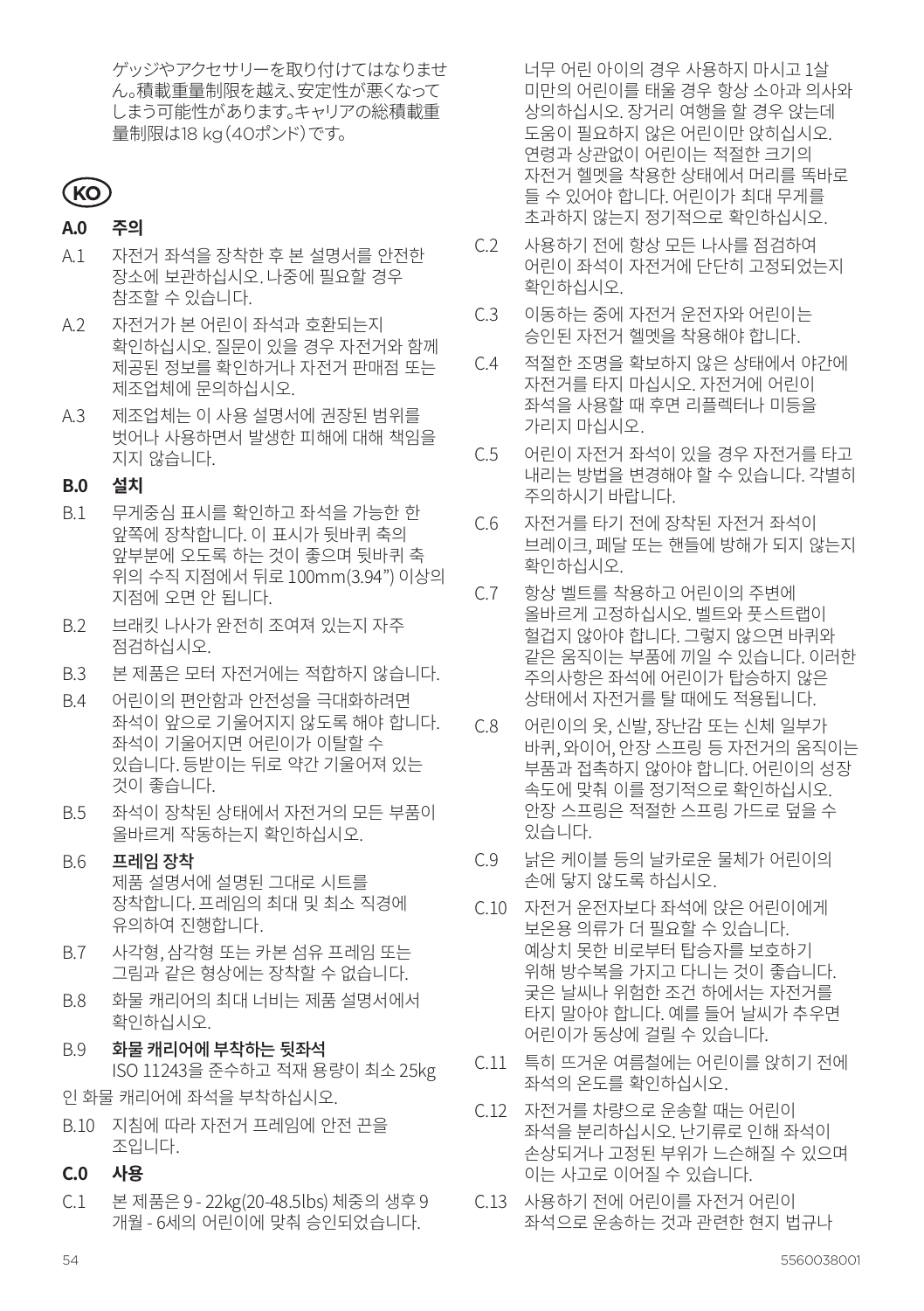ゲッジやアクセサリーを取り付けてはなりません。積載重量制限を越え、安定性が悪くなってしまう可能性があります。キャリアの総積載重量制限は18 kg（40ポンド）です。

## KO

### A.0 주의

A.1 자전거 좌석을 장착한 후 본 설명서를 안전한 장소에 보관하십시오. 나중에 필요할 경우 참조할 수 있습니다.

A.2 자전거가 본 어린이 좌석과 호환되는지 확인하십시오. 질문이 있을 경우 자전거와 함께 제공된 정보를 확인하거나 자전거 판매점 또는 제조업체에 문의하십시오.

A.3 제조업체는 이 사용 설명서에 권장된 범위를 벗어나 사용하면서 발생한 피해에 대해 책임을 지지 않습니다.

### B.0 설치

B.1 무게중심 표시를 확인하고 좌석을 가능한 한 앞쪽에 장착합니다. 이 표시가 뒷바퀴 축의 앞부분에 오도록 하는 것이 좋으며 뒷바퀴 축 위의 수직 지점에서 뒤로 100mm(3.94") 이상의 지점에 오면 안 됩니다.

B.2 브래킷 나사가 완전히 조여져 있는지 자주 점검하십시오.

B.3 본 제품은 모터 자전거에는 적합하지 않습니다.

B.4 어린이의 편안함과 안전성을 극대화하려면 좌석이 앞으로 기울어지지 않도록 해야 합니다. 좌석이 기울어지면 어린이가 이탈할 수 있습니다. 등받이는 뒤로 약간 기울어져 있는 것이 좋습니다.

B.5 좌석이 장착된 상태에서 자전거의 모든 부품이 올바르게 작동하는지 확인하십시오.

B.6 **프레임 장착**
제품 설명서에 설명된 그대로 시트를 장착합니다. 프레임의 최대 및 최소 직경에 유의하여 진행합니다.

B.7 사각형, 삼각형 또는 카본 섬유 프레임 또는 그림과 같은 형상에는 장착할 수 없습니다.

B.8 화물 캐리어의 최대 너비는 제품 설명서에서 확인하십시오.

B.9 **화물 캐리어에 부착하는 뒷좌석**
ISO 11243을 준수하고 적재 용량이 최소 25kg 인 화물 캐리어에 좌석을 부착하십시오.

B.10 지침에 따라 자전거 프레임에 안전 끈을 조입니다.

### C.0 사용

C.1 본 제품은 9 - 22kg(20-48.5lbs) 체중의 생후 9개월 - 6세의 어린이에 맞춰 승인되었습니다. 너무 어린 아이의 경우 사용하지 마시고 1살 미만의 어린이를 태울 경우 항상 소아과 의사와 상의하십시오. 장거리 여행을 할 경우 앉는데 도움이 필요하지 않은 어린이만 앉히십시오. 연령과 상관없이 어린이는 적절한 크기의 자전거 헬멧을 착용한 상태에서 머리를 똑바로 들 수 있어야 합니다. 어린이가 최대 무게를 초과하지 않는지 정기적으로 확인하십시오.

C.2 사용하기 전에 항상 모든 나사를 점검하여 어린이 좌석이 자전거에 단단히 고정되었는지 확인하십시오.

C.3 이동하는 중에 자전거 운전자와 어린이는 승인된 자전거 헬멧을 착용해야 합니다.

C.4 적절한 조명을 확보하지 않은 상태에서 야간에 자전거를 타지 마십시오. 자전거에 어린이 좌석을 사용할 때 후면 리플렉터나 미등을 가리지 마십시오.

C.5 어린이 자전거 좌석이 있을 경우 자전거를 타고 내리는 방법을 변경해야 할 수 있습니다. 각별히 주의하시기 바랍니다.

C.6 자전거를 타기 전에 장착된 자전거 좌석이 브레이크, 페달 또는 핸들에 방해가 되지 않는지 확인하십시오.

C.7 항상 벨트를 착용하고 어린이의 주변에 올바르게 고정하십시오. 벨트와 풋스트랩이 헐겁지 않아야 합니다. 그렇지 않으면 바퀴와 같은 움직이는 부품에 끼일 수 있습니다. 이러한 주의사항은 좌석에 어린이가 탑승하지 않은 상태에서 자전거를 탈 때에도 적용됩니다.

C.8 어린이의 옷, 신발, 장난감 또는 신체 일부가 바퀴, 와이어, 안장 스프링 등 자전거의 움직이는 부품과 접촉하지 않아야 합니다. 어린이의 성장 속도에 맞춰 이를 정기적으로 확인하십시오. 안장 스프링은 적절한 스프링 가드로 덮을 수 있습니다.

C.9 낡은 케이블 등의 날카로운 물체가 어린이의 손에 닿지 않도록 하십시오.

C.10 자전거 운전자보다 좌석에 앉은 어린이에게 보온용 의류가 더 필요할 수 있습니다. 예상치 못한 비로부터 탑승자를 보호하기 위해 방수복을 가지고 다니는 것이 좋습니다. 궂은 날씨나 위험한 조건 하에서는 자전거를 타지 말아야 합니다. 예를 들어 날씨가 추우면 어린이가 동상에 걸릴 수 있습니다.

C.11 특히 뜨거운 여름철에는 어린이를 앉히기 전에 좌석의 온도를 확인하십시오.

C.12 자전거를 차량으로 운송할 때는 어린이 좌석을 분리하십시오. 난기류로 인해 좌석이 손상되거나 고정된 부위가 느슨해질 수 있으며 이는 사고로 이어질 수 있습니다.

C.13 사용하기 전에 어린이를 자전거 어린이 좌석으로 운송하는 것과 관련한 현지 법규나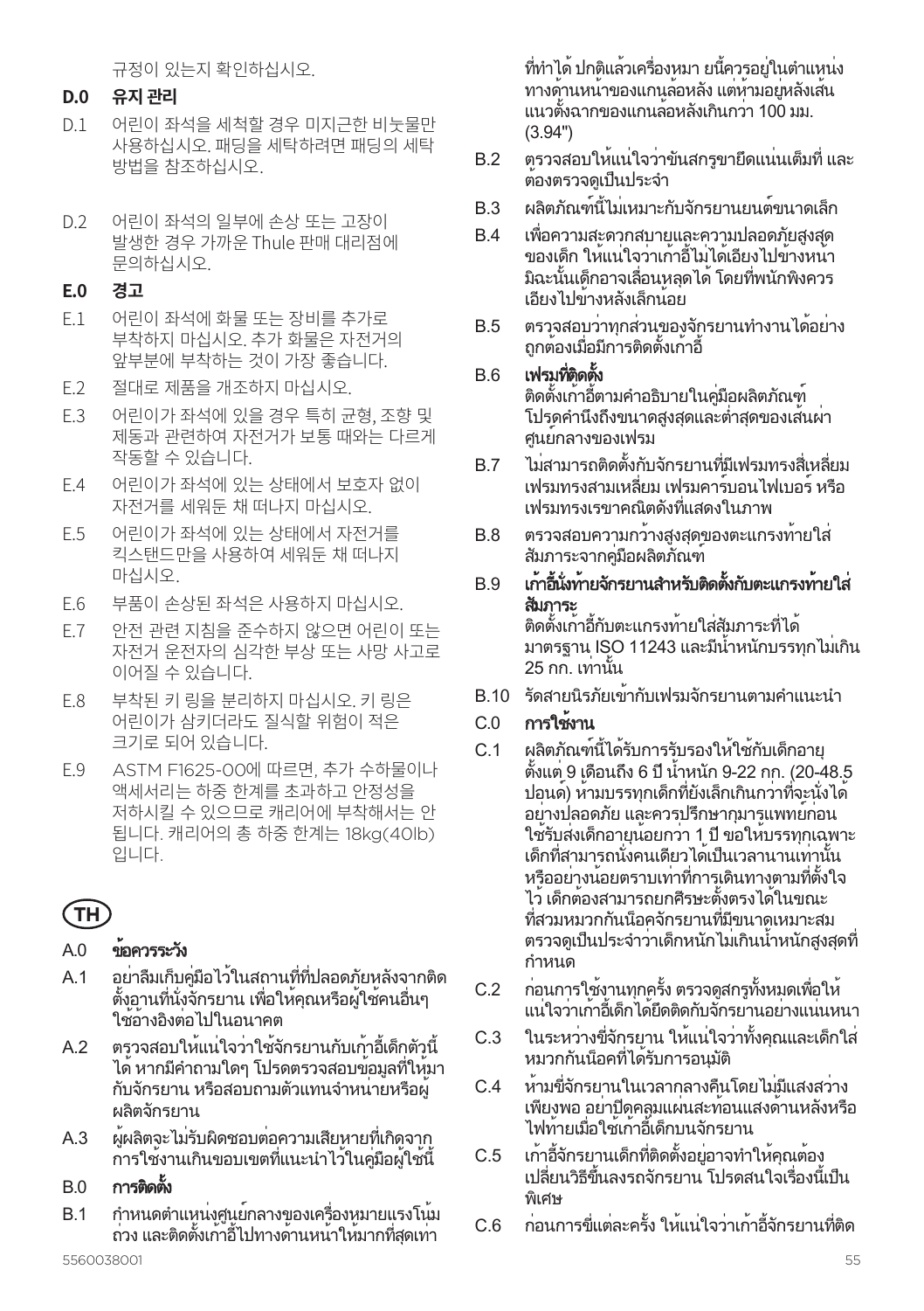규정이 있는지 확인하십시오.

## D.0 유지 관리

D.1 어린이 좌석을 세척할 경우 미지근한 비눗물만 사용하십시오. 패딩을 세탁하려면 패딩의 세탁 방법을 참조하십시오.

D.2 어린이 좌석의 일부에 손상 또는 고장이 발생한 경우 가까운 Thule 판매 대리점에 문의하십시오.

## E.0 경고

E.1 어린이 좌석에 화물 또는 장비를 추가로 부착하지 마십시오. 추가 화물은 자전거의 앞부분에 부착하는 것이 가장 좋습니다.

E.2 절대로 제품을 개조하지 마십시오.

E.3 어린이가 좌석에 있을 경우 특히 균형, 조향 및 제동과 관련하여 자전거가 보통 때와는 다르게 작동할 수 있습니다.

E.4 어린이가 좌석에 있는 상태에서 보호자 없이 자전거를 세워둔 채 떠나지 마십시오.

E.5 어린이가 좌석에 있는 상태에서 자전거를 킥스탠드만을 사용하여 세워둔 채 떠나지 마십시오.

E.6 부품이 손상된 좌석은 사용하지 마십시오.

E.7 안전 관련 지침을 준수하지 않으면 어린이 또는 자전거 운전자의 심각한 부상 또는 사망 사고로 이어질 수 있습니다.

E.8 부착된 키 링을 분리하지 마십시오. 키 링은 어린이가 삼키더라도 질식할 위험이 적은 크기로 되어 있습니다.

E.9 ASTM F1625-00에 따르면, 추가 수하물이나 액세서리는 하중 한계를 초과하고 안정성을 저하시킬 수 있으므로 캐리어에 부착해서는 안 됩니다. 캐리어의 총 하중 한계는 18kg(40lb) 입니다.

# TH

## A.0 ข้อควรระวัง

A.1 อย่าลืมเก็บคู่มือไว้ในสถานที่ที่ปลอดภัยหลังจากติดตั้งอานที่นั่งจักรยาน เพื่อให้คุณหรือผู้ใช้คนอื่นๆ ใช้อ้างอิงต่อไปในอนาคต

A.2 ตรวจสอบให้แน่ใจว่าใช้จักรยานกับเก้าอี้เด็กตัวนี้ได้ หากมีคำถามใดๆ โปรดตรวจสอบข้อมูลที่ให้มากับจักรยาน หรือสอบถามตัวแทนจำหน่ายหรือผู้ผลิตจักรยาน

A.3 ผู้ผลิตจะไม่รับผิดชอบต่อความเสียหายที่เกิดจากการใช้งานเกินขอบเขตที่แนะนำไว้ในคู่มือผู้ใช้นี้

## B.0 การติดตั้ง

B.1 กำหนดตำแหน่งศูนย์กลางของเครื่องหมายแรงโน้มถ่วง และติดตั้งเก้าอี้ไปทางด้านหน้าให้มากที่สุดเท่าที่ทำได้ ปกติแล้วเครื่องหมา ยนี้ควรอยู่ในตำแหน่งทางด้านหน้าของแกนล้อหลัง แต่ห้ามอยู่หลังเส้นแนวตั้งฉากของแกนล้อหลังเกินกว่า 100 มม. (3.94")

B.2 ตรวจสอบให้แน่ใจว่าขันสกรูขายึดแน่นเต็มที่ และต้องตรวจดูเป็นประจำ

B.3 ผลิตภัณฑ์นี้ไม่เหมาะกับจักรยานยนต์ขนาดเล็ก

B.4 เพื่อความสะดวกสบายและความปลอดภัยสูงสุดของเด็ก ให้แน่ใจว่าเก้าอี้ไม่ได้เอียงไปข้างหน้า มิฉะนั้นเด็กอาจเลื่อนหลุดได้ โดยที่พนักพิงควรเอียงไปข้างหลังเล็กน้อย

B.5 ตรวจสอบว่าทุกส่วนของจักรยานทำงานได้อย่างถูกต้องเมื่อมีการติดตั้งเก้าอี้

B.6 **เฟรมที่ติดตั้ง**
ติดตั้งเก้าอี้ตามคำอธิบายในคู่มือผลิตภัณฑ์ โปรดคำนึงถึงขนาดสูงสุดและต่ำสุดของเส้นผ่าศูนย์กลางของเฟรม

B.7 ไม่สามารถติดตั้งกับจักรยานที่มีเฟรมทรงสี่เหลี่ยม เฟรมทรงสามเหลี่ยม เฟรมคาร์บอนไฟเบอร์ หรือเฟรมทรงเรขาคณิตดังที่แสดงในภาพ

B.8 ตรวจสอบความกว้างสูงสุดของตะแกรงท้ายใส่สัมภาระจากคู่มือผลิตภัณฑ์

B.9 **เก้าอี้นั่งท้ายจักรยานสำหรับติดตั้งกับตะแกรงท้ายใส่สัมภาระ**
ติดตั้งเก้าอี้กับตะแกรงท้ายใส่สัมภาระที่ได้มาตรฐาน ISO 11243 และมีน้ำหนักบรรทุกไม่เกิน 25 กก. เท่านั้น

B.10 รัดสายนิรภัยเข้ากับเฟรมจักรยานตามคำแนะนำ

## C.0 การใช้งาน

C.1 ผลิตภัณฑ์นี้ได้รับการรับรองให้ใช้กับเด็กอายุตั้งแต่ 9 เดือนถึง 6 ปี น้ำหนัก 9-22 กก. (20-48.5 ปอนด์) ห้ามบรรทุกเด็กที่ยังเล็กเกินกว่าที่จะนั่งได้อย่างปลอดภัย และควรปรึกษากุมารแพทย์ก่อนใช้รับส่งเด็กอายุน้อยกว่า 1 ปี ขอให้บรรทุกเฉพาะเด็กที่สามารถนั่งคนเดียวได้เป็นเวลานานเท่านั้น หรืออย่างน้อยตราบเท่าที่การเดินทางตามที่ตั้งใจไว้ เด็กต้องสามารถยกศีรษะตั้งตรงได้ในขณะที่สวมหมวกกันน็อคจักรยานที่มีขนาดเหมาะสม ตรวจดูเป็นประจำว่าเด็กหนักไม่เกินน้ำหนักสูงสุดที่กำหนด

C.2 ก่อนการใช้งานทุกครั้ง ตรวจดูสกรูทั้งหมดเพื่อให้แน่ใจว่าเก้าอี้เด็กได้ยึดติดกับจักรยานอย่างแน่นหนา

C.3 ในระหว่างขี่จักรยาน ให้แน่ใจว่าทั้งคุณและเด็กใส่หมวกกันน็อคที่ได้รับการอนุมัติ

C.4 ห้ามขี่จักรยานในเวลากลางคืนโดยไม่มีแสงสว่างเพียงพอ อย่าปิดคลุมแผ่นสะท้อนแสงด้านหลังหรือไฟท้ายเมื่อใช้เก้าอี้เด็กบนจักรยาน

C.5 เก้าอี้จักรยานเด็กที่ติดตั้งอยู่อาจทำให้คุณต้องเปลี่ยนวิธีขึ้นลงรถจักรยาน โปรดสนใจเรื่องนี้เป็นพิเศษ

C.6 ก่อนการขี่แต่ละครั้ง ให้แน่ใจว่าเก้าอี้จักรยานที่ติด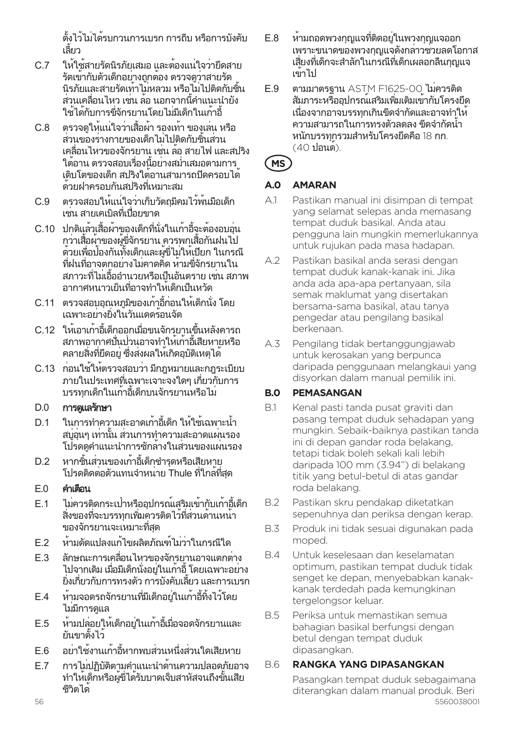ตั้งไว้ไม่ได้รบกวนการเบรก การถีบ หรือการบังคับเลี้ยว

C.7 ให้ใช้สายรัดนิรภัยเสมอ และต้องแน่ใจว่ายึดสายรัดเข้ากับตัวเด็กอย่างถูกต้อง ตรวจดูว่าสายรัดนิรภัยและสายรัดเท้าไม่หลวม หรือไม่ไปติดกับชิ้นส่วนเคลื่อนไหว เช่น ล้อ นอกจากนี้คำแนะนำยังใช้ได้กับการขี่จักรยานโดยไม่มีเด็กในเก้าอี้

C.8 ตรวจดูให้แน่ใจว่าเสื้อผ้า รองเท้า ของเล่น หรือส่วนของร่างกายของเด็กไม่ไปติดกับชิ้นส่วนเคลื่อนไหวของจักรยาน เช่น ล้อ สายไฟ และสปริงใต้อาน ตรวจสอบเรื่องนี้อย่างสม่ำเสมอตามการเติบโตของเด็ก สปริงใต้อานสามารถปิดครอบได้ด้วยฝาครอบกันสปริงที่เหมาะสม

C.9 ตรวจสอบให้แน่ใจว่าเก็บวัตถุมีคมไว้พ้นมือเด็ก เช่น สายเคเบิลที่เปื่อยขาด

C.10 ปกติแล้วเสื้อผ้าของเด็กที่นั่งในเก้าอี้จะต้องอบอุ่นกว่าเสื้อผ้าของผู้ขี่จักรยาน ควรพกเสื้อกันฝนไปด้วยเพื่อป้องกันทั้งเด็กและผู้ขี่ไม่ให้เปียก ในกรณีที่ฝนที่อาจตกอย่างไม่คาดคิด ห้ามขี่จักรยานในสภาวะที่ไม่เอื้ออำนวยหรือเป็นอันตราย เช่น สภาพอากาศหนาวเย็นที่อาจทำให้เด็กเป็นหวัด

C.11 ตรวจสอบอุณหภูมิของเก้าอี้ก่อนให้เด็กนั่ง โดยเฉพาะอย่างยิ่งในวันแดดร้อนจัด

C.12 ให้เอาเก้าอี้เด็กออกเมื่อขนจักรยานขึ้นหลังคารถ สภาพอากาศปั่นป่วนอาจทำให้เก้าอี้เสียหายหรือคลายสิ่งที่ยึดอยู่ ซึ่งส่งผลให้เกิดอุบัติเหตุได้

C.13 ก่อนใช้ให้ตรวจสอบว่า มีกฎหมายและกฎระเบียบภายในประเทศที่เฉพาะเจาะจงใดๆ เกี่ยวกับการบรรทุกเด็กในเก้าอี้เด็กบนจักรยานหรือไม่

**D.0 การดูแลรักษา**

D.1 ในการทำความสะอาดเก้าอี้เด็ก ให้ใช้เฉพาะน้ำสบู่อุ่นๆ เท่านั้น ส่วนการทำความสะอาดแผ่นรองโปรดดูคำแนะนำการซักล้างในส่วนของแผ่นรอง

D.2 หากชิ้นส่วนของเก้าอี้เด็กชำรุดหรือเสียหาย โปรดติดต่อตัวแทนจำหน่าย Thule ที่ใกล้ที่สุด

**E.0 คำเตือน**

E.1 ไม่ควรติดกระเป๋าหรืออุปกรณ์เสริมเข้ากับเก้าอี้เด็ก สิ่งของที่จะบรรทุกเพิ่มควรติดไว้ที่ส่วนด้านหน้าของจักรยานจะเหมาะที่สุด

E.2 ห้ามดัดแปลงแก้ไขผลิตภัณฑ์ไม่ว่าในกรณีใด

E.3 ลักษณะการเคลื่อนไหวของจักรยานอาจแตกต่างไปจากเดิม เมื่อมีเด็กนั่งอยู่ในเก้าอี้ โดยเฉพาะอย่างยิ่งเกี่ยวกับการทรงตัว การบังคับเลี้ยว และการเบรก

E.4 ห้ามจอดรถจักรยานที่มีเด็กอยู่ในเก้าอี้ทิ้งไว้โดยไม่มีการดูแล

E.5 ห้ามปล่อยให้เด็กอยู่ในเก้าอี้เมื่อจอดจักรยานและยันขาตั้งไว้

E.6 อย่าใช้งานเก้าอี้หากพบส่วนหนึ่งส่วนใดเสียหาย

E.7 การไม่ปฏิบัติตามคำแนะนำด้านความปลอดภัยอาจทำให้เด็กหรือผู้ขี่ได้รับบาดเจ็บสาหัสจนถึงขั้นเสียชีวิตได้

E.8 ห้ามถอดพวงกุญแจที่ติดอยู่ในพวงกุญแจออก เพราะขนาดของพวงกุญแจดังกล่าวช่วยลดโอกาสเสี่ยงที่เด็กจะสำลักในกรณีที่เด็กเผลอกลืนกุญแจเข้าไป

E.9 ตามมาตรฐาน ASTM F1625-00 ไม่ควรติดสัมภาระหรืออุปกรณ์เสริมเพิ่มเติมเข้ากับโครงยึด เนื่องจากอาจบรรทุกเกินขีดจำกัดและอาจทำให้ความสามารถในการทรงตัวลดลง ขีดจำกัดน้ำหนักบรรทุกรวมสำหรับโครงยึดคือ 18 กก. (40 ปอนด์).

**MS**

## A.0 AMARAN

A.1 Pastikan manual ini disimpan di tempat yang selamat selepas anda memasang tempat duduk basikal. Anda atau pengguna lain mungkin memerlukannya untuk rujukan pada masa hadapan.

A.2 Pastikan basikal anda serasi dengan tempat duduk kanak-kanak ini. Jika anda ada apa-apa pertanyaan, sila semak maklumat yang disertakan bersama-sama basikal, atau tanya pengedar atau pengilang basikal berkenaan.

A.3 Pengilang tidak bertanggungjawab untuk kerosakan yang berpunca daripada penggunaan melangkaui yang disyorkan dalam manual pemilik ini.

## B.0 PEMASANGAN

B.1 Kenal pasti tanda pusat graviti dan pasang tempat duduk sehadapan yang mungkin. Sebaik-baiknya pastikan tanda ini di depan gandar roda belakang, tetapi tidak boleh sekali kali lebih daripada 100 mm (3.94") di belakang titik yang betul-betul di atas gandar roda belakang.

B.2 Pastikan skru pendakap diketatkan sepenuhnya dan periksa dengan kerap.

B.3 Produk ini tidak sesuai digunakan pada moped.

B.4 Untuk keselesaan dan keselamatan optimum, pastikan tempat duduk tidak senget ke depan, menyebabkan kanak-kanak terdedah pada kemungkinan tergelongsor keluar.

B.5 Periksa untuk memastikan semua bahagian basikal berfungsi dengan betul dengan tempat duduk dipasangkan.

**B.6 RANGKA YANG DIPASANGKAN**

Pasangkan tempat duduk sebagaimana diterangkan dalam manual produk. Beri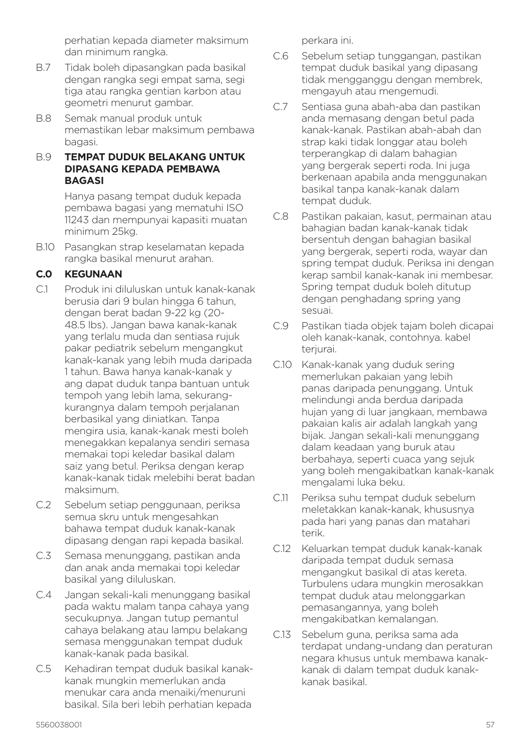perhatian kepada diameter maksimum dan minimum rangka.

B.7 Tidak boleh dipasangkan pada basikal dengan rangka segi empat sama, segi tiga atau rangka gentian karbon atau geometri menurut gambar.

B.8 Semak manual produk untuk memastikan lebar maksimum pembawa bagasi.

B.9 **TEMPAT DUDUK BELAKANG UNTUK DIPASANG KEPADA PEMBAWA BAGASI**

Hanya pasang tempat duduk kepada pembawa bagasi yang mematuhi ISO 11243 dan mempunyai kapasiti muatan minimum 25kg.

B.10 Pasangkan strap keselamatan kepada rangka basikal menurut arahan.

## C.0 KEGUNAAN

C.1 Produk ini diluluskan untuk kanak-kanak berusia dari 9 bulan hingga 6 tahun, dengan berat badan 9-22 kg (20-48.5 lbs). Jangan bawa kanak-kanak yang terlalu muda dan sentiasa rujuk pakar pediatrik sebelum mengangkut kanak-kanak yang lebih muda daripada 1 tahun. Bawa hanya kanak-kanak y ang dapat duduk tanpa bantuan untuk tempoh yang lebih lama, sekurang-kurangnya dalam tempoh perjalanan berbasikal yang diniatkan. Tanpa mengira usia, kanak-kanak mesti boleh menegakkan kepalanya sendiri semasa memakai topi keledar basikal dalam saiz yang betul. Periksa dengan kerap kanak-kanak tidak melebihi berat badan maksimum.

C.2 Sebelum setiap penggunaan, periksa semua skru untuk mengesahkan bahawa tempat duduk kanak-kanak dipasang dengan rapi kepada basikal.

C.3 Semasa menunggang, pastikan anda dan anak anda memakai topi keledar basikal yang diluluskan.

C.4 Jangan sekali-kali menunggang basikal pada waktu malam tanpa cahaya yang secukupnya. Jangan tutup pemantul cahaya belakang atau lampu belakang semasa menggunakan tempat duduk kanak-kanak pada basikal.

C.5 Kehadiran tempat duduk basikal kanak-kanak mungkin memerlukan anda menukar cara anda menaiki/menuruni basikal. Sila beri lebih perhatian kepada perkara ini.

C.6 Sebelum setiap tunggangan, pastikan tempat duduk basikal yang dipasang tidak mengganggu dengan membrek, mengayuh atau mengemudi.

C.7 Sentiasa guna abah-aba dan pastikan anda memasang dengan betul pada kanak-kanak. Pastikan abah-abah dan strap kaki tidak longgar atau boleh terperangkap di dalam bahagian yang bergerak seperti roda. Ini juga berkenaan apabila anda menggunakan basikal tanpa kanak-kanak dalam tempat duduk.

C.8 Pastikan pakaian, kasut, permainan atau bahagian badan kanak-kanak tidak bersentuh dengan bahagian basikal yang bergerak, seperti roda, wayar dan spring tempat duduk. Periksa ini dengan kerap sambil kanak-kanak ini membesar. Spring tempat duduk boleh ditutup dengan penghadang spring yang sesuai.

C.9 Pastikan tiada objek tajam boleh dicapai oleh kanak-kanak, contohnya. kabel terjurai.

C.10 Kanak-kanak yang duduk sering memerlukan pakaian yang lebih panas daripada penunggang. Untuk melindungi anda berdua daripada hujan yang di luar jangkaan, membawa pakaian kalis air adalah langkah yang bijak. Jangan sekali-kali menunggang dalam keadaan yang buruk atau berbahaya, seperti cuaca yang sejuk yang boleh mengakibatkan kanak-kanak mengalami luka beku.

C.11 Periksa suhu tempat duduk sebelum meletakkan kanak-kanak, khususnya pada hari yang panas dan matahari terik.

C.12 Keluarkan tempat duduk kanak-kanak daripada tempat duduk semasa mengangkut basikal di atas kereta. Turbulens udara mungkin merosakkan tempat duduk atau melonggarkan pemasangannya, yang boleh mengakibatkan kemalangan.

C.13 Sebelum guna, periksa sama ada terdapat undang-undang dan peraturan negara khusus untuk membawa kanak-kanak di dalam tempat duduk kanak-kanak basikal.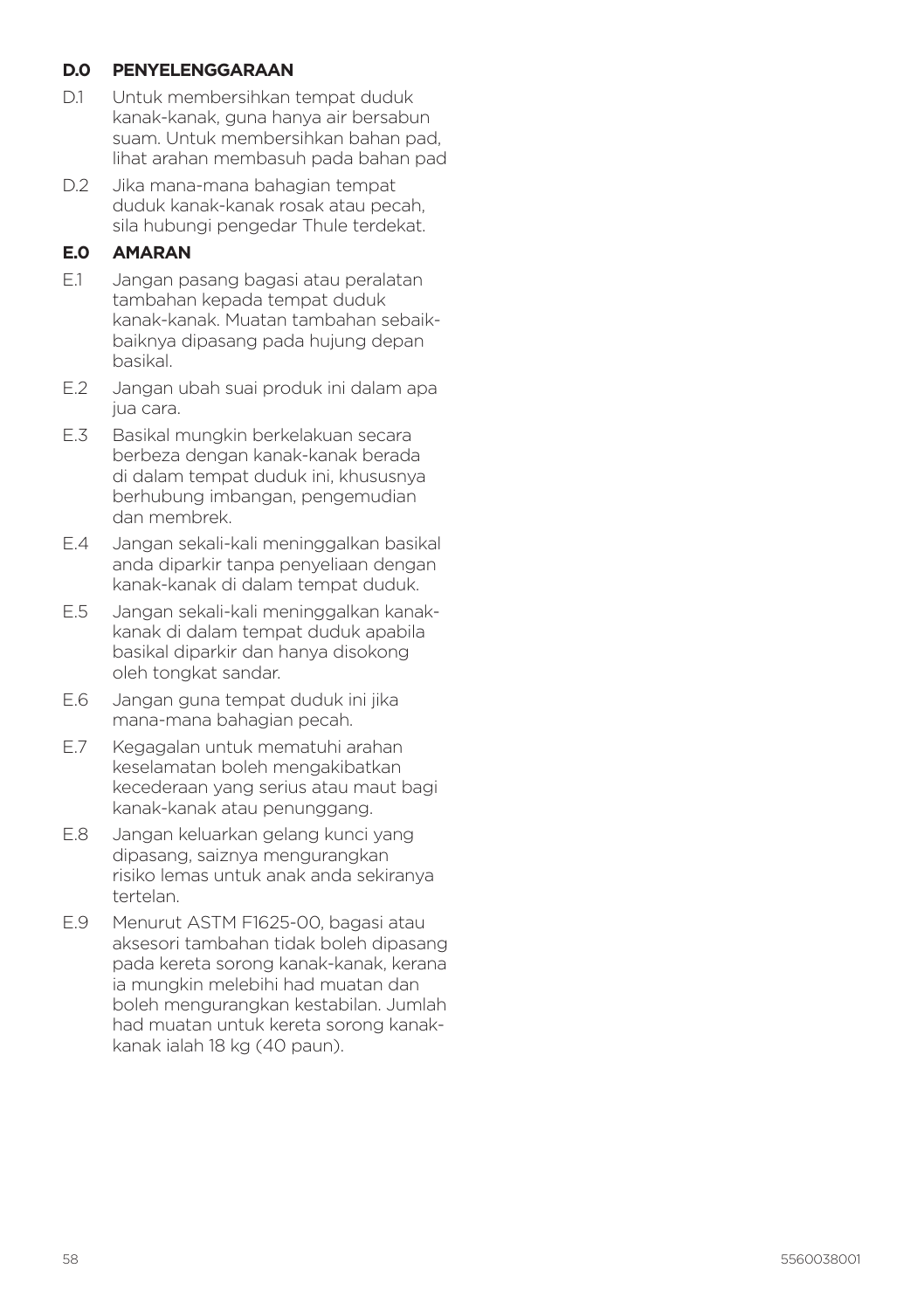## D.0 PENYELENGGARAAN

D.1 Untuk membersihkan tempat duduk kanak-kanak, guna hanya air bersabun suam. Untuk membersihkan bahan pad, lihat arahan membasuh pada bahan pad

D.2 Jika mana-mana bahagian tempat duduk kanak-kanak rosak atau pecah, sila hubungi pengedar Thule terdekat.

## E.0 AMARAN

E.1 Jangan pasang bagasi atau peralatan tambahan kepada tempat duduk kanak-kanak. Muatan tambahan sebaik-baiknya dipasang pada hujung depan basikal.

E.2 Jangan ubah suai produk ini dalam apa jua cara.

E.3 Basikal mungkin berkelakuan secara berbeza dengan kanak-kanak berada di dalam tempat duduk ini, khususnya berhubung imbangan, pengemudian dan membrek.

E.4 Jangan sekali-kali meninggalkan basikal anda diparkir tanpa penyeliaan dengan kanak-kanak di dalam tempat duduk.

E.5 Jangan sekali-kali meninggalkan kanak-kanak di dalam tempat duduk apabila basikal diparkir dan hanya disokong oleh tongkat sandar.

E.6 Jangan guna tempat duduk ini jika mana-mana bahagian pecah.

E.7 Kegagalan untuk mematuhi arahan keselamatan boleh mengakibatkan kecederaan yang serius atau maut bagi kanak-kanak atau penunggang.

E.8 Jangan keluarkan gelang kunci yang dipasang, saiznya mengurangkan risiko lemas untuk anak anda sekiranya tertelan.

E.9 Menurut ASTM F1625-00, bagasi atau aksesori tambahan tidak boleh dipasang pada kereta sorong kanak-kanak, kerana ia mungkin melebihi had muatan dan boleh mengurangkan kestabilan. Jumlah had muatan untuk kereta sorong kanak-kanak ialah 18 kg (40 paun).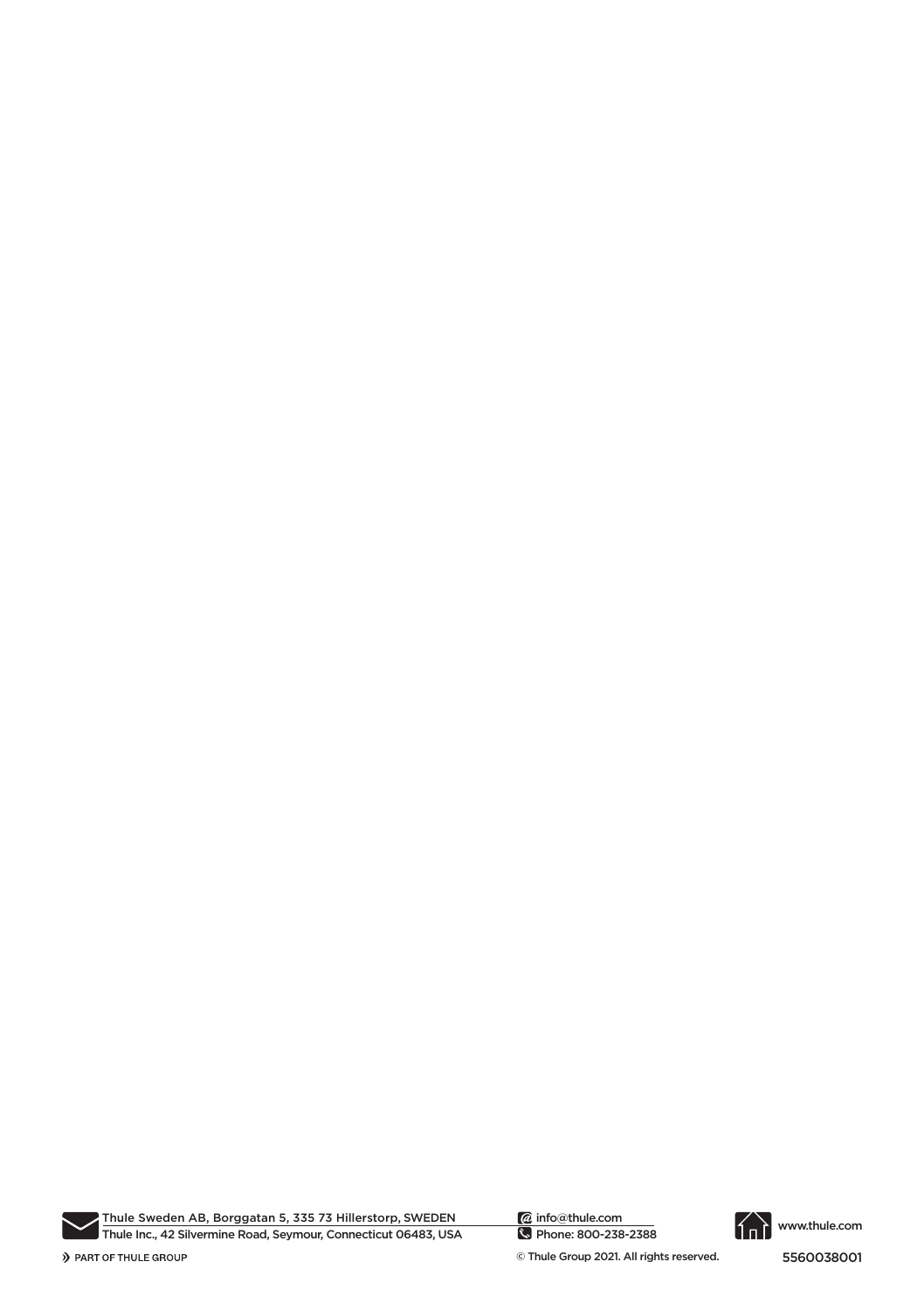Thule Sweden AB, Borggatan 5, 335 73 Hillerstorp, SWEDEN
Thule Inc., 42 Silvermine Road, Seymour, Connecticut 06483, USA

info@thule.com
Phone: 800-238-2388

www.thule.com

» PART OF THULE GROUP

© Thule Group 2021. All rights reserved.

5560038001